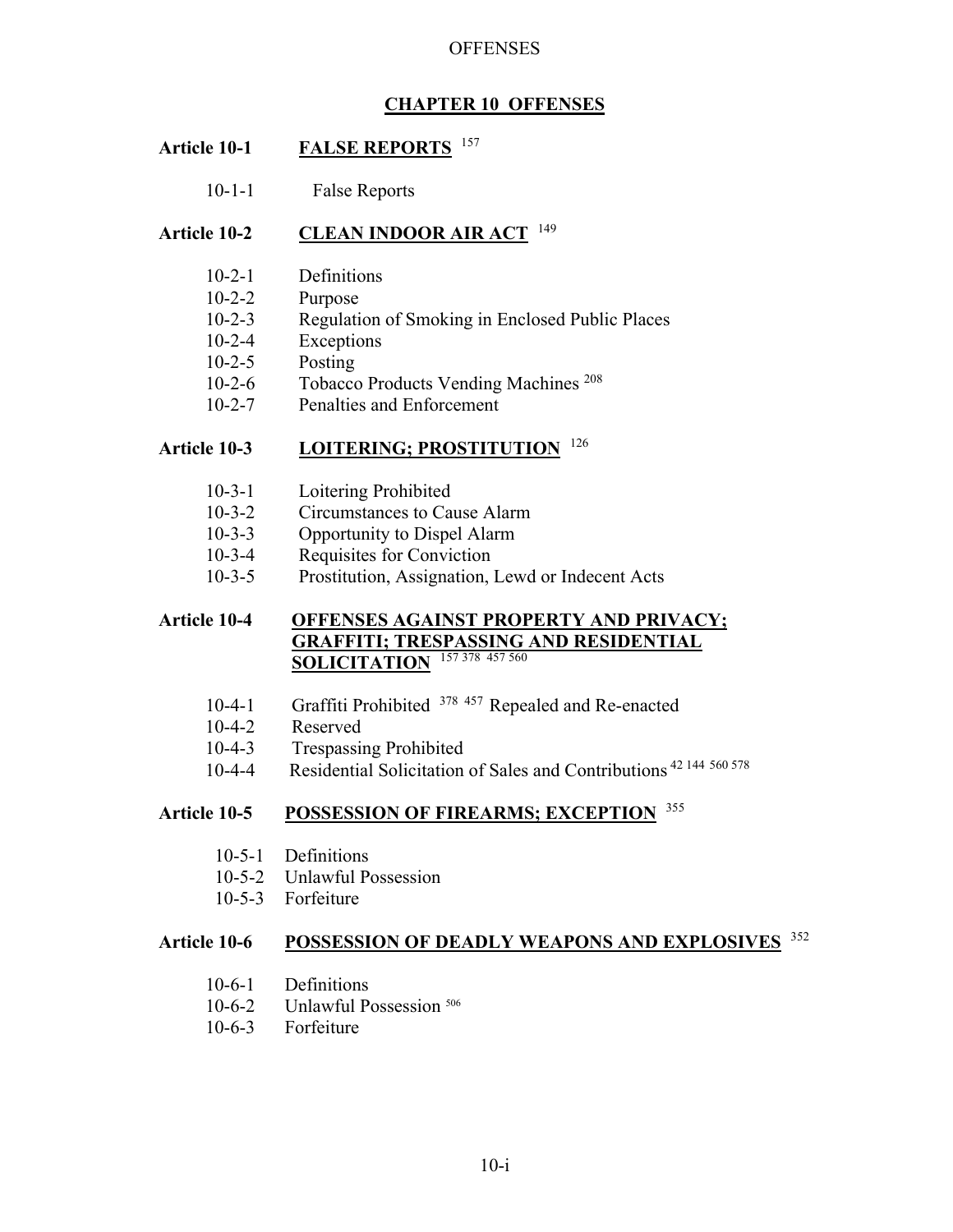# CHAPTER 10 OFFENSES

## Article 10-1 FALSE REPORTS [157]

- 10-1-1 False Reports

## Article 10-2 CLEAN INDOOR AIR ACT [149]

- 10-2-1 Definitions
- 10-2-2 Purpose
- 10-2-3 Regulation of Smoking in Enclosed Public Places
- 10-2-4 Exceptions
- 10-2-5 Posting
- 10-2-6 Tobacco Products Vending Machines [208]
- 10-2-7 Penalties and Enforcement

## Article 10-3 LOITERING; PROSTITUTION [126]

- 10-3-1 Loitering Prohibited
- 10-3-2 Circumstances to Cause Alarm
- 10-3-3 Opportunity to Dispel Alarm
- 10-3-4 Requisites for Conviction
- 10-3-5 Prostitution, Assignation, Lewd or Indecent Acts

## Article 10-4 OFFENSES AGAINST PROPERTY AND PRIVACY; GRAFFITI; TRESPASSING AND RESIDENTIAL SOLICITATION [157, 378, 457, 560]

- 10-4-1 Graffiti Prohibited [378, 457] Repealed and Re-enacted
- 10-4-2 Reserved
- 10-4-3 Trespassing Prohibited
- 10-4-4 Residential Solicitation of Sales and Contributions [42, 144, 560, 578]

## Article 10-5 POSSESSION OF FIREARMS; EXCEPTION [355]

- 10-5-1 Definitions
- 10-5-2 Unlawful Possession
- 10-5-3 Forfeiture

## Article 10-6 POSSESSION OF DEADLY WEAPONS AND EXPLOSIVES [352]

- 10-6-1 Definitions
- 10-6-2 Unlawful Possession [506]
- 10-6-3 Forfeiture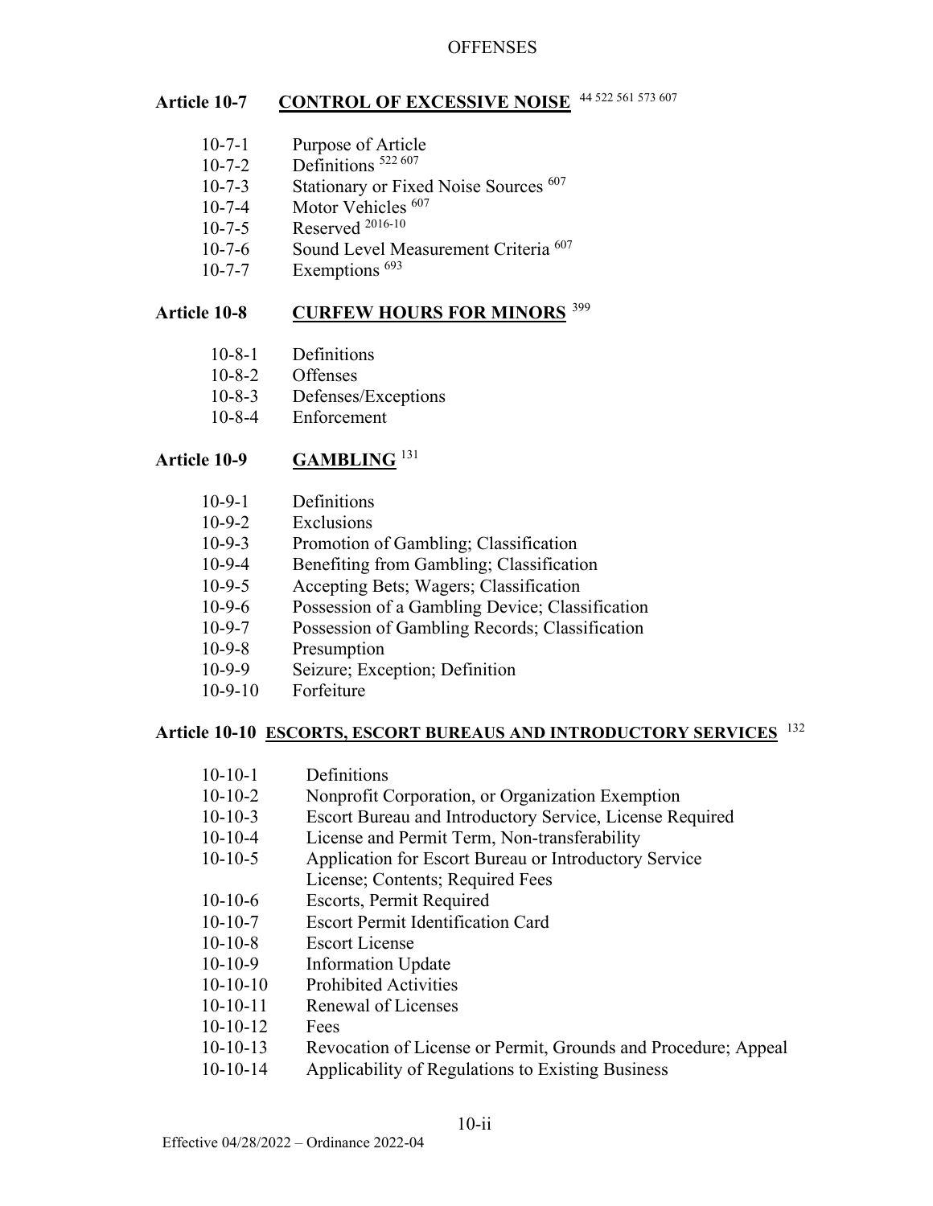## Article 10-7 CONTROL OF EXCESSIVE NOISE [44 522 561 573 607]

- 10-7-1 Purpose of Article
- 10-7-2 Definitions [522 607]
- 10-7-3 Stationary or Fixed Noise Sources [607]
- 10-7-4 Motor Vehicles [607]
- 10-7-5 Reserved [2016-10]
- 10-7-6 Sound Level Measurement Criteria [607]
- 10-7-7 Exemptions [693]

## Article 10-8 CURFEW HOURS FOR MINORS [399]

- 10-8-1 Definitions
- 10-8-2 Offenses
- 10-8-3 Defenses/Exceptions
- 10-8-4 Enforcement

## Article 10-9 GAMBLING [131]

- 10-9-1 Definitions
- 10-9-2 Exclusions
- 10-9-3 Promotion of Gambling; Classification
- 10-9-4 Benefiting from Gambling; Classification
- 10-9-5 Accepting Bets; Wagers; Classification
- 10-9-6 Possession of a Gambling Device; Classification
- 10-9-7 Possession of Gambling Records; Classification
- 10-9-8 Presumption
- 10-9-9 Seizure; Exception; Definition
- 10-9-10 Forfeiture

## Article 10-10 ESCORTS, ESCORT BUREAUS AND INTRODUCTORY SERVICES [132]

- 10-10-1 Definitions
- 10-10-2 Nonprofit Corporation, or Organization Exemption
- 10-10-3 Escort Bureau and Introductory Service, License Required
- 10-10-4 License and Permit Term, Non-transferability
- 10-10-5 Application for Escort Bureau or Introductory Service License; Contents; Required Fees
- 10-10-6 Escorts, Permit Required
- 10-10-7 Escort Permit Identification Card
- 10-10-8 Escort License
- 10-10-9 Information Update
- 10-10-10 Prohibited Activities
- 10-10-11 Renewal of Licenses
- 10-10-12 Fees
- 10-10-13 Revocation of License or Permit, Grounds and Procedure; Appeal
- 10-10-14 Applicability of Regulations to Existing Business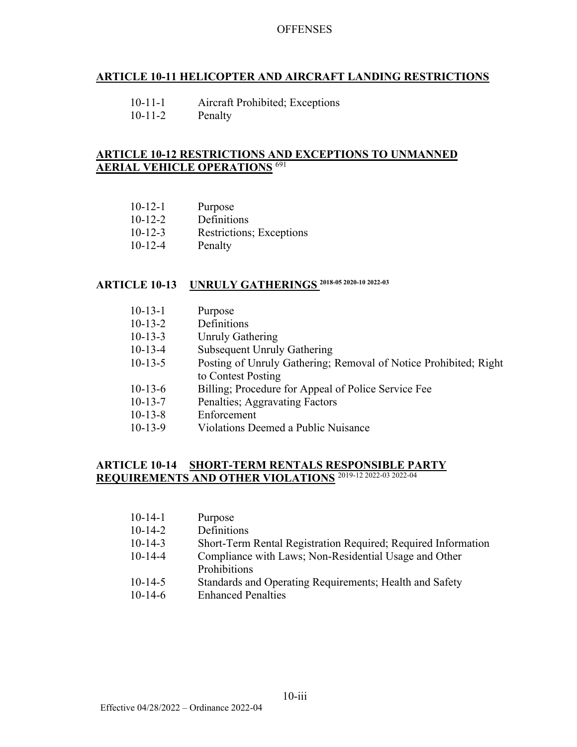## ARTICLE 10-11 HELICOPTER AND AIRCRAFT LANDING RESTRICTIONS

10-11-1 Aircraft Prohibited; Exceptions
10-11-2 Penalty

## ARTICLE 10-12 RESTRICTIONS AND EXCEPTIONS TO UNMANNED AERIAL VEHICLE OPERATIONS [691]

10-12-1 Purpose
10-12-2 Definitions
10-12-3 Restrictions; Exceptions
10-12-4 Penalty

## ARTICLE 10-13 UNRULY GATHERINGS [2018-05 2020-10 2022-03]

10-13-1 Purpose
10-13-2 Definitions
10-13-3 Unruly Gathering
10-13-4 Subsequent Unruly Gathering
10-13-5 Posting of Unruly Gathering; Removal of Notice Prohibited; Right to Contest Posting
10-13-6 Billing; Procedure for Appeal of Police Service Fee
10-13-7 Penalties; Aggravating Factors
10-13-8 Enforcement
10-13-9 Violations Deemed a Public Nuisance

## ARTICLE 10-14 SHORT-TERM RENTALS RESPONSIBLE PARTY REQUIREMENTS AND OTHER VIOLATIONS [2019-12 2022-03 2022-04]

10-14-1 Purpose
10-14-2 Definitions
10-14-3 Short-Term Rental Registration Required; Required Information
10-14-4 Compliance with Laws; Non-Residential Usage and Other Prohibitions
10-14-5 Standards and Operating Requirements; Health and Safety
10-14-6 Enhanced Penalties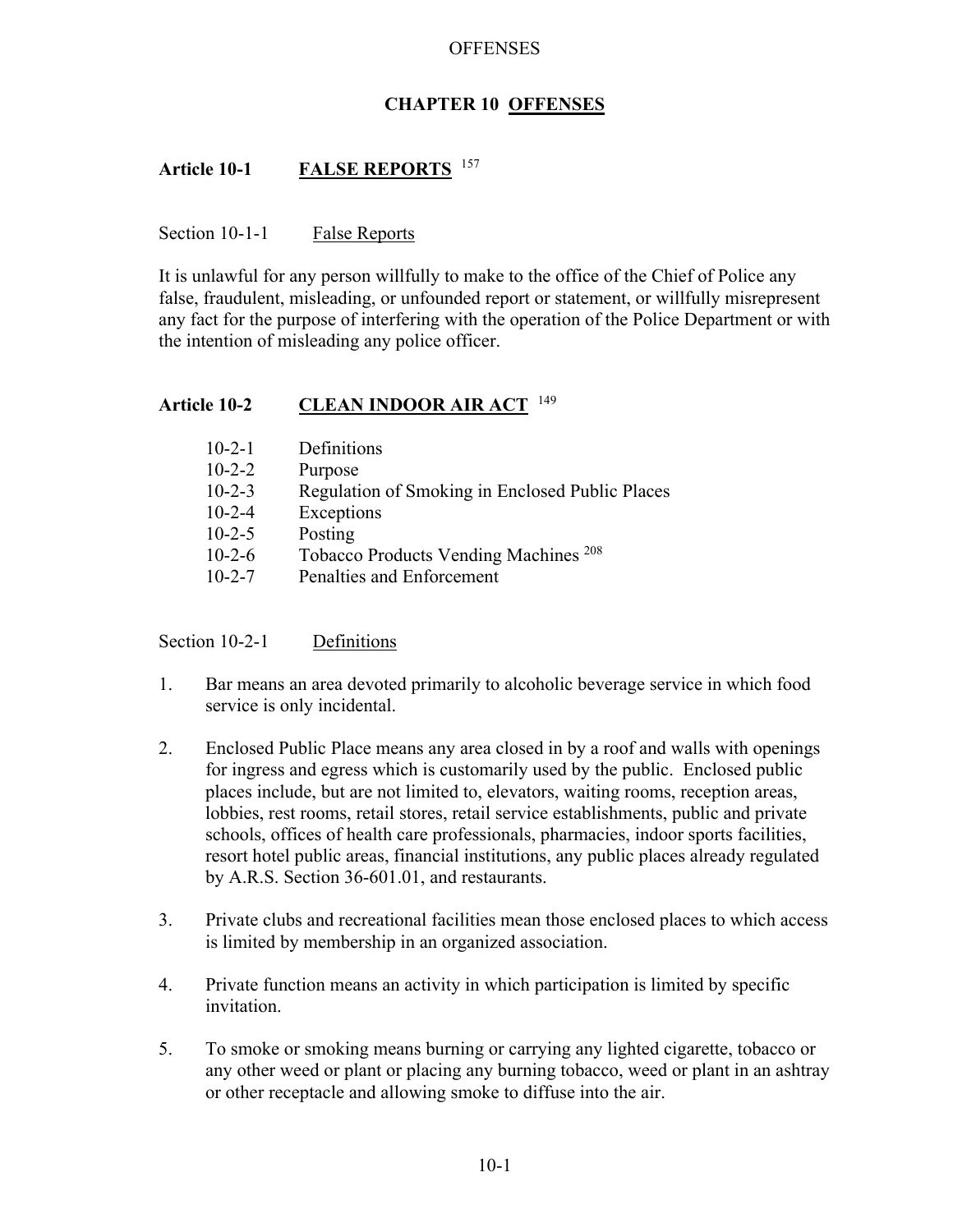# CHAPTER 10 OFFENSES

## Article 10-1 FALSE REPORTS [157]

Section 10-1-1 False Reports

It is unlawful for any person willfully to make to the office of the Chief of Police any false, fraudulent, misleading, or unfounded report or statement, or willfully misrepresent any fact for the purpose of interfering with the operation of the Police Department or with the intention of misleading any police officer.

## Article 10-2 CLEAN INDOOR AIR ACT [149]

- 10-2-1 Definitions
- 10-2-2 Purpose
- 10-2-3 Regulation of Smoking in Enclosed Public Places
- 10-2-4 Exceptions
- 10-2-5 Posting
- 10-2-6 Tobacco Products Vending Machines [208]
- 10-2-7 Penalties and Enforcement

Section 10-2-1 Definitions

1. Bar means an area devoted primarily to alcoholic beverage service in which food service is only incidental.

2. Enclosed Public Place means any area closed in by a roof and walls with openings for ingress and egress which is customarily used by the public. Enclosed public places include, but are not limited to, elevators, waiting rooms, reception areas, lobbies, rest rooms, retail stores, retail service establishments, public and private schools, offices of health care professionals, pharmacies, indoor sports facilities, resort hotel public areas, financial institutions, any public places already regulated by A.R.S. Section 36-601.01, and restaurants.

3. Private clubs and recreational facilities mean those enclosed places to which access is limited by membership in an organized association.

4. Private function means an activity in which participation is limited by specific invitation.

5. To smoke or smoking means burning or carrying any lighted cigarette, tobacco or any other weed or plant or placing any burning tobacco, weed or plant in an ashtray or other receptacle and allowing smoke to diffuse into the air.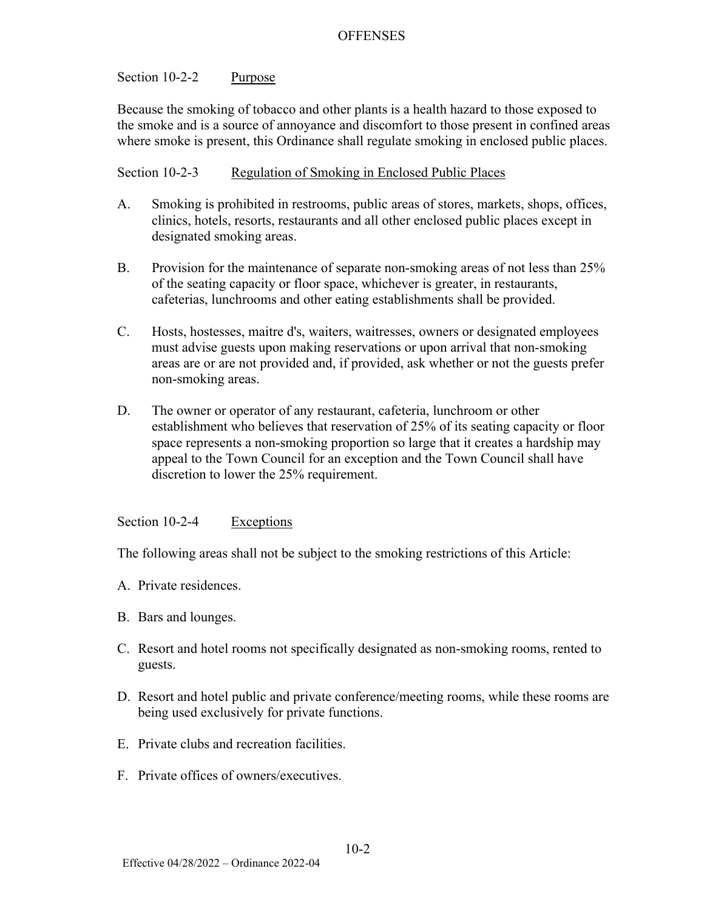## Section 10-2-2 Purpose

Because the smoking of tobacco and other plants is a health hazard to those exposed to the smoke and is a source of annoyance and discomfort to those present in confined areas where smoke is present, this Ordinance shall regulate smoking in enclosed public places.

## Section 10-2-3 Regulation of Smoking in Enclosed Public Places

A. Smoking is prohibited in restrooms, public areas of stores, markets, shops, offices, clinics, hotels, resorts, restaurants and all other enclosed public places except in designated smoking areas.

B. Provision for the maintenance of separate non-smoking areas of not less than 25% of the seating capacity or floor space, whichever is greater, in restaurants, cafeterias, lunchrooms and other eating establishments shall be provided.

C. Hosts, hostesses, maitre d's, waiters, waitresses, owners or designated employees must advise guests upon making reservations or upon arrival that non-smoking areas are or are not provided and, if provided, ask whether or not the guests prefer non-smoking areas.

D. The owner or operator of any restaurant, cafeteria, lunchroom or other establishment who believes that reservation of 25% of its seating capacity or floor space represents a non-smoking proportion so large that it creates a hardship may appeal to the Town Council for an exception and the Town Council shall have discretion to lower the 25% requirement.

## Section 10-2-4 Exceptions

The following areas shall not be subject to the smoking restrictions of this Article:

A. Private residences.

B. Bars and lounges.

C. Resort and hotel rooms not specifically designated as non-smoking rooms, rented to guests.

D. Resort and hotel public and private conference/meeting rooms, while these rooms are being used exclusively for private functions.

E. Private clubs and recreation facilities.

F. Private offices of owners/executives.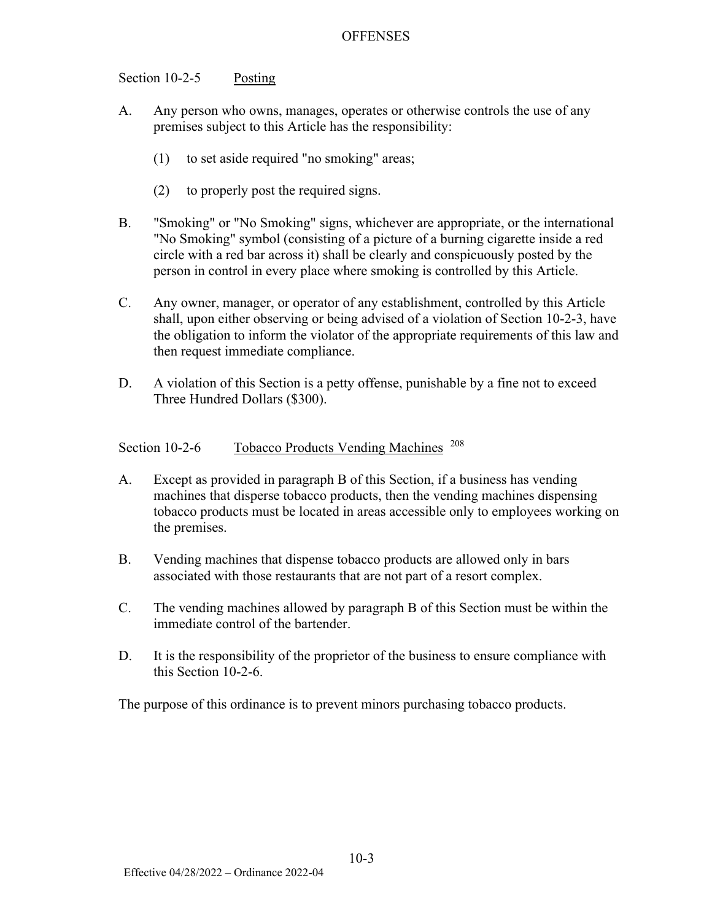## Section 10-2-5 Posting

A. Any person who owns, manages, operates or otherwise controls the use of any premises subject to this Article has the responsibility:

   (1) to set aside required "no smoking" areas;

   (2) to properly post the required signs.

B. "Smoking" or "No Smoking" signs, whichever are appropriate, or the international "No Smoking" symbol (consisting of a picture of a burning cigarette inside a red circle with a red bar across it) shall be clearly and conspicuously posted by the person in control in every place where smoking is controlled by this Article.

C. Any owner, manager, or operator of any establishment, controlled by this Article shall, upon either observing or being advised of a violation of Section 10-2-3, have the obligation to inform the violator of the appropriate requirements of this law and then request immediate compliance.

D. A violation of this Section is a petty offense, punishable by a fine not to exceed Three Hundred Dollars ($300).

## Section 10-2-6 Tobacco Products Vending Machines [208]

A. Except as provided in paragraph B of this Section, if a business has vending machines that disperse tobacco products, then the vending machines dispensing tobacco products must be located in areas accessible only to employees working on the premises.

B. Vending machines that dispense tobacco products are allowed only in bars associated with those restaurants that are not part of a resort complex.

C. The vending machines allowed by paragraph B of this Section must be within the immediate control of the bartender.

D. It is the responsibility of the proprietor of the business to ensure compliance with this Section 10-2-6.

The purpose of this ordinance is to prevent minors purchasing tobacco products.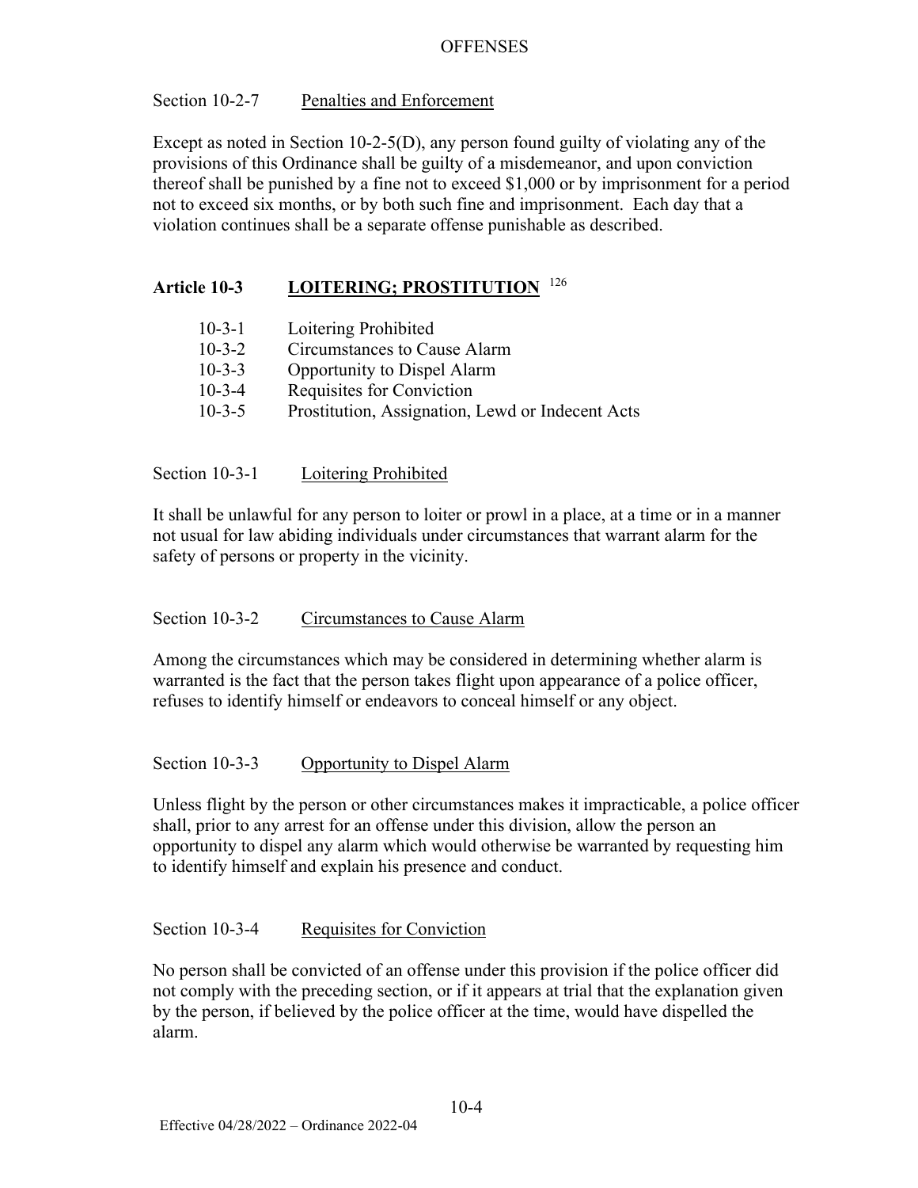### Section 10-2-7 Penalties and Enforcement

Except as noted in Section 10-2-5(D), any person found guilty of violating any of the provisions of this Ordinance shall be guilty of a misdemeanor, and upon conviction thereof shall be punished by a fine not to exceed $1,000 or by imprisonment for a period not to exceed six months, or by both such fine and imprisonment. Each day that a violation continues shall be a separate offense punishable as described.

## Article 10-3 LOITERING; PROSTITUTION [126]

- 10-3-1 Loitering Prohibited
- 10-3-2 Circumstances to Cause Alarm
- 10-3-3 Opportunity to Dispel Alarm
- 10-3-4 Requisites for Conviction
- 10-3-5 Prostitution, Assignation, Lewd or Indecent Acts

### Section 10-3-1 Loitering Prohibited

It shall be unlawful for any person to loiter or prowl in a place, at a time or in a manner not usual for law abiding individuals under circumstances that warrant alarm for the safety of persons or property in the vicinity.

### Section 10-3-2 Circumstances to Cause Alarm

Among the circumstances which may be considered in determining whether alarm is warranted is the fact that the person takes flight upon appearance of a police officer, refuses to identify himself or endeavors to conceal himself or any object.

### Section 10-3-3 Opportunity to Dispel Alarm

Unless flight by the person or other circumstances makes it impracticable, a police officer shall, prior to any arrest for an offense under this division, allow the person an opportunity to dispel any alarm which would otherwise be warranted by requesting him to identify himself and explain his presence and conduct.

### Section 10-3-4 Requisites for Conviction

No person shall be convicted of an offense under this provision if the police officer did not comply with the preceding section, or if it appears at trial that the explanation given by the person, if believed by the police officer at the time, would have dispelled the alarm.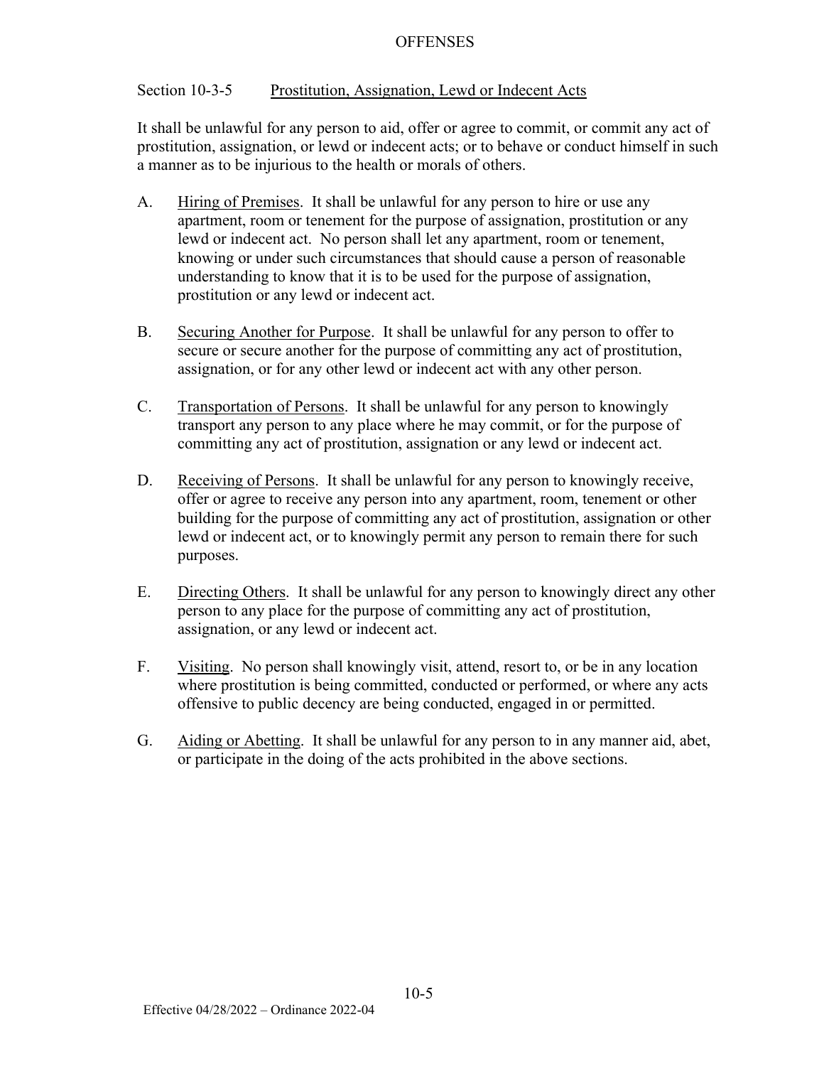## Section 10-3-5 Prostitution, Assignation, Lewd or Indecent Acts

It shall be unlawful for any person to aid, offer or agree to commit, or commit any act of prostitution, assignation, or lewd or indecent acts; or to behave or conduct himself in such a manner as to be injurious to the health or morals of others.

A. Hiring of Premises. It shall be unlawful for any person to hire or use any apartment, room or tenement for the purpose of assignation, prostitution or any lewd or indecent act. No person shall let any apartment, room or tenement, knowing or under such circumstances that should cause a person of reasonable understanding to know that it is to be used for the purpose of assignation, prostitution or any lewd or indecent act.

B. Securing Another for Purpose. It shall be unlawful for any person to offer to secure or secure another for the purpose of committing any act of prostitution, assignation, or for any other lewd or indecent act with any other person.

C. Transportation of Persons. It shall be unlawful for any person to knowingly transport any person to any place where he may commit, or for the purpose of committing any act of prostitution, assignation or any lewd or indecent act.

D. Receiving of Persons. It shall be unlawful for any person to knowingly receive, offer or agree to receive any person into any apartment, room, tenement or other building for the purpose of committing any act of prostitution, assignation or other lewd or indecent act, or to knowingly permit any person to remain there for such purposes.

E. Directing Others. It shall be unlawful for any person to knowingly direct any other person to any place for the purpose of committing any act of prostitution, assignation, or any lewd or indecent act.

F. Visiting. No person shall knowingly visit, attend, resort to, or be in any location where prostitution is being committed, conducted or performed, or where any acts offensive to public decency are being conducted, engaged in or permitted.

G. Aiding or Abetting. It shall be unlawful for any person to in any manner aid, abet, or participate in the doing of the acts prohibited in the above sections.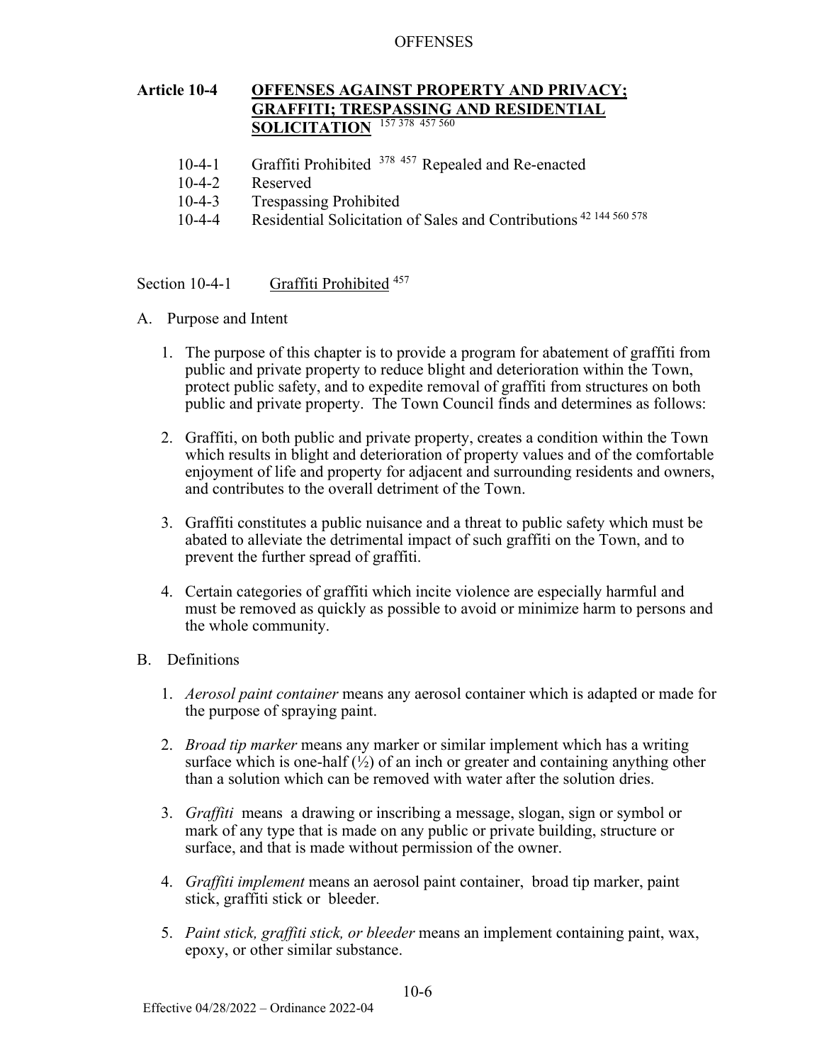## Article 10-4 OFFENSES AGAINST PROPERTY AND PRIVACY; GRAFFITI; TRESPASSING AND RESIDENTIAL SOLICITATION [157 378 457 560]

- 10-4-1 Graffiti Prohibited [378 457] Repealed and Re-enacted
- 10-4-2 Reserved
- 10-4-3 Trespassing Prohibited
- 10-4-4 Residential Solicitation of Sales and Contributions [42 144 560 578]

### Section 10-4-1 Graffiti Prohibited [457]

A. Purpose and Intent

1. The purpose of this chapter is to provide a program for abatement of graffiti from public and private property to reduce blight and deterioration within the Town, protect public safety, and to expedite removal of graffiti from structures on both public and private property. The Town Council finds and determines as follows:

2. Graffiti, on both public and private property, creates a condition within the Town which results in blight and deterioration of property values and of the comfortable enjoyment of life and property for adjacent and surrounding residents and owners, and contributes to the overall detriment of the Town.

3. Graffiti constitutes a public nuisance and a threat to public safety which must be abated to alleviate the detrimental impact of such graffiti on the Town, and to prevent the further spread of graffiti.

4. Certain categories of graffiti which incite violence are especially harmful and must be removed as quickly as possible to avoid or minimize harm to persons and the whole community.

B. Definitions

1. *Aerosol paint container* means any aerosol container which is adapted or made for the purpose of spraying paint.

2. *Broad tip marker* means any marker or similar implement which has a writing surface which is one-half (½) of an inch or greater and containing anything other than a solution which can be removed with water after the solution dries.

3. *Graffiti* means a drawing or inscribing a message, slogan, sign or symbol or mark of any type that is made on any public or private building, structure or surface, and that is made without permission of the owner.

4. *Graffiti implement* means an aerosol paint container, broad tip marker, paint stick, graffiti stick or bleeder.

5. *Paint stick, graffiti stick, or bleeder* means an implement containing paint, wax, epoxy, or other similar substance.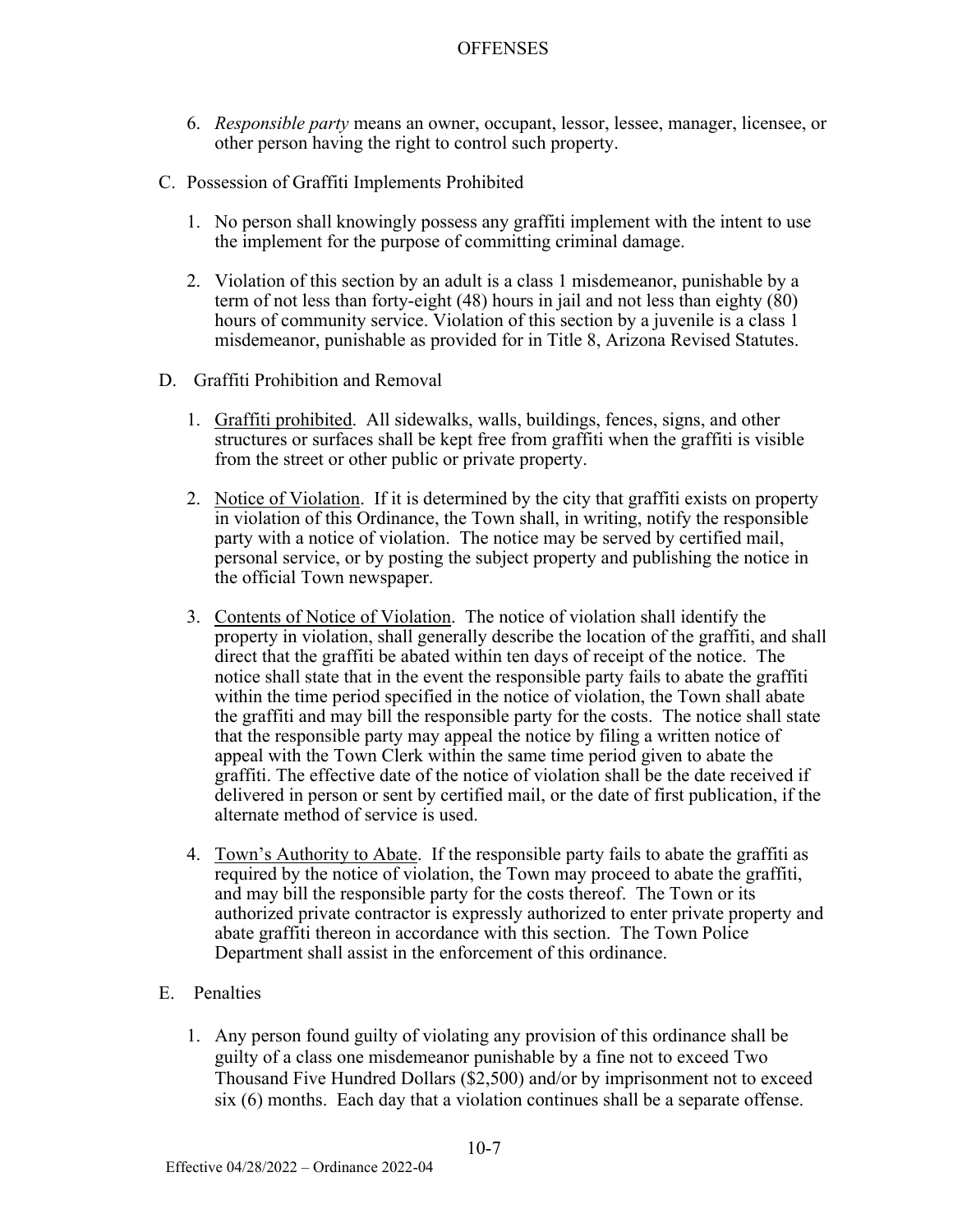6. *Responsible party* means an owner, occupant, lessor, lessee, manager, licensee, or other person having the right to control such property.

C. Possession of Graffiti Implements Prohibited

1. No person shall knowingly possess any graffiti implement with the intent to use the implement for the purpose of committing criminal damage.

2. Violation of this section by an adult is a class 1 misdemeanor, punishable by a term of not less than forty-eight (48) hours in jail and not less than eighty (80) hours of community service. Violation of this section by a juvenile is a class 1 misdemeanor, punishable as provided for in Title 8, Arizona Revised Statutes.

D. Graffiti Prohibition and Removal

1. Graffiti prohibited. All sidewalks, walls, buildings, fences, signs, and other structures or surfaces shall be kept free from graffiti when the graffiti is visible from the street or other public or private property.

2. Notice of Violation. If it is determined by the city that graffiti exists on property in violation of this Ordinance, the Town shall, in writing, notify the responsible party with a notice of violation. The notice may be served by certified mail, personal service, or by posting the subject property and publishing the notice in the official Town newspaper.

3. Contents of Notice of Violation. The notice of violation shall identify the property in violation, shall generally describe the location of the graffiti, and shall direct that the graffiti be abated within ten days of receipt of the notice. The notice shall state that in the event the responsible party fails to abate the graffiti within the time period specified in the notice of violation, the Town shall abate the graffiti and may bill the responsible party for the costs. The notice shall state that the responsible party may appeal the notice by filing a written notice of appeal with the Town Clerk within the same time period given to abate the graffiti. The effective date of the notice of violation shall be the date received if delivered in person or sent by certified mail, or the date of first publication, if the alternate method of service is used.

4. Town's Authority to Abate. If the responsible party fails to abate the graffiti as required by the notice of violation, the Town may proceed to abate the graffiti, and may bill the responsible party for the costs thereof. The Town or its authorized private contractor is expressly authorized to enter private property and abate graffiti thereon in accordance with this section. The Town Police Department shall assist in the enforcement of this ordinance.

E. Penalties

1. Any person found guilty of violating any provision of this ordinance shall be guilty of a class one misdemeanor punishable by a fine not to exceed Two Thousand Five Hundred Dollars ($2,500) and/or by imprisonment not to exceed six (6) months. Each day that a violation continues shall be a separate offense.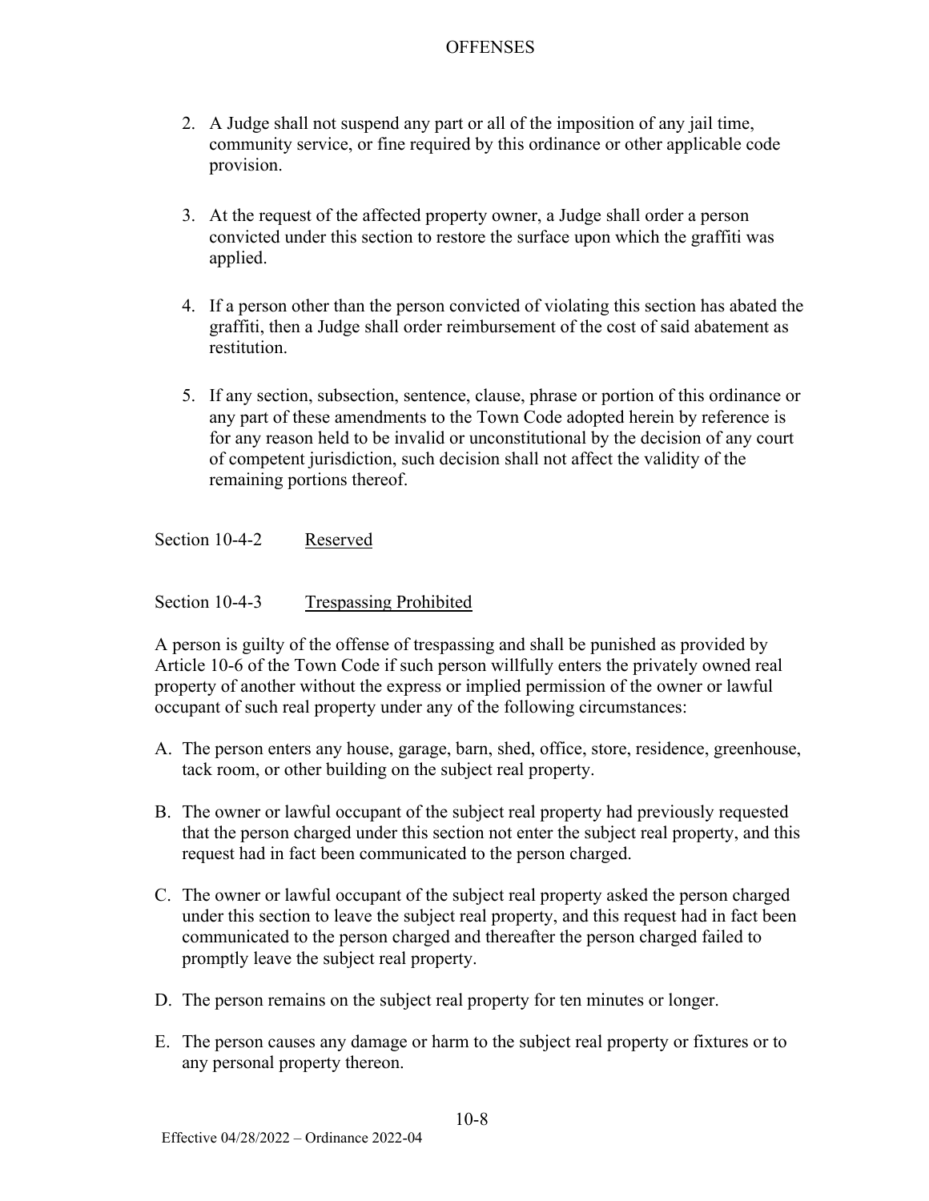2. A Judge shall not suspend any part or all of the imposition of any jail time, community service, or fine required by this ordinance or other applicable code provision.

3. At the request of the affected property owner, a Judge shall order a person convicted under this section to restore the surface upon which the graffiti was applied.

4. If a person other than the person convicted of violating this section has abated the graffiti, then a Judge shall order reimbursement of the cost of said abatement as restitution.

5. If any section, subsection, sentence, clause, phrase or portion of this ordinance or any part of these amendments to the Town Code adopted herein by reference is for any reason held to be invalid or unconstitutional by the decision of any court of competent jurisdiction, such decision shall not affect the validity of the remaining portions thereof.

## Section 10-4-2 Reserved

## Section 10-4-3 Trespassing Prohibited

A person is guilty of the offense of trespassing and shall be punished as provided by Article 10-6 of the Town Code if such person willfully enters the privately owned real property of another without the express or implied permission of the owner or lawful occupant of such real property under any of the following circumstances:

A. The person enters any house, garage, barn, shed, office, store, residence, greenhouse, tack room, or other building on the subject real property.

B. The owner or lawful occupant of the subject real property had previously requested that the person charged under this section not enter the subject real property, and this request had in fact been communicated to the person charged.

C. The owner or lawful occupant of the subject real property asked the person charged under this section to leave the subject real property, and this request had in fact been communicated to the person charged and thereafter the person charged failed to promptly leave the subject real property.

D. The person remains on the subject real property for ten minutes or longer.

E. The person causes any damage or harm to the subject real property or fixtures or to any personal property thereon.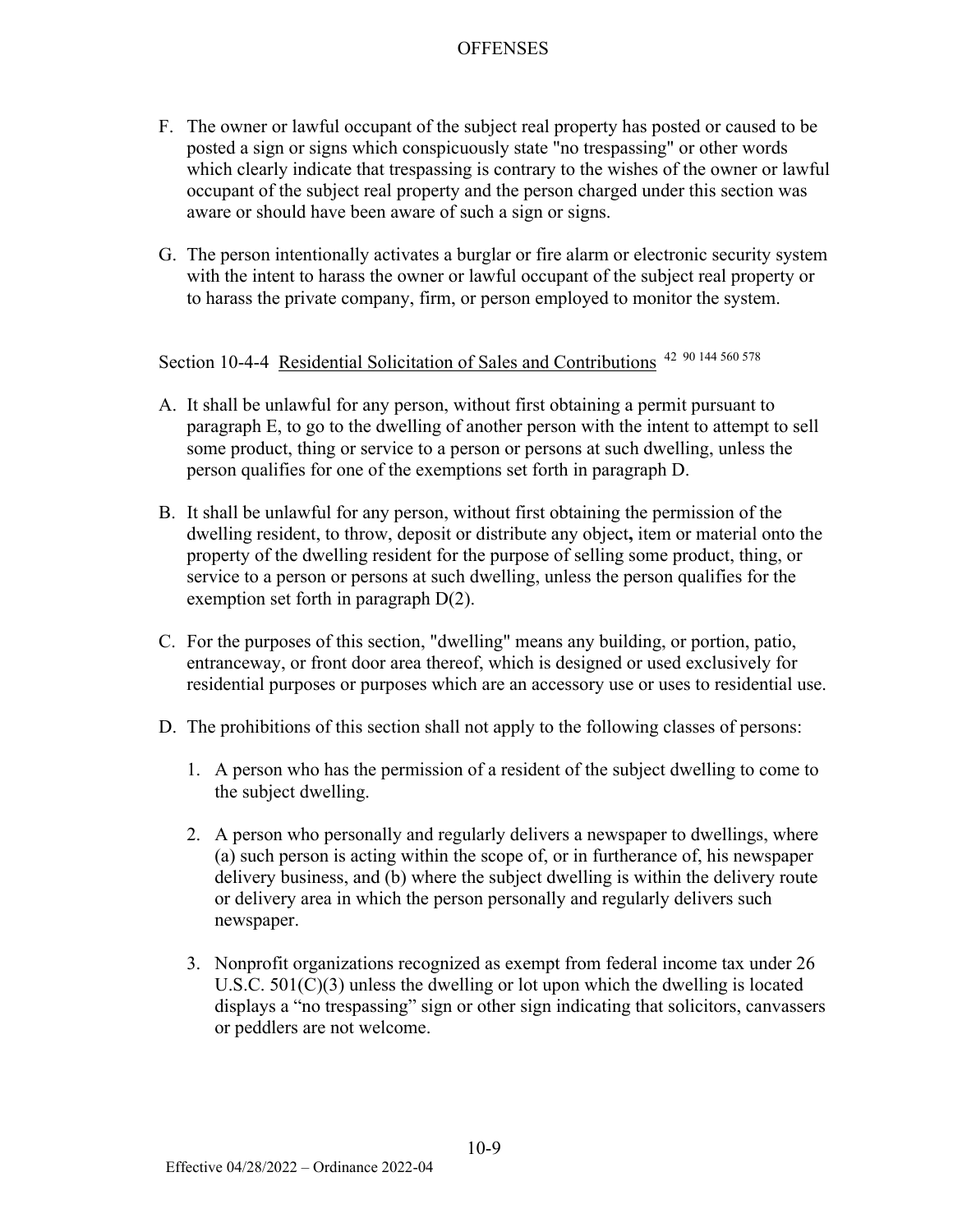F. The owner or lawful occupant of the subject real property has posted or caused to be posted a sign or signs which conspicuously state "no trespassing" or other words which clearly indicate that trespassing is contrary to the wishes of the owner or lawful occupant of the subject real property and the person charged under this section was aware or should have been aware of such a sign or signs.

G. The person intentionally activates a burglar or fire alarm or electronic security system with the intent to harass the owner or lawful occupant of the subject real property or to harass the private company, firm, or person employed to monitor the system.

Section 10-4-4 Residential Solicitation of Sales and Contributions [42 90 144 560 578]

A. It shall be unlawful for any person, without first obtaining a permit pursuant to paragraph E, to go to the dwelling of another person with the intent to attempt to sell some product, thing or service to a person or persons at such dwelling, unless the person qualifies for one of the exemptions set forth in paragraph D.

B. It shall be unlawful for any person, without first obtaining the permission of the dwelling resident, to throw, deposit or distribute any object**,** item or material onto the property of the dwelling resident for the purpose of selling some product, thing, or service to a person or persons at such dwelling, unless the person qualifies for the exemption set forth in paragraph D(2).

C. For the purposes of this section, "dwelling" means any building, or portion, patio, entranceway, or front door area thereof, which is designed or used exclusively for residential purposes or purposes which are an accessory use or uses to residential use.

D. The prohibitions of this section shall not apply to the following classes of persons:

   1. A person who has the permission of a resident of the subject dwelling to come to the subject dwelling.

   2. A person who personally and regularly delivers a newspaper to dwellings, where (a) such person is acting within the scope of, or in furtherance of, his newspaper delivery business, and (b) where the subject dwelling is within the delivery route or delivery area in which the person personally and regularly delivers such newspaper.

   3. Nonprofit organizations recognized as exempt from federal income tax under 26 U.S.C. 501(C)(3) unless the dwelling or lot upon which the dwelling is located displays a "no trespassing" sign or other sign indicating that solicitors, canvassers or peddlers are not welcome.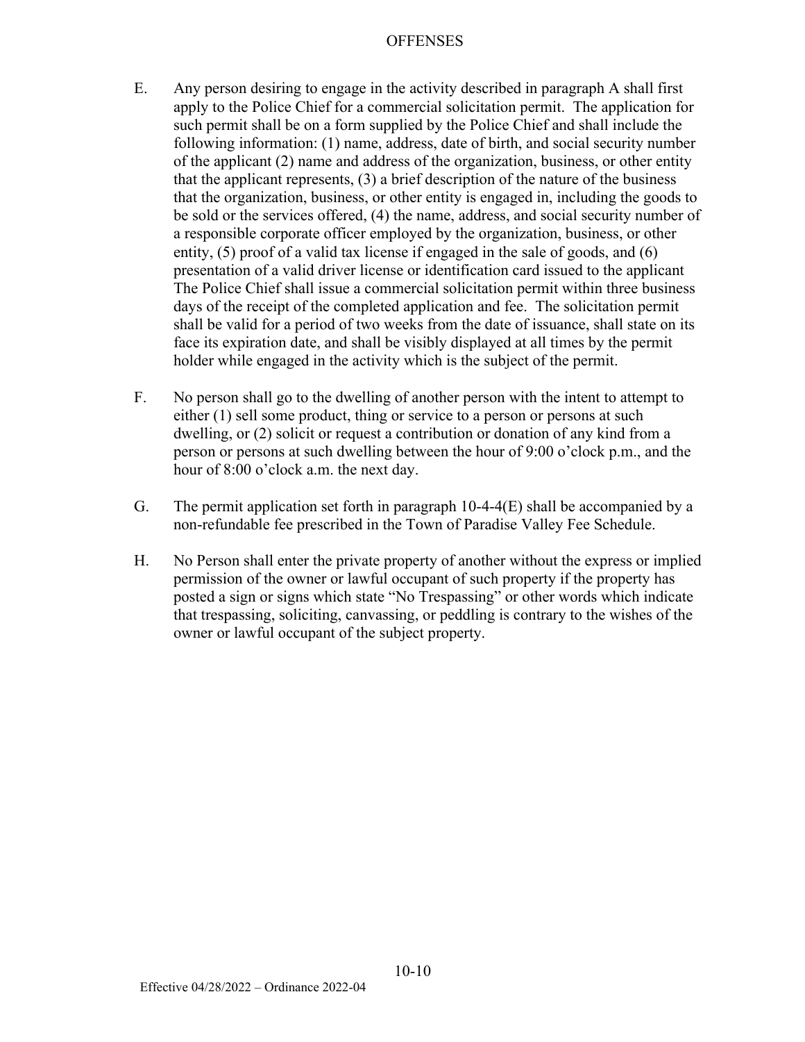E. Any person desiring to engage in the activity described in paragraph A shall first apply to the Police Chief for a commercial solicitation permit. The application for such permit shall be on a form supplied by the Police Chief and shall include the following information: (1) name, address, date of birth, and social security number of the applicant (2) name and address of the organization, business, or other entity that the applicant represents, (3) a brief description of the nature of the business that the organization, business, or other entity is engaged in, including the goods to be sold or the services offered, (4) the name, address, and social security number of a responsible corporate officer employed by the organization, business, or other entity, (5) proof of a valid tax license if engaged in the sale of goods, and (6) presentation of a valid driver license or identification card issued to the applicant The Police Chief shall issue a commercial solicitation permit within three business days of the receipt of the completed application and fee. The solicitation permit shall be valid for a period of two weeks from the date of issuance, shall state on its face its expiration date, and shall be visibly displayed at all times by the permit holder while engaged in the activity which is the subject of the permit.

F. No person shall go to the dwelling of another person with the intent to attempt to either (1) sell some product, thing or service to a person or persons at such dwelling, or (2) solicit or request a contribution or donation of any kind from a person or persons at such dwelling between the hour of 9:00 o'clock p.m., and the hour of 8:00 o'clock a.m. the next day.

G. The permit application set forth in paragraph 10-4-4(E) shall be accompanied by a non-refundable fee prescribed in the Town of Paradise Valley Fee Schedule.

H. No Person shall enter the private property of another without the express or implied permission of the owner or lawful occupant of such property if the property has posted a sign or signs which state "No Trespassing" or other words which indicate that trespassing, soliciting, canvassing, or peddling is contrary to the wishes of the owner or lawful occupant of the subject property.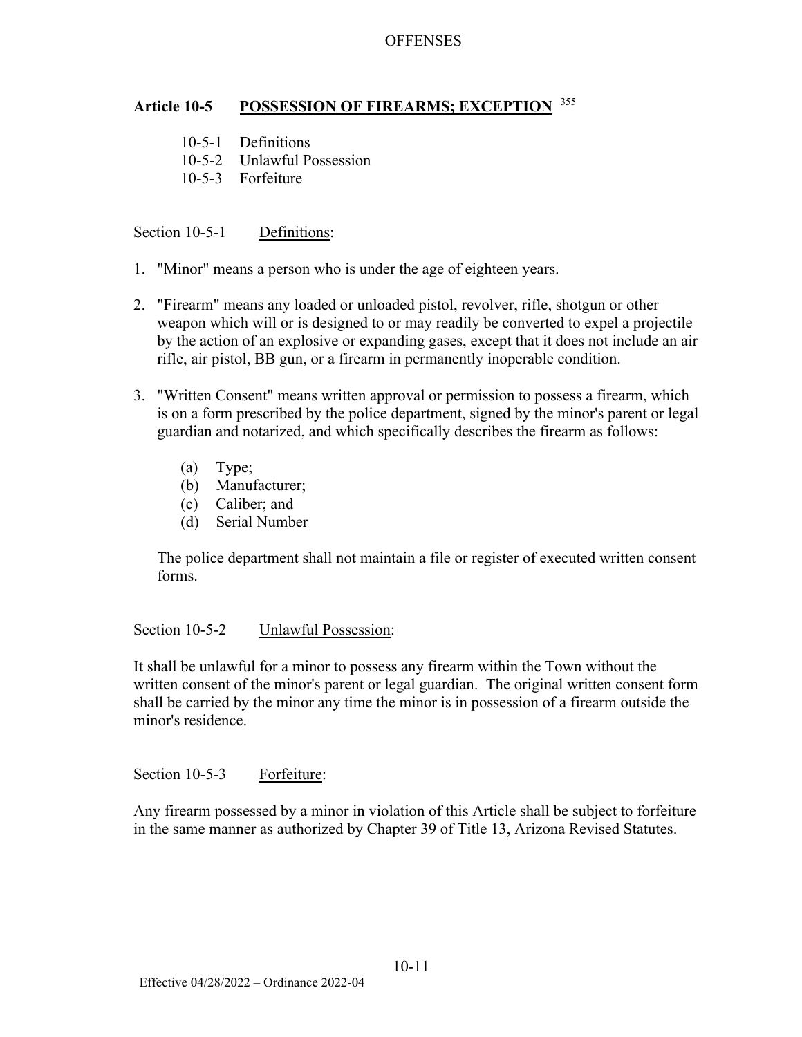## Article 10-5 POSSESSION OF FIREARMS; EXCEPTION [355]

10-5-1 Definitions
10-5-2 Unlawful Possession
10-5-3 Forfeiture

### Section 10-5-1 Definitions:

1. "Minor" means a person who is under the age of eighteen years.

2. "Firearm" means any loaded or unloaded pistol, revolver, rifle, shotgun or other weapon which will or is designed to or may readily be converted to expel a projectile by the action of an explosive or expanding gases, except that it does not include an air rifle, air pistol, BB gun, or a firearm in permanently inoperable condition.

3. "Written Consent" means written approval or permission to possess a firearm, which is on a form prescribed by the police department, signed by the minor's parent or legal guardian and notarized, and which specifically describes the firearm as follows:

   (a) Type;
   (b) Manufacturer;
   (c) Caliber; and
   (d) Serial Number

   The police department shall not maintain a file or register of executed written consent forms.

### Section 10-5-2 Unlawful Possession:

It shall be unlawful for a minor to possess any firearm within the Town without the written consent of the minor's parent or legal guardian. The original written consent form shall be carried by the minor any time the minor is in possession of a firearm outside the minor's residence.

### Section 10-5-3 Forfeiture:

Any firearm possessed by a minor in violation of this Article shall be subject to forfeiture in the same manner as authorized by Chapter 39 of Title 13, Arizona Revised Statutes.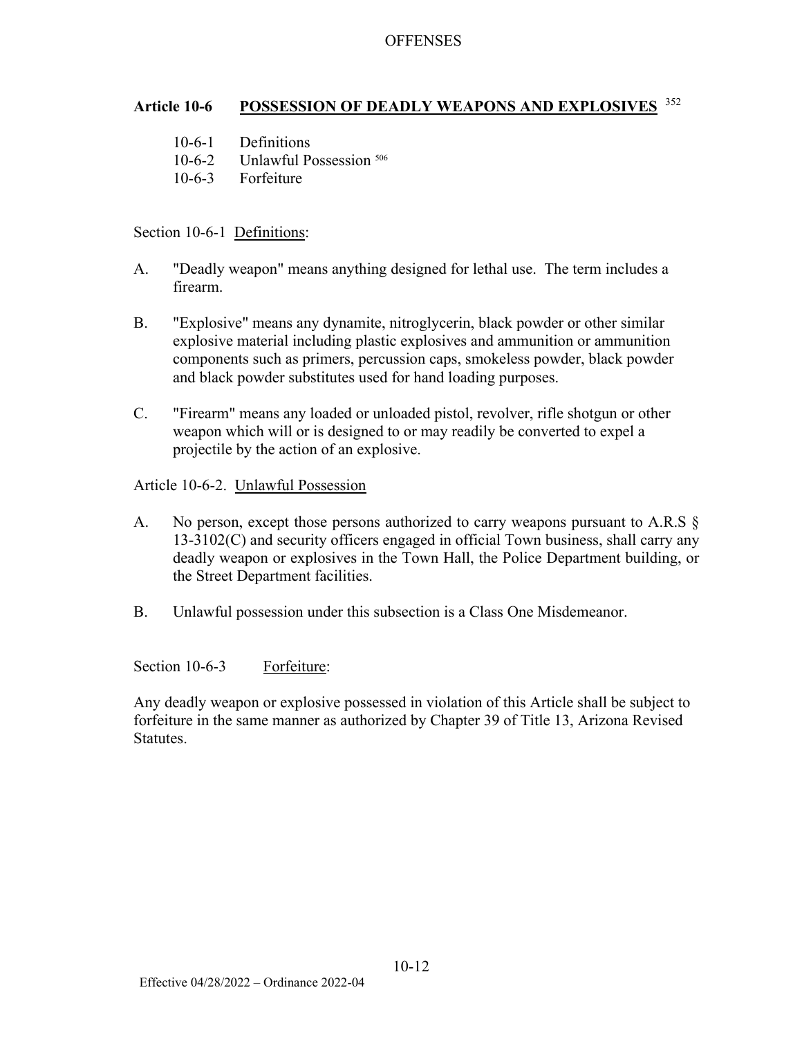## Article 10-6 **POSSESSION OF DEADLY WEAPONS AND EXPLOSIVES** [352]

- 10-6-1 Definitions
- 10-6-2 Unlawful Possession [506]
- 10-6-3 Forfeiture

Section 10-6-1 Definitions:

A. "Deadly weapon" means anything designed for lethal use. The term includes a firearm.

B. "Explosive" means any dynamite, nitroglycerin, black powder or other similar explosive material including plastic explosives and ammunition or ammunition components such as primers, percussion caps, smokeless powder, black powder and black powder substitutes used for hand loading purposes.

C. "Firearm" means any loaded or unloaded pistol, revolver, rifle shotgun or other weapon which will or is designed to or may readily be converted to expel a projectile by the action of an explosive.

Article 10-6-2. Unlawful Possession

A. No person, except those persons authorized to carry weapons pursuant to A.R.S § 13-3102(C) and security officers engaged in official Town business, shall carry any deadly weapon or explosives in the Town Hall, the Police Department building, or the Street Department facilities.

B. Unlawful possession under this subsection is a Class One Misdemeanor.

Section 10-6-3 Forfeiture:

Any deadly weapon or explosive possessed in violation of this Article shall be subject to forfeiture in the same manner as authorized by Chapter 39 of Title 13, Arizona Revised Statutes.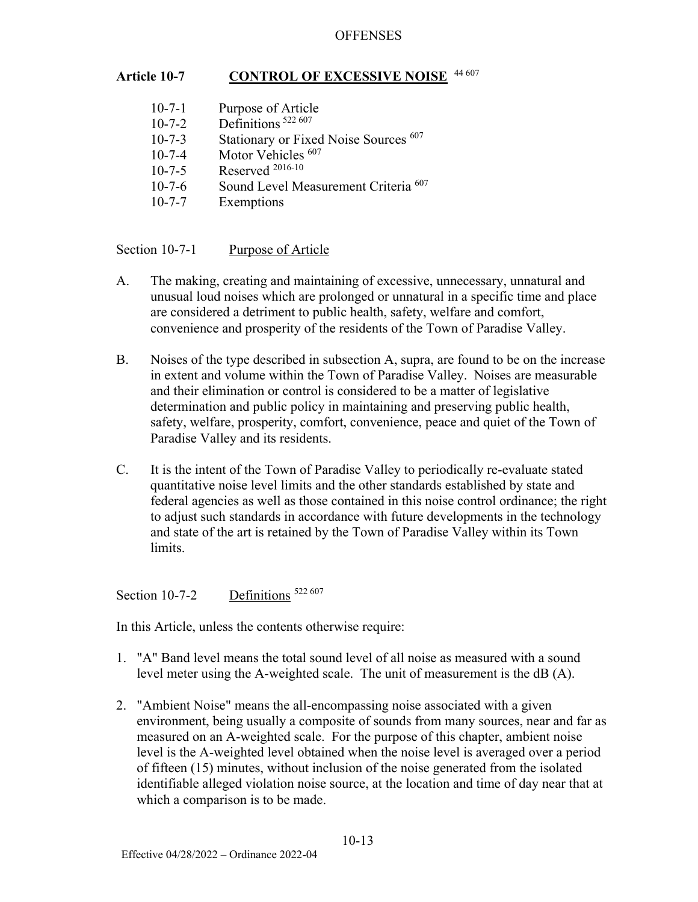## Article 10-7 CONTROL OF EXCESSIVE NOISE [44 607]

10-7-1 Purpose of Article
10-7-2 Definitions [522 607]
10-7-3 Stationary or Fixed Noise Sources [607]
10-7-4 Motor Vehicles [607]
10-7-5 Reserved [2016-10]
10-7-6 Sound Level Measurement Criteria [607]
10-7-7 Exemptions

### Section 10-7-1 Purpose of Article

A. The making, creating and maintaining of excessive, unnecessary, unnatural and unusual loud noises which are prolonged or unnatural in a specific time and place are considered a detriment to public health, safety, welfare and comfort, convenience and prosperity of the residents of the Town of Paradise Valley.

B. Noises of the type described in subsection A, supra, are found to be on the increase in extent and volume within the Town of Paradise Valley. Noises are measurable and their elimination or control is considered to be a matter of legislative determination and public policy in maintaining and preserving public health, safety, welfare, prosperity, comfort, convenience, peace and quiet of the Town of Paradise Valley and its residents.

C. It is the intent of the Town of Paradise Valley to periodically re-evaluate stated quantitative noise level limits and the other standards established by state and federal agencies as well as those contained in this noise control ordinance; the right to adjust such standards in accordance with future developments in the technology and state of the art is retained by the Town of Paradise Valley within its Town limits.

### Section 10-7-2 Definitions [522 607]

In this Article, unless the contents otherwise require:

1. "A" Band level means the total sound level of all noise as measured with a sound level meter using the A-weighted scale. The unit of measurement is the dB (A).

2. "Ambient Noise" means the all-encompassing noise associated with a given environment, being usually a composite of sounds from many sources, near and far as measured on an A-weighted scale. For the purpose of this chapter, ambient noise level is the A-weighted level obtained when the noise level is averaged over a period of fifteen (15) minutes, without inclusion of the noise generated from the isolated identifiable alleged violation noise source, at the location and time of day near that at which a comparison is to be made.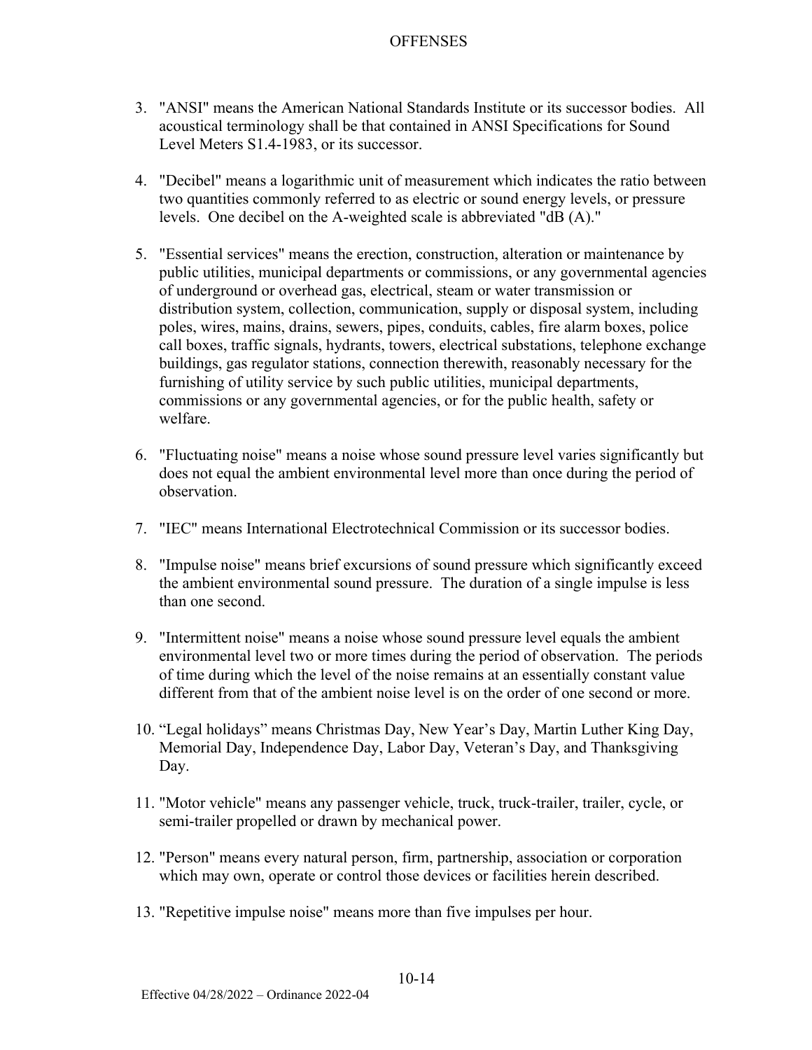3. "ANSI" means the American National Standards Institute or its successor bodies. All acoustical terminology shall be that contained in ANSI Specifications for Sound Level Meters S1.4-1983, or its successor.

4. "Decibel" means a logarithmic unit of measurement which indicates the ratio between two quantities commonly referred to as electric or sound energy levels, or pressure levels. One decibel on the A-weighted scale is abbreviated "dB (A)."

5. "Essential services" means the erection, construction, alteration or maintenance by public utilities, municipal departments or commissions, or any governmental agencies of underground or overhead gas, electrical, steam or water transmission or distribution system, collection, communication, supply or disposal system, including poles, wires, mains, drains, sewers, pipes, conduits, cables, fire alarm boxes, police call boxes, traffic signals, hydrants, towers, electrical substations, telephone exchange buildings, gas regulator stations, connection therewith, reasonably necessary for the furnishing of utility service by such public utilities, municipal departments, commissions or any governmental agencies, or for the public health, safety or welfare.

6. "Fluctuating noise" means a noise whose sound pressure level varies significantly but does not equal the ambient environmental level more than once during the period of observation.

7. "IEC" means International Electrotechnical Commission or its successor bodies.

8. "Impulse noise" means brief excursions of sound pressure which significantly exceed the ambient environmental sound pressure. The duration of a single impulse is less than one second.

9. "Intermittent noise" means a noise whose sound pressure level equals the ambient environmental level two or more times during the period of observation. The periods of time during which the level of the noise remains at an essentially constant value different from that of the ambient noise level is on the order of one second or more.

10. "Legal holidays" means Christmas Day, New Year's Day, Martin Luther King Day, Memorial Day, Independence Day, Labor Day, Veteran's Day, and Thanksgiving Day.

11. "Motor vehicle" means any passenger vehicle, truck, truck-trailer, trailer, cycle, or semi-trailer propelled or drawn by mechanical power.

12. "Person" means every natural person, firm, partnership, association or corporation which may own, operate or control those devices or facilities herein described.

13. "Repetitive impulse noise" means more than five impulses per hour.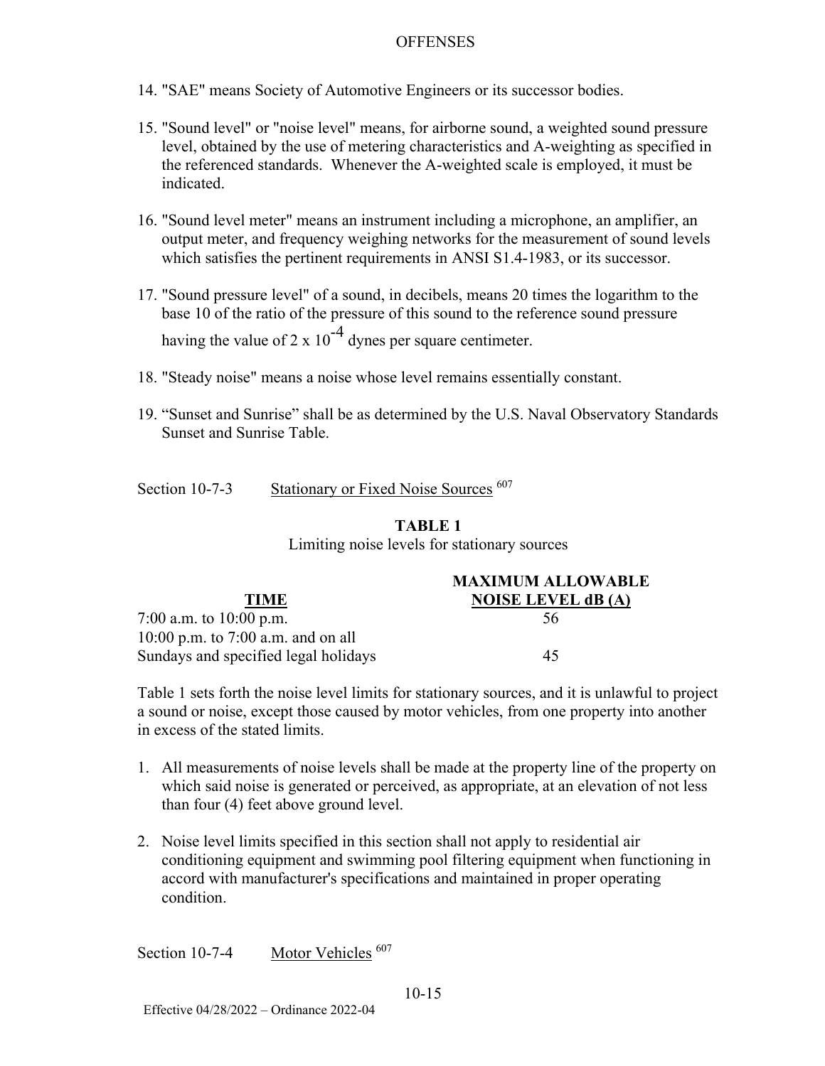14. "SAE" means Society of Automotive Engineers or its successor bodies.

15. "Sound level" or "noise level" means, for airborne sound, a weighted sound pressure level, obtained by the use of metering characteristics and A-weighting as specified in the referenced standards. Whenever the A-weighted scale is employed, it must be indicated.

16. "Sound level meter" means an instrument including a microphone, an amplifier, an output meter, and frequency weighing networks for the measurement of sound levels which satisfies the pertinent requirements in ANSI S1.4-1983, or its successor.

17. "Sound pressure level" of a sound, in decibels, means 20 times the logarithm to the base 10 of the ratio of the pressure of this sound to the reference sound pressure having the value of $2 \times 10^{-4}$ dynes per square centimeter.

18. "Steady noise" means a noise whose level remains essentially constant.

19. "Sunset and Sunrise" shall be as determined by the U.S. Naval Observatory Standards Sunset and Sunrise Table.

## Section 10-7-3 Stationary or Fixed Noise Sources [607]

**TABLE 1**

Limiting noise levels for stationary sources

| TIME | MAXIMUM ALLOWABLE NOISE LEVEL dB (A) |
|---|---|
| 7:00 a.m. to 10:00 p.m. | 56 |
| 10:00 p.m. to 7:00 a.m. and on all Sundays and specified legal holidays | 45 |

Table 1 sets forth the noise level limits for stationary sources, and it is unlawful to project a sound or noise, except those caused by motor vehicles, from one property into another in excess of the stated limits.

1. All measurements of noise levels shall be made at the property line of the property on which said noise is generated or perceived, as appropriate, at an elevation of not less than four (4) feet above ground level.

2. Noise level limits specified in this section shall not apply to residential air conditioning equipment and swimming pool filtering equipment when functioning in accord with manufacturer's specifications and maintained in proper operating condition.

## Section 10-7-4 Motor Vehicles [607]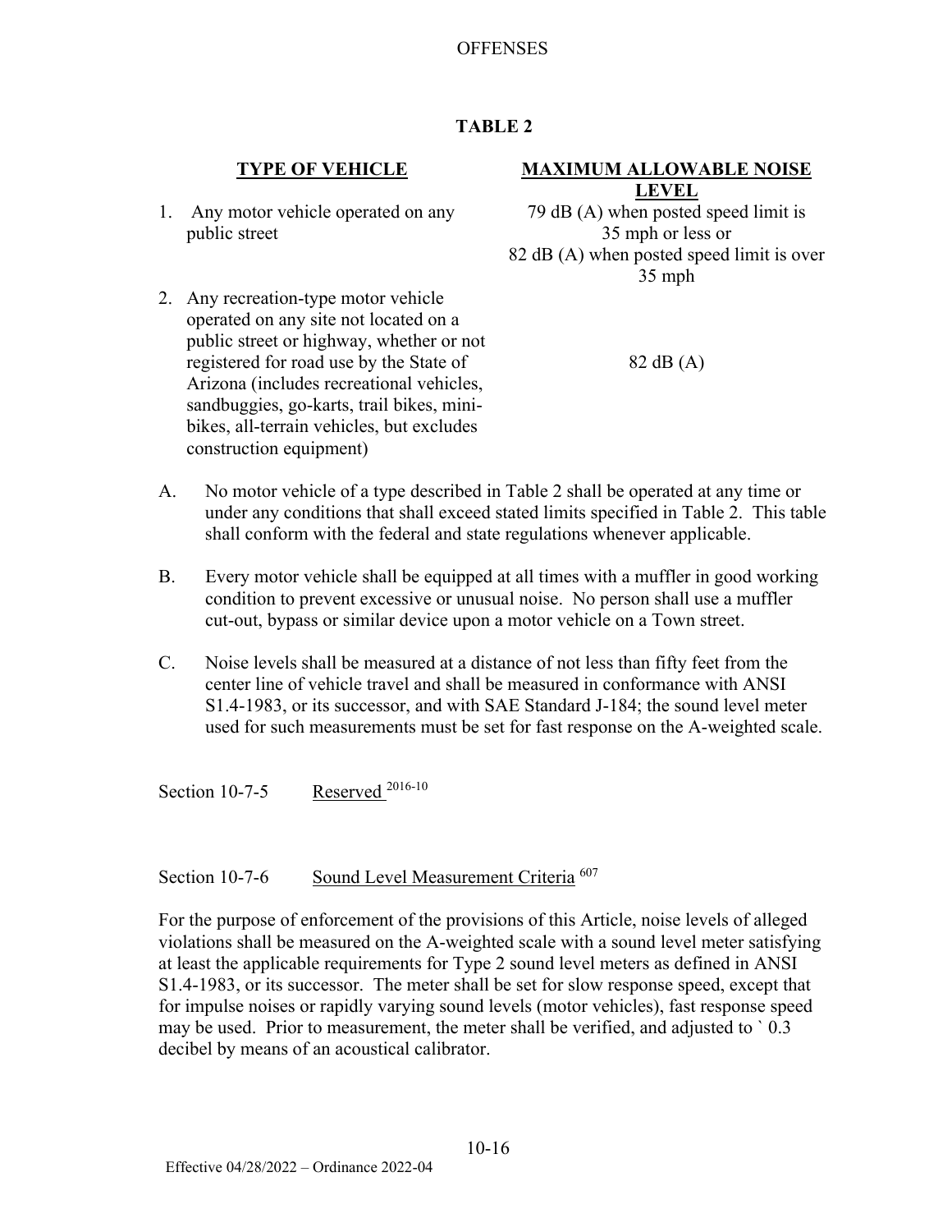## TABLE 2

| TYPE OF VEHICLE | MAXIMUM ALLOWABLE NOISE LEVEL |
|---|---|
| 1. Any motor vehicle operated on any public street | 79 dB (A) when posted speed limit is 35 mph or less or 82 dB (A) when posted speed limit is over 35 mph |
| 2. Any recreation-type motor vehicle operated on any site not located on a public street or highway, whether or not registered for road use by the State of Arizona (includes recreational vehicles, sandbuggies, go-karts, trail bikes, mini-bikes, all-terrain vehicles, but excludes construction equipment) | 82 dB (A) |

A. No motor vehicle of a type described in Table 2 shall be operated at any time or under any conditions that shall exceed stated limits specified in Table 2. This table shall conform with the federal and state regulations whenever applicable.

B. Every motor vehicle shall be equipped at all times with a muffler in good working condition to prevent excessive or unusual noise. No person shall use a muffler cut-out, bypass or similar device upon a motor vehicle on a Town street.

C. Noise levels shall be measured at a distance of not less than fifty feet from the center line of vehicle travel and shall be measured in conformance with ANSI S1.4-1983, or its successor, and with SAE Standard J-184; the sound level meter used for such measurements must be set for fast response on the A-weighted scale.

Section 10-7-5 Reserved [2016-10]

Section 10-7-6 Sound Level Measurement Criteria [607]

For the purpose of enforcement of the provisions of this Article, noise levels of alleged violations shall be measured on the A-weighted scale with a sound level meter satisfying at least the applicable requirements for Type 2 sound level meters as defined in ANSI S1.4-1983, or its successor. The meter shall be set for slow response speed, except that for impulse noises or rapidly varying sound levels (motor vehicles), fast response speed may be used. Prior to measurement, the meter shall be verified, and adjusted to ` 0.3 decibel by means of an acoustical calibrator.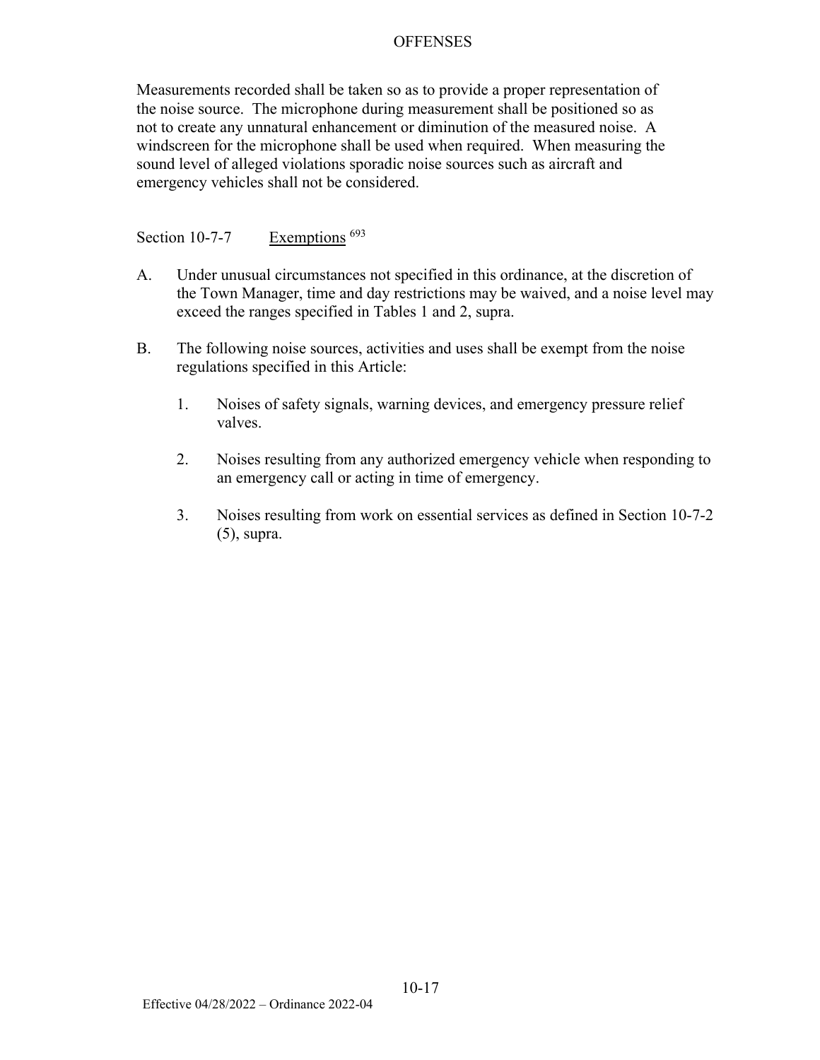Measurements recorded shall be taken so as to provide a proper representation of the noise source. The microphone during measurement shall be positioned so as not to create any unnatural enhancement or diminution of the measured noise. A windscreen for the microphone shall be used when required. When measuring the sound level of alleged violations sporadic noise sources such as aircraft and emergency vehicles shall not be considered.

## Section 10-7-7 Exemptions [693]

A. Under unusual circumstances not specified in this ordinance, at the discretion of the Town Manager, time and day restrictions may be waived, and a noise level may exceed the ranges specified in Tables 1 and 2, supra.

B. The following noise sources, activities and uses shall be exempt from the noise regulations specified in this Article:

1. Noises of safety signals, warning devices, and emergency pressure relief valves.

2. Noises resulting from any authorized emergency vehicle when responding to an emergency call or acting in time of emergency.

3. Noises resulting from work on essential services as defined in Section 10-7-2 (5), supra.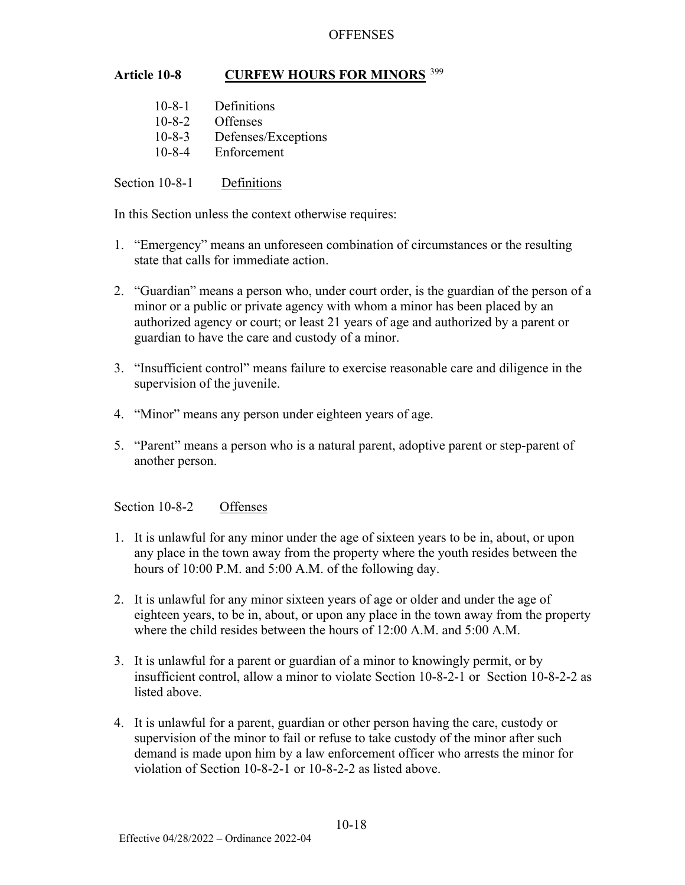## Article 10-8 CURFEW HOURS FOR MINORS [399]

10-8-1 Definitions
10-8-2 Offenses
10-8-3 Defenses/Exceptions
10-8-4 Enforcement

### Section 10-8-1 Definitions

In this Section unless the context otherwise requires:

1. "Emergency" means an unforeseen combination of circumstances or the resulting state that calls for immediate action.

2. "Guardian" means a person who, under court order, is the guardian of the person of a minor or a public or private agency with whom a minor has been placed by an authorized agency or court; or least 21 years of age and authorized by a parent or guardian to have the care and custody of a minor.

3. "Insufficient control" means failure to exercise reasonable care and diligence in the supervision of the juvenile.

4. "Minor" means any person under eighteen years of age.

5. "Parent" means a person who is a natural parent, adoptive parent or step-parent of another person.

### Section 10-8-2 Offenses

1. It is unlawful for any minor under the age of sixteen years to be in, about, or upon any place in the town away from the property where the youth resides between the hours of 10:00 P.M. and 5:00 A.M. of the following day.

2. It is unlawful for any minor sixteen years of age or older and under the age of eighteen years, to be in, about, or upon any place in the town away from the property where the child resides between the hours of 12:00 A.M. and 5:00 A.M.

3. It is unlawful for a parent or guardian of a minor to knowingly permit, or by insufficient control, allow a minor to violate Section 10-8-2-1 or Section 10-8-2-2 as listed above.

4. It is unlawful for a parent, guardian or other person having the care, custody or supervision of the minor to fail or refuse to take custody of the minor after such demand is made upon him by a law enforcement officer who arrests the minor for violation of Section 10-8-2-1 or 10-8-2-2 as listed above.

Effective 04/28/2022 – Ordinance 2022-04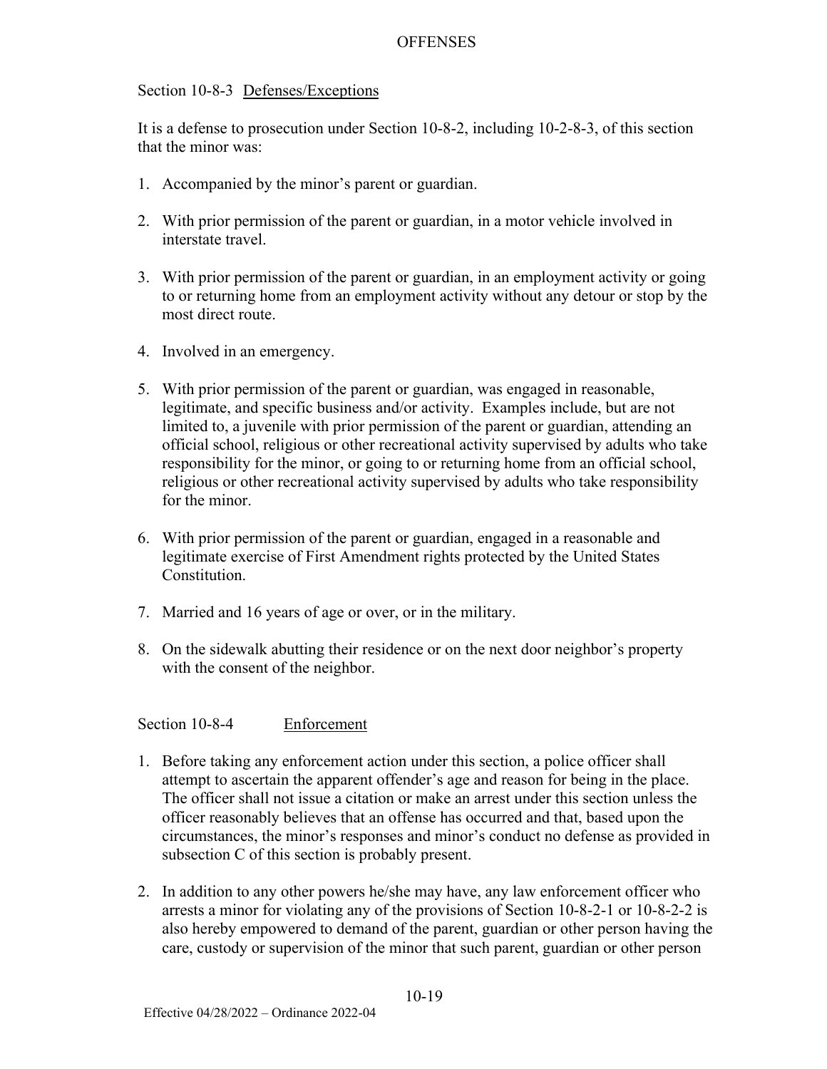Section 10-8-3 Defenses/Exceptions

It is a defense to prosecution under Section 10-8-2, including 10-2-8-3, of this section that the minor was:

1. Accompanied by the minor's parent or guardian.

2. With prior permission of the parent or guardian, in a motor vehicle involved in interstate travel.

3. With prior permission of the parent or guardian, in an employment activity or going to or returning home from an employment activity without any detour or stop by the most direct route.

4. Involved in an emergency.

5. With prior permission of the parent or guardian, was engaged in reasonable, legitimate, and specific business and/or activity. Examples include, but are not limited to, a juvenile with prior permission of the parent or guardian, attending an official school, religious or other recreational activity supervised by adults who take responsibility for the minor, or going to or returning home from an official school, religious or other recreational activity supervised by adults who take responsibility for the minor.

6. With prior permission of the parent or guardian, engaged in a reasonable and legitimate exercise of First Amendment rights protected by the United States Constitution.

7. Married and 16 years of age or over, or in the military.

8. On the sidewalk abutting their residence or on the next door neighbor's property with the consent of the neighbor.

Section 10-8-4 Enforcement

1. Before taking any enforcement action under this section, a police officer shall attempt to ascertain the apparent offender's age and reason for being in the place. The officer shall not issue a citation or make an arrest under this section unless the officer reasonably believes that an offense has occurred and that, based upon the circumstances, the minor's responses and minor's conduct no defense as provided in subsection C of this section is probably present.

2. In addition to any other powers he/she may have, any law enforcement officer who arrests a minor for violating any of the provisions of Section 10-8-2-1 or 10-8-2-2 is also hereby empowered to demand of the parent, guardian or other person having the care, custody or supervision of the minor that such parent, guardian or other person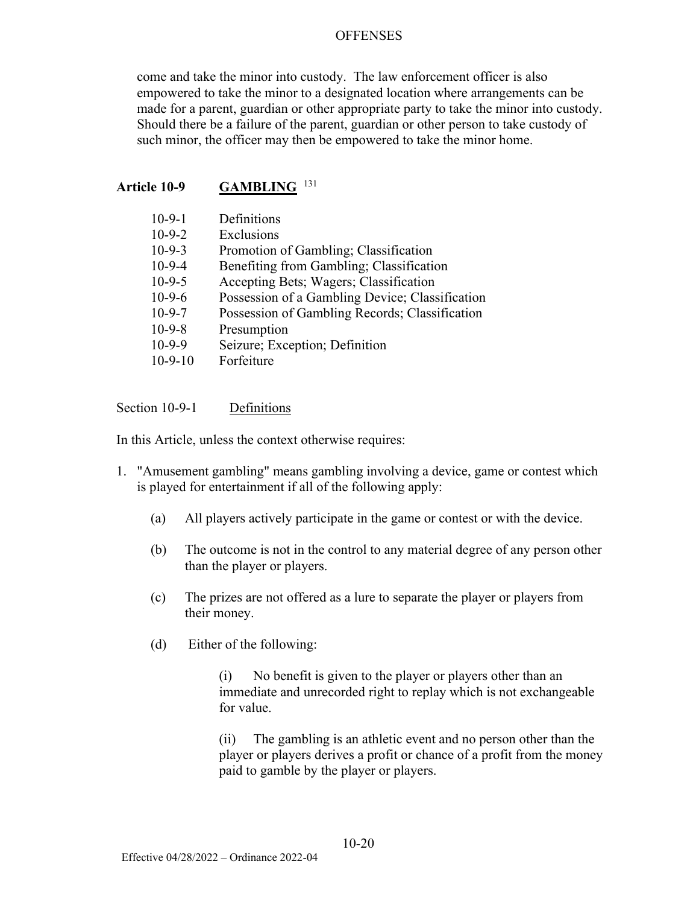come and take the minor into custody. The law enforcement officer is also empowered to take the minor to a designated location where arrangements can be made for a parent, guardian or other appropriate party to take the minor into custody. Should there be a failure of the parent, guardian or other person to take custody of such minor, the officer may then be empowered to take the minor home.

## Article 10-9 **GAMBLING** [131]

| | |
|---|---|
| 10-9-1 | Definitions |
| 10-9-2 | Exclusions |
| 10-9-3 | Promotion of Gambling; Classification |
| 10-9-4 | Benefiting from Gambling; Classification |
| 10-9-5 | Accepting Bets; Wagers; Classification |
| 10-9-6 | Possession of a Gambling Device; Classification |
| 10-9-7 | Possession of Gambling Records; Classification |
| 10-9-8 | Presumption |
| 10-9-9 | Seizure; Exception; Definition |
| 10-9-10 | Forfeiture |

### Section 10-9-1 Definitions

In this Article, unless the context otherwise requires:

1. "Amusement gambling" means gambling involving a device, game or contest which is played for entertainment if all of the following apply:

   (a) All players actively participate in the game or contest or with the device.

   (b) The outcome is not in the control to any material degree of any person other than the player or players.

   (c) The prizes are not offered as a lure to separate the player or players from their money.

   (d) Either of the following:

      (i) No benefit is given to the player or players other than an immediate and unrecorded right to replay which is not exchangeable for value.

      (ii) The gambling is an athletic event and no person other than the player or players derives a profit or chance of a profit from the money paid to gamble by the player or players.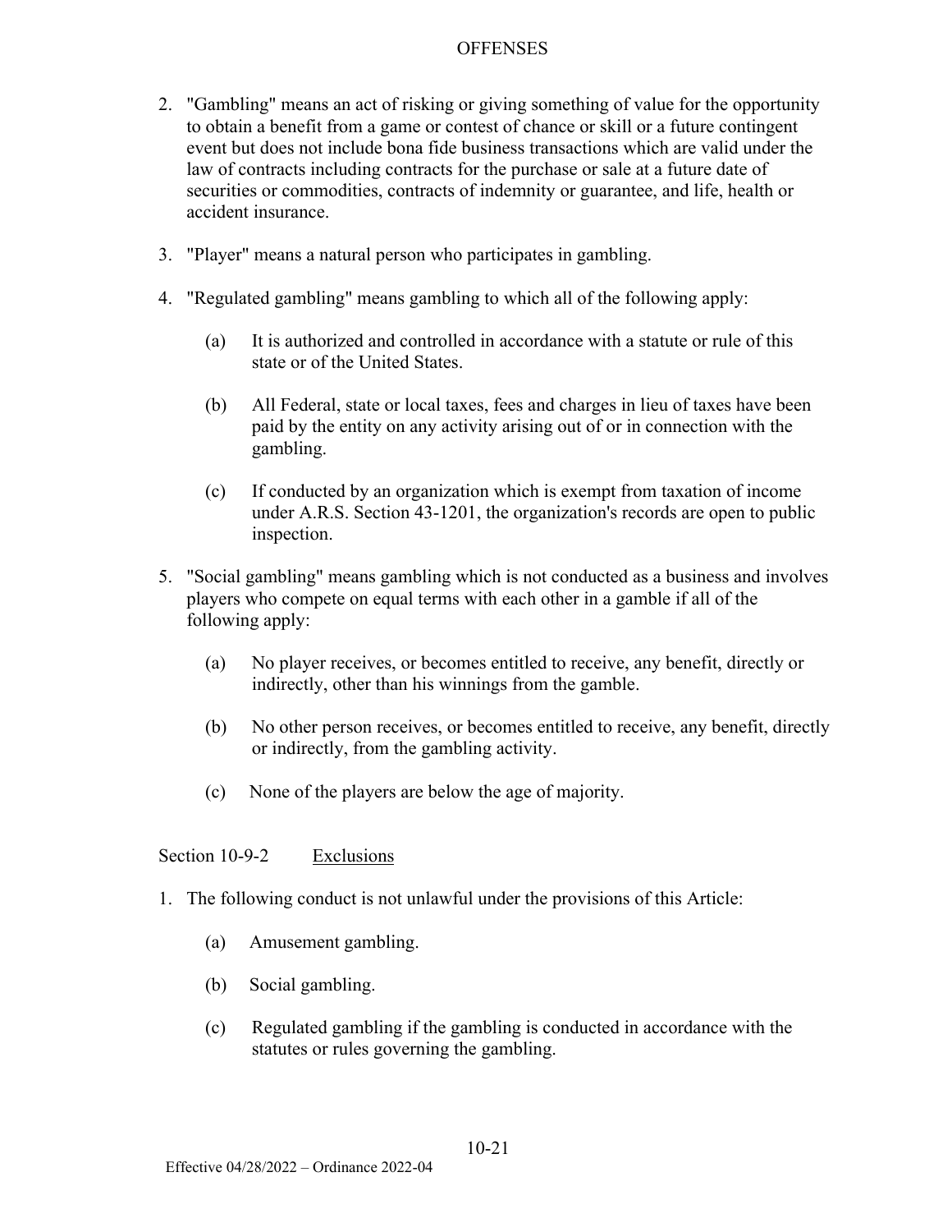2. "Gambling" means an act of risking or giving something of value for the opportunity to obtain a benefit from a game or contest of chance or skill or a future contingent event but does not include bona fide business transactions which are valid under the law of contracts including contracts for the purchase or sale at a future date of securities or commodities, contracts of indemnity or guarantee, and life, health or accident insurance.

3. "Player" means a natural person who participates in gambling.

4. "Regulated gambling" means gambling to which all of the following apply:

   (a) It is authorized and controlled in accordance with a statute or rule of this state or of the United States.

   (b) All Federal, state or local taxes, fees and charges in lieu of taxes have been paid by the entity on any activity arising out of or in connection with the gambling.

   (c) If conducted by an organization which is exempt from taxation of income under A.R.S. Section 43-1201, the organization's records are open to public inspection.

5. "Social gambling" means gambling which is not conducted as a business and involves players who compete on equal terms with each other in a gamble if all of the following apply:

   (a) No player receives, or becomes entitled to receive, any benefit, directly or indirectly, other than his winnings from the gamble.

   (b) No other person receives, or becomes entitled to receive, any benefit, directly or indirectly, from the gambling activity.

   (c) None of the players are below the age of majority.

Section 10-9-2 Exclusions

1. The following conduct is not unlawful under the provisions of this Article:

   (a) Amusement gambling.

   (b) Social gambling.

   (c) Regulated gambling if the gambling is conducted in accordance with the statutes or rules governing the gambling.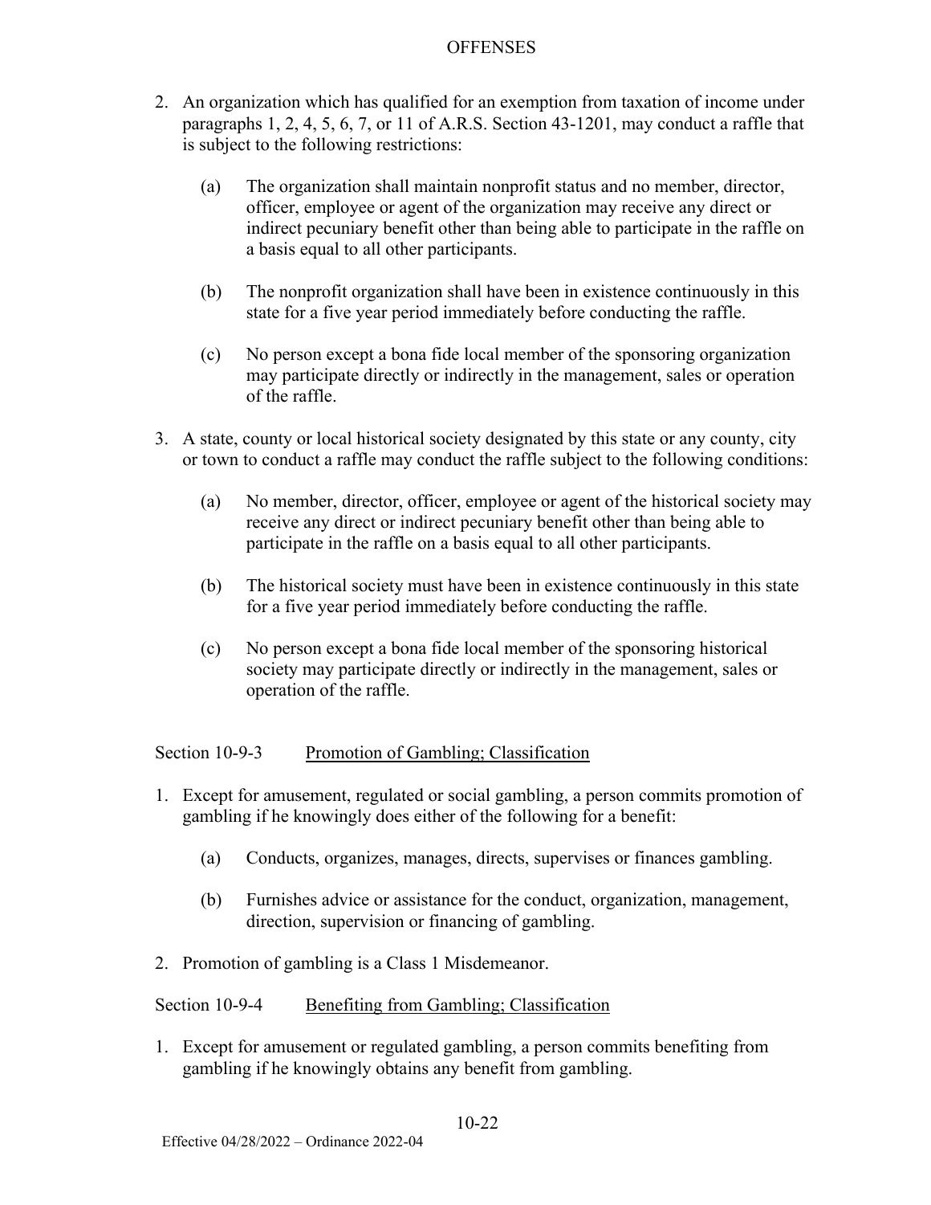2. An organization which has qualified for an exemption from taxation of income under paragraphs 1, 2, 4, 5, 6, 7, or 11 of A.R.S. Section 43-1201, may conduct a raffle that is subject to the following restrictions:

   (a) The organization shall maintain nonprofit status and no member, director, officer, employee or agent of the organization may receive any direct or indirect pecuniary benefit other than being able to participate in the raffle on a basis equal to all other participants.

   (b) The nonprofit organization shall have been in existence continuously in this state for a five year period immediately before conducting the raffle.

   (c) No person except a bona fide local member of the sponsoring organization may participate directly or indirectly in the management, sales or operation of the raffle.

3. A state, county or local historical society designated by this state or any county, city or town to conduct a raffle may conduct the raffle subject to the following conditions:

   (a) No member, director, officer, employee or agent of the historical society may receive any direct or indirect pecuniary benefit other than being able to participate in the raffle on a basis equal to all other participants.

   (b) The historical society must have been in existence continuously in this state for a five year period immediately before conducting the raffle.

   (c) No person except a bona fide local member of the sponsoring historical society may participate directly or indirectly in the management, sales or operation of the raffle.

### Section 10-9-3 Promotion of Gambling; Classification

1. Except for amusement, regulated or social gambling, a person commits promotion of gambling if he knowingly does either of the following for a benefit:

   (a) Conducts, organizes, manages, directs, supervises or finances gambling.

   (b) Furnishes advice or assistance for the conduct, organization, management, direction, supervision or financing of gambling.

2. Promotion of gambling is a Class 1 Misdemeanor.

### Section 10-9-4 Benefiting from Gambling; Classification

1. Except for amusement or regulated gambling, a person commits benefiting from gambling if he knowingly obtains any benefit from gambling.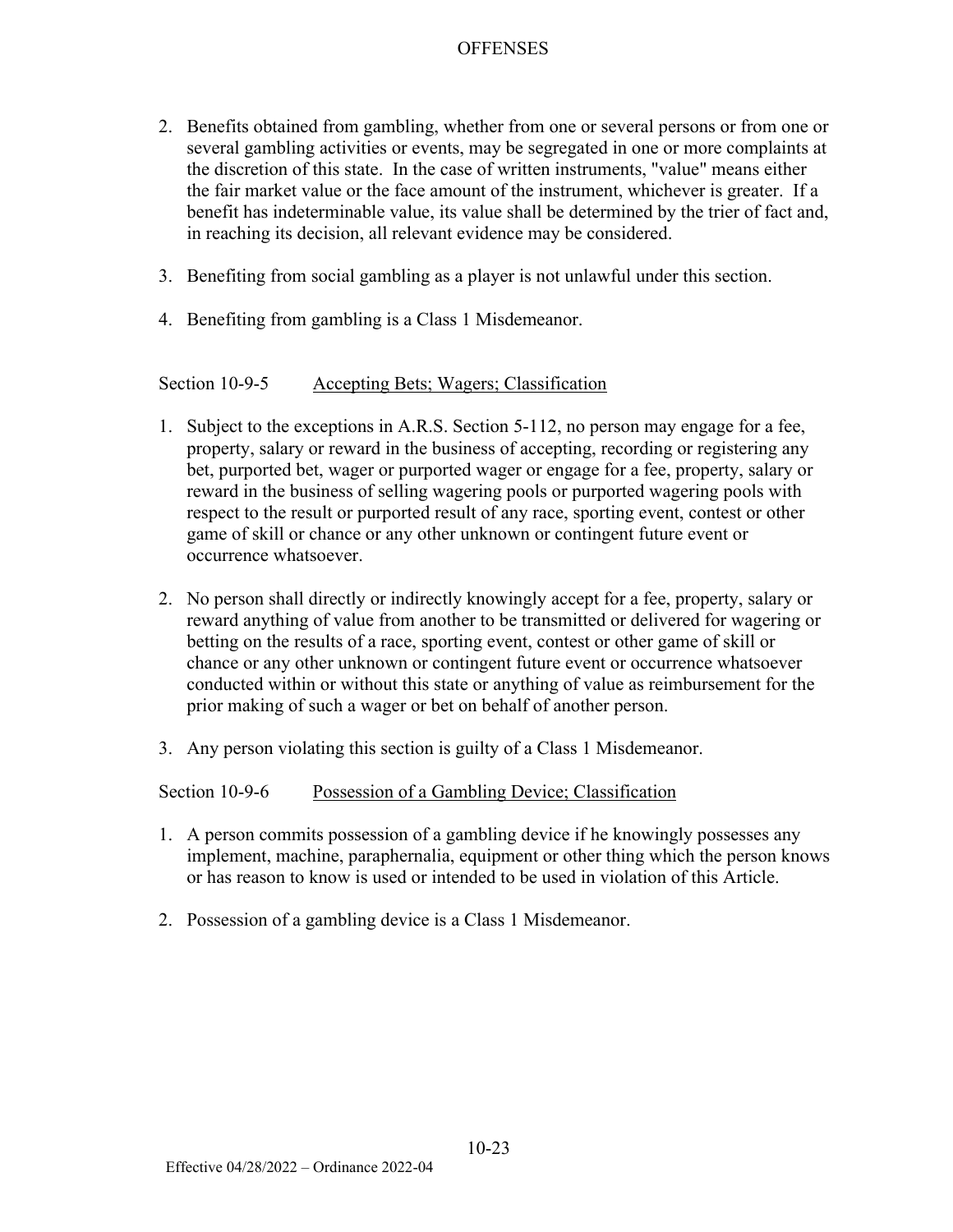2. Benefits obtained from gambling, whether from one or several persons or from one or several gambling activities or events, may be segregated in one or more complaints at the discretion of this state. In the case of written instruments, "value" means either the fair market value or the face amount of the instrument, whichever is greater. If a benefit has indeterminable value, its value shall be determined by the trier of fact and, in reaching its decision, all relevant evidence may be considered.

3. Benefiting from social gambling as a player is not unlawful under this section.

4. Benefiting from gambling is a Class 1 Misdemeanor.

### Section 10-9-5 Accepting Bets; Wagers; Classification

1. Subject to the exceptions in A.R.S. Section 5-112, no person may engage for a fee, property, salary or reward in the business of accepting, recording or registering any bet, purported bet, wager or purported wager or engage for a fee, property, salary or reward in the business of selling wagering pools or purported wagering pools with respect to the result or purported result of any race, sporting event, contest or other game of skill or chance or any other unknown or contingent future event or occurrence whatsoever.

2. No person shall directly or indirectly knowingly accept for a fee, property, salary or reward anything of value from another to be transmitted or delivered for wagering or betting on the results of a race, sporting event, contest or other game of skill or chance or any other unknown or contingent future event or occurrence whatsoever conducted within or without this state or anything of value as reimbursement for the prior making of such a wager or bet on behalf of another person.

3. Any person violating this section is guilty of a Class 1 Misdemeanor.

### Section 10-9-6 Possession of a Gambling Device; Classification

1. A person commits possession of a gambling device if he knowingly possesses any implement, machine, paraphernalia, equipment or other thing which the person knows or has reason to know is used or intended to be used in violation of this Article.

2. Possession of a gambling device is a Class 1 Misdemeanor.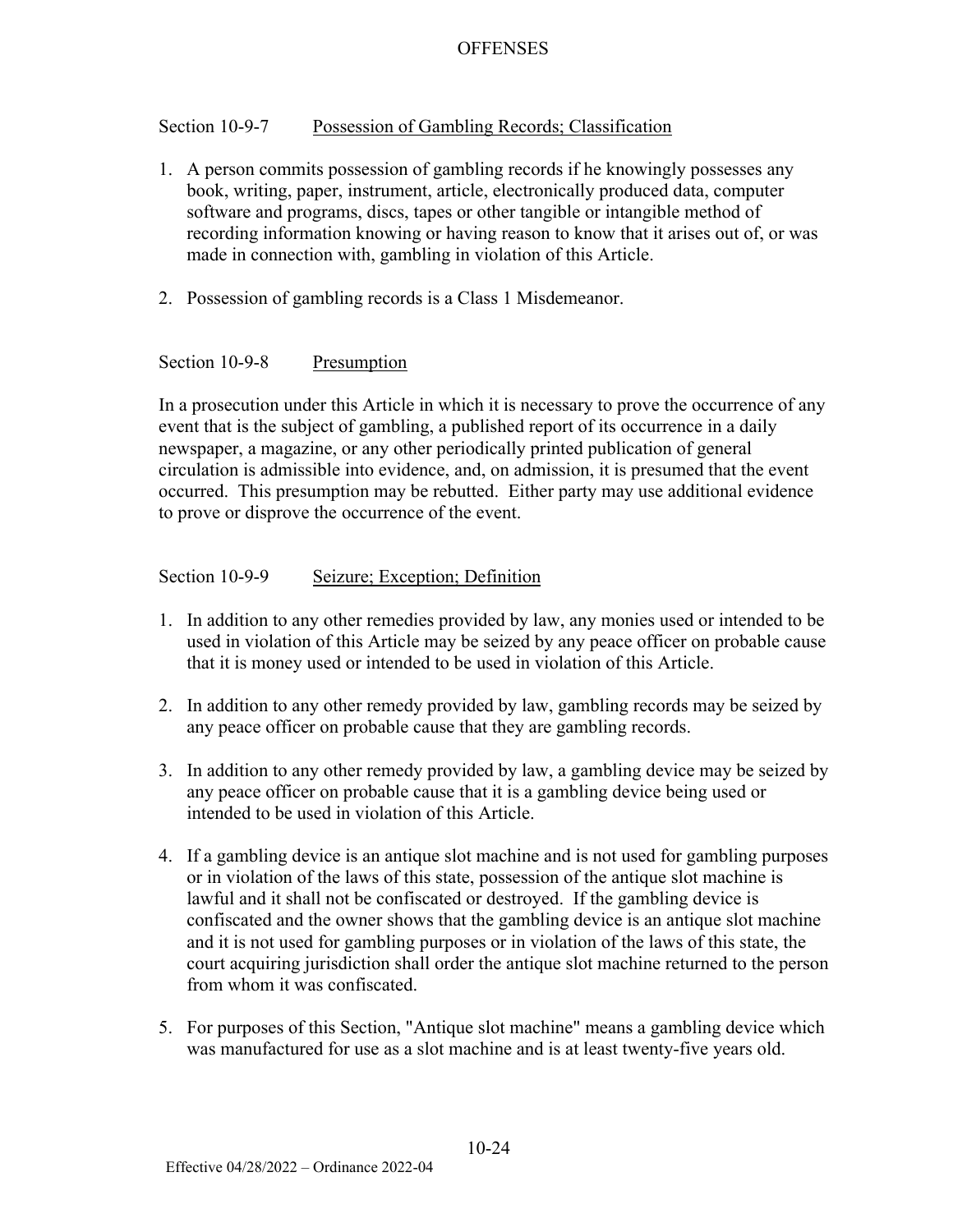## Section 10-9-7 Possession of Gambling Records; Classification

1. A person commits possession of gambling records if he knowingly possesses any book, writing, paper, instrument, article, electronically produced data, computer software and programs, discs, tapes or other tangible or intangible method of recording information knowing or having reason to know that it arises out of, or was made in connection with, gambling in violation of this Article.

2. Possession of gambling records is a Class 1 Misdemeanor.

## Section 10-9-8 Presumption

In a prosecution under this Article in which it is necessary to prove the occurrence of any event that is the subject of gambling, a published report of its occurrence in a daily newspaper, a magazine, or any other periodically printed publication of general circulation is admissible into evidence, and, on admission, it is presumed that the event occurred. This presumption may be rebutted. Either party may use additional evidence to prove or disprove the occurrence of the event.

## Section 10-9-9 Seizure; Exception; Definition

1. In addition to any other remedies provided by law, any monies used or intended to be used in violation of this Article may be seized by any peace officer on probable cause that it is money used or intended to be used in violation of this Article.

2. In addition to any other remedy provided by law, gambling records may be seized by any peace officer on probable cause that they are gambling records.

3. In addition to any other remedy provided by law, a gambling device may be seized by any peace officer on probable cause that it is a gambling device being used or intended to be used in violation of this Article.

4. If a gambling device is an antique slot machine and is not used for gambling purposes or in violation of the laws of this state, possession of the antique slot machine is lawful and it shall not be confiscated or destroyed. If the gambling device is confiscated and the owner shows that the gambling device is an antique slot machine and it is not used for gambling purposes or in violation of the laws of this state, the court acquiring jurisdiction shall order the antique slot machine returned to the person from whom it was confiscated.

5. For purposes of this Section, "Antique slot machine" means a gambling device which was manufactured for use as a slot machine and is at least twenty-five years old.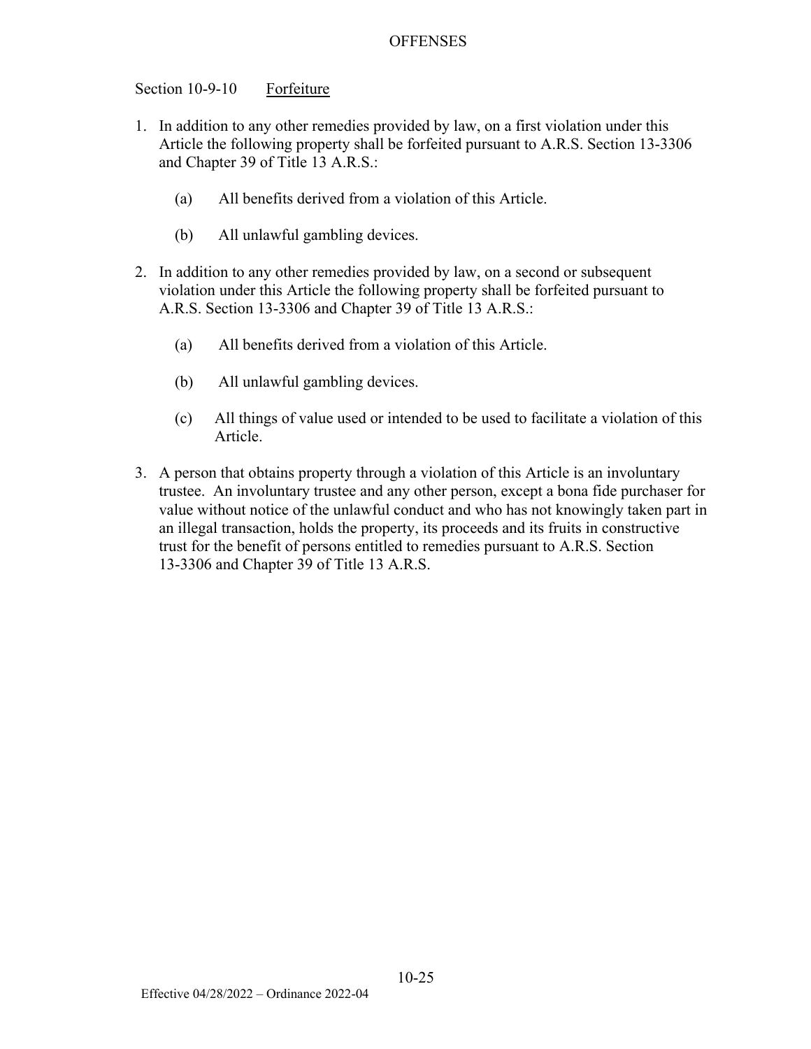## Section 10-9-10 Forfeiture

1. In addition to any other remedies provided by law, on a first violation under this Article the following property shall be forfeited pursuant to A.R.S. Section 13-3306 and Chapter 39 of Title 13 A.R.S.:

   (a) All benefits derived from a violation of this Article.

   (b) All unlawful gambling devices.

2. In addition to any other remedies provided by law, on a second or subsequent violation under this Article the following property shall be forfeited pursuant to A.R.S. Section 13-3306 and Chapter 39 of Title 13 A.R.S.:

   (a) All benefits derived from a violation of this Article.

   (b) All unlawful gambling devices.

   (c) All things of value used or intended to be used to facilitate a violation of this Article.

3. A person that obtains property through a violation of this Article is an involuntary trustee. An involuntary trustee and any other person, except a bona fide purchaser for value without notice of the unlawful conduct and who has not knowingly taken part in an illegal transaction, holds the property, its proceeds and its fruits in constructive trust for the benefit of persons entitled to remedies pursuant to A.R.S. Section 13-3306 and Chapter 39 of Title 13 A.R.S.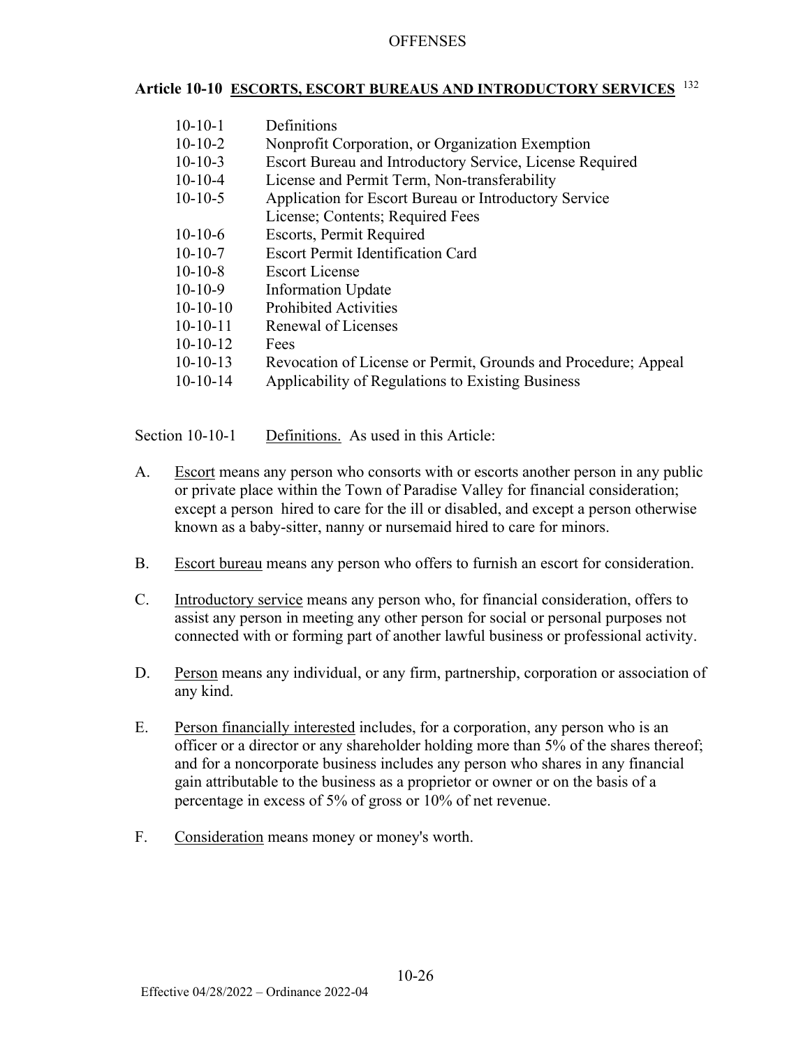## Article 10-10 ESCORTS, ESCORT BUREAUS AND INTRODUCTORY SERVICES [132]

| | |
|---|---|
| 10-10-1 | Definitions |
| 10-10-2 | Nonprofit Corporation, or Organization Exemption |
| 10-10-3 | Escort Bureau and Introductory Service, License Required |
| 10-10-4 | License and Permit Term, Non-transferability |
| 10-10-5 | Application for Escort Bureau or Introductory Service License; Contents; Required Fees |
| 10-10-6 | Escorts, Permit Required |
| 10-10-7 | Escort Permit Identification Card |
| 10-10-8 | Escort License |
| 10-10-9 | Information Update |
| 10-10-10 | Prohibited Activities |
| 10-10-11 | Renewal of Licenses |
| 10-10-12 | Fees |
| 10-10-13 | Revocation of License or Permit, Grounds and Procedure; Appeal |
| 10-10-14 | Applicability of Regulations to Existing Business |

Section 10-10-1 Definitions. As used in this Article:

A. Escort means any person who consorts with or escorts another person in any public or private place within the Town of Paradise Valley for financial consideration; except a person hired to care for the ill or disabled, and except a person otherwise known as a baby-sitter, nanny or nursemaid hired to care for minors.

B. Escort bureau means any person who offers to furnish an escort for consideration.

C. Introductory service means any person who, for financial consideration, offers to assist any person in meeting any other person for social or personal purposes not connected with or forming part of another lawful business or professional activity.

D. Person means any individual, or any firm, partnership, corporation or association of any kind.

E. Person financially interested includes, for a corporation, any person who is an officer or a director or any shareholder holding more than 5% of the shares thereof; and for a noncorporate business includes any person who shares in any financial gain attributable to the business as a proprietor or owner or on the basis of a percentage in excess of 5% of gross or 10% of net revenue.

F. Consideration means money or money's worth.

Effective 04/28/2022 – Ordinance 2022-04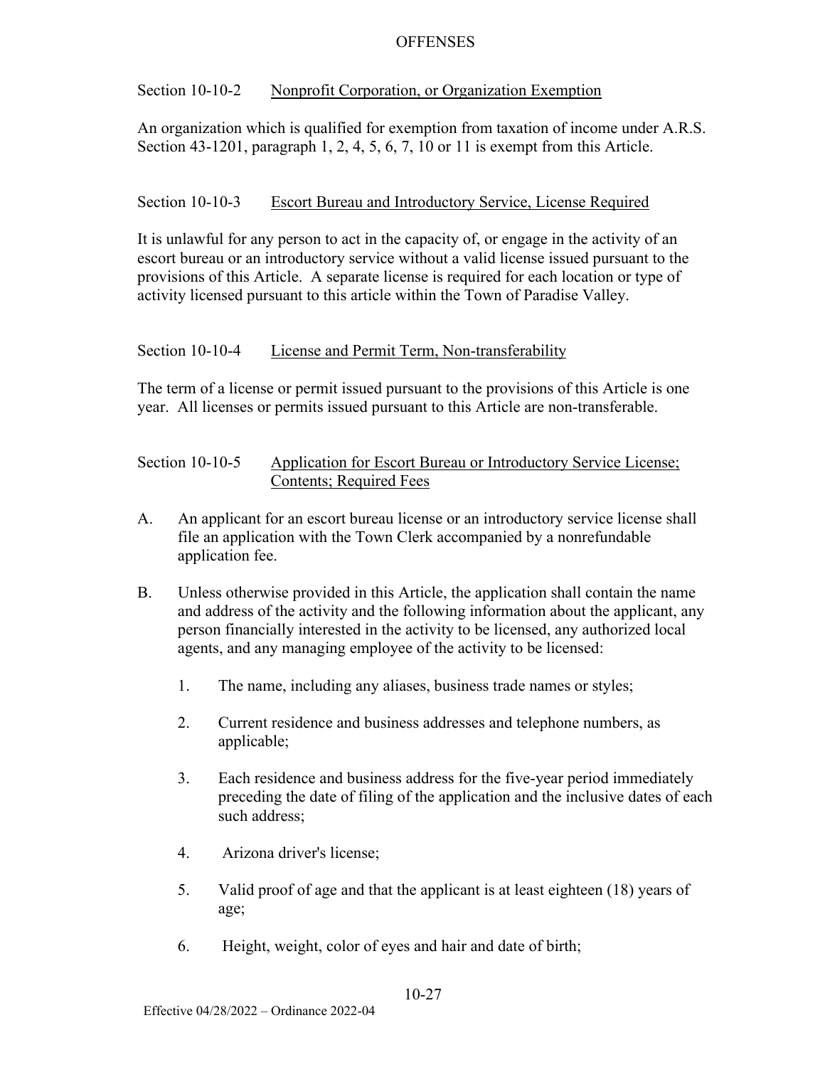### Section 10-10-2 Nonprofit Corporation, or Organization Exemption

An organization which is qualified for exemption from taxation of income under A.R.S. Section 43-1201, paragraph 1, 2, 4, 5, 6, 7, 10 or 11 is exempt from this Article.

### Section 10-10-3 Escort Bureau and Introductory Service, License Required

It is unlawful for any person to act in the capacity of, or engage in the activity of an escort bureau or an introductory service without a valid license issued pursuant to the provisions of this Article. A separate license is required for each location or type of activity licensed pursuant to this article within the Town of Paradise Valley.

### Section 10-10-4 License and Permit Term, Non-transferability

The term of a license or permit issued pursuant to the provisions of this Article is one year. All licenses or permits issued pursuant to this Article are non-transferable.

### Section 10-10-5 Application for Escort Bureau or Introductory Service License; Contents; Required Fees

A. An applicant for an escort bureau license or an introductory service license shall file an application with the Town Clerk accompanied by a nonrefundable application fee.

B. Unless otherwise provided in this Article, the application shall contain the name and address of the activity and the following information about the applicant, any person financially interested in the activity to be licensed, any authorized local agents, and any managing employee of the activity to be licensed:

   1. The name, including any aliases, business trade names or styles;

   2. Current residence and business addresses and telephone numbers, as applicable;

   3. Each residence and business address for the five-year period immediately preceding the date of filing of the application and the inclusive dates of each such address;

   4. Arizona driver's license;

   5. Valid proof of age and that the applicant is at least eighteen (18) years of age;

   6. Height, weight, color of eyes and hair and date of birth;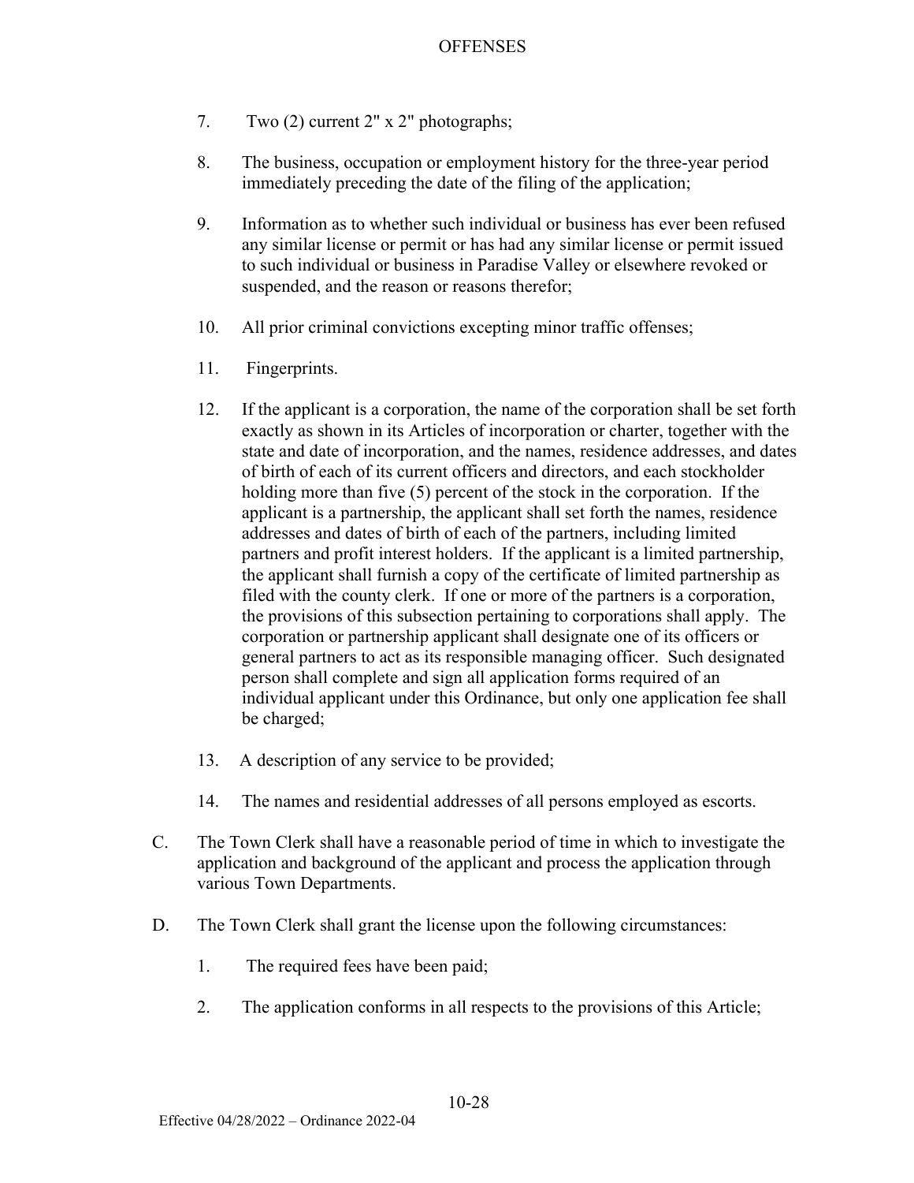7. Two (2) current 2" x 2" photographs;

8. The business, occupation or employment history for the three-year period immediately preceding the date of the filing of the application;

9. Information as to whether such individual or business has ever been refused any similar license or permit or has had any similar license or permit issued to such individual or business in Paradise Valley or elsewhere revoked or suspended, and the reason or reasons therefor;

10. All prior criminal convictions excepting minor traffic offenses;

11. Fingerprints.

12. If the applicant is a corporation, the name of the corporation shall be set forth exactly as shown in its Articles of incorporation or charter, together with the state and date of incorporation, and the names, residence addresses, and dates of birth of each of its current officers and directors, and each stockholder holding more than five (5) percent of the stock in the corporation. If the applicant is a partnership, the applicant shall set forth the names, residence addresses and dates of birth of each of the partners, including limited partners and profit interest holders. If the applicant is a limited partnership, the applicant shall furnish a copy of the certificate of limited partnership as filed with the county clerk. If one or more of the partners is a corporation, the provisions of this subsection pertaining to corporations shall apply. The corporation or partnership applicant shall designate one of its officers or general partners to act as its responsible managing officer. Such designated person shall complete and sign all application forms required of an individual applicant under this Ordinance, but only one application fee shall be charged;

13. A description of any service to be provided;

14. The names and residential addresses of all persons employed as escorts.

C. The Town Clerk shall have a reasonable period of time in which to investigate the application and background of the applicant and process the application through various Town Departments.

D. The Town Clerk shall grant the license upon the following circumstances:

1. The required fees have been paid;

2. The application conforms in all respects to the provisions of this Article;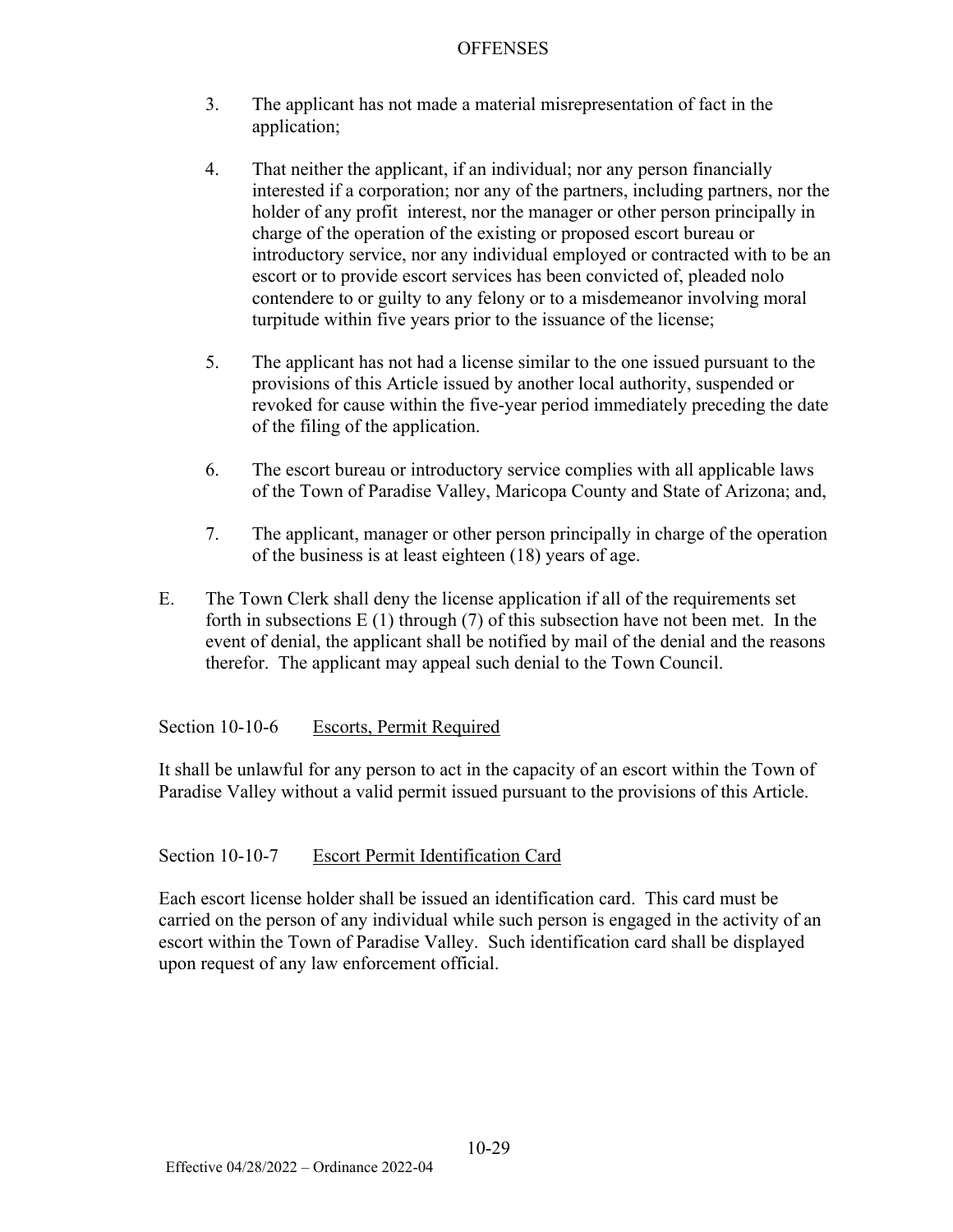3. The applicant has not made a material misrepresentation of fact in the application;

4. That neither the applicant, if an individual; nor any person financially interested if a corporation; nor any of the partners, including partners, nor the holder of any profit interest, nor the manager or other person principally in charge of the operation of the existing or proposed escort bureau or introductory service, nor any individual employed or contracted with to be an escort or to provide escort services has been convicted of, pleaded nolo contendere to or guilty to any felony or to a misdemeanor involving moral turpitude within five years prior to the issuance of the license;

5. The applicant has not had a license similar to the one issued pursuant to the provisions of this Article issued by another local authority, suspended or revoked for cause within the five-year period immediately preceding the date of the filing of the application.

6. The escort bureau or introductory service complies with all applicable laws of the Town of Paradise Valley, Maricopa County and State of Arizona; and,

7. The applicant, manager or other person principally in charge of the operation of the business is at least eighteen (18) years of age.

E. The Town Clerk shall deny the license application if all of the requirements set forth in subsections E (1) through (7) of this subsection have not been met. In the event of denial, the applicant shall be notified by mail of the denial and the reasons therefor. The applicant may appeal such denial to the Town Council.

## Section 10-10-6 Escorts, Permit Required

It shall be unlawful for any person to act in the capacity of an escort within the Town of Paradise Valley without a valid permit issued pursuant to the provisions of this Article.

## Section 10-10-7 Escort Permit Identification Card

Each escort license holder shall be issued an identification card. This card must be carried on the person of any individual while such person is engaged in the activity of an escort within the Town of Paradise Valley. Such identification card shall be displayed upon request of any law enforcement official.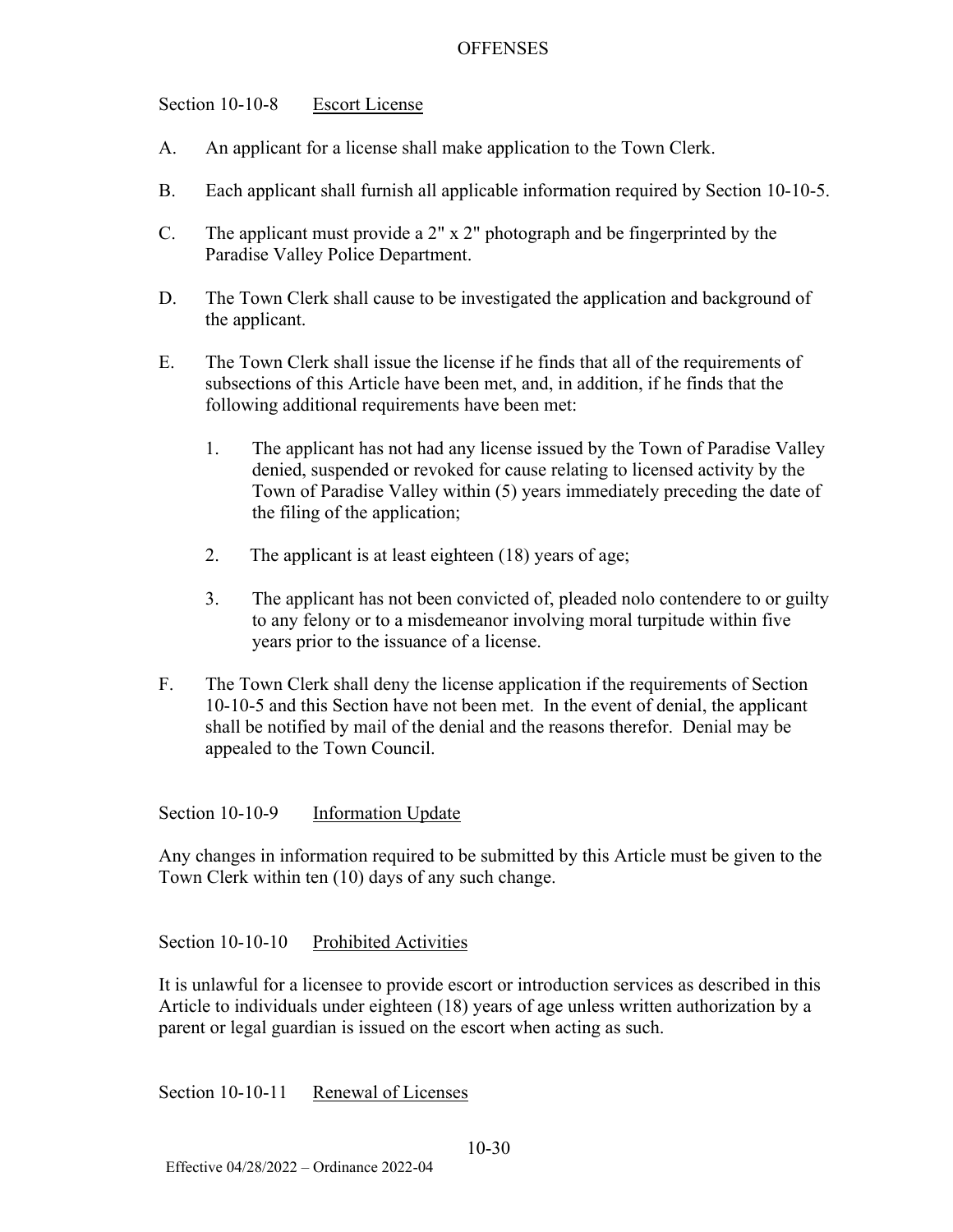Section 10-10-8 Escort License

A. An applicant for a license shall make application to the Town Clerk.

B. Each applicant shall furnish all applicable information required by Section 10-10-5.

C. The applicant must provide a 2" x 2" photograph and be fingerprinted by the Paradise Valley Police Department.

D. The Town Clerk shall cause to be investigated the application and background of the applicant.

E. The Town Clerk shall issue the license if he finds that all of the requirements of subsections of this Article have been met, and, in addition, if he finds that the following additional requirements have been met:

   1. The applicant has not had any license issued by the Town of Paradise Valley denied, suspended or revoked for cause relating to licensed activity by the Town of Paradise Valley within (5) years immediately preceding the date of the filing of the application;

   2. The applicant is at least eighteen (18) years of age;

   3. The applicant has not been convicted of, pleaded nolo contendere to or guilty to any felony or to a misdemeanor involving moral turpitude within five years prior to the issuance of a license.

F. The Town Clerk shall deny the license application if the requirements of Section 10-10-5 and this Section have not been met. In the event of denial, the applicant shall be notified by mail of the denial and the reasons therefor. Denial may be appealed to the Town Council.

Section 10-10-9 Information Update

Any changes in information required to be submitted by this Article must be given to the Town Clerk within ten (10) days of any such change.

Section 10-10-10 Prohibited Activities

It is unlawful for a licensee to provide escort or introduction services as described in this Article to individuals under eighteen (18) years of age unless written authorization by a parent or legal guardian is issued on the escort when acting as such.

Section 10-10-11 Renewal of Licenses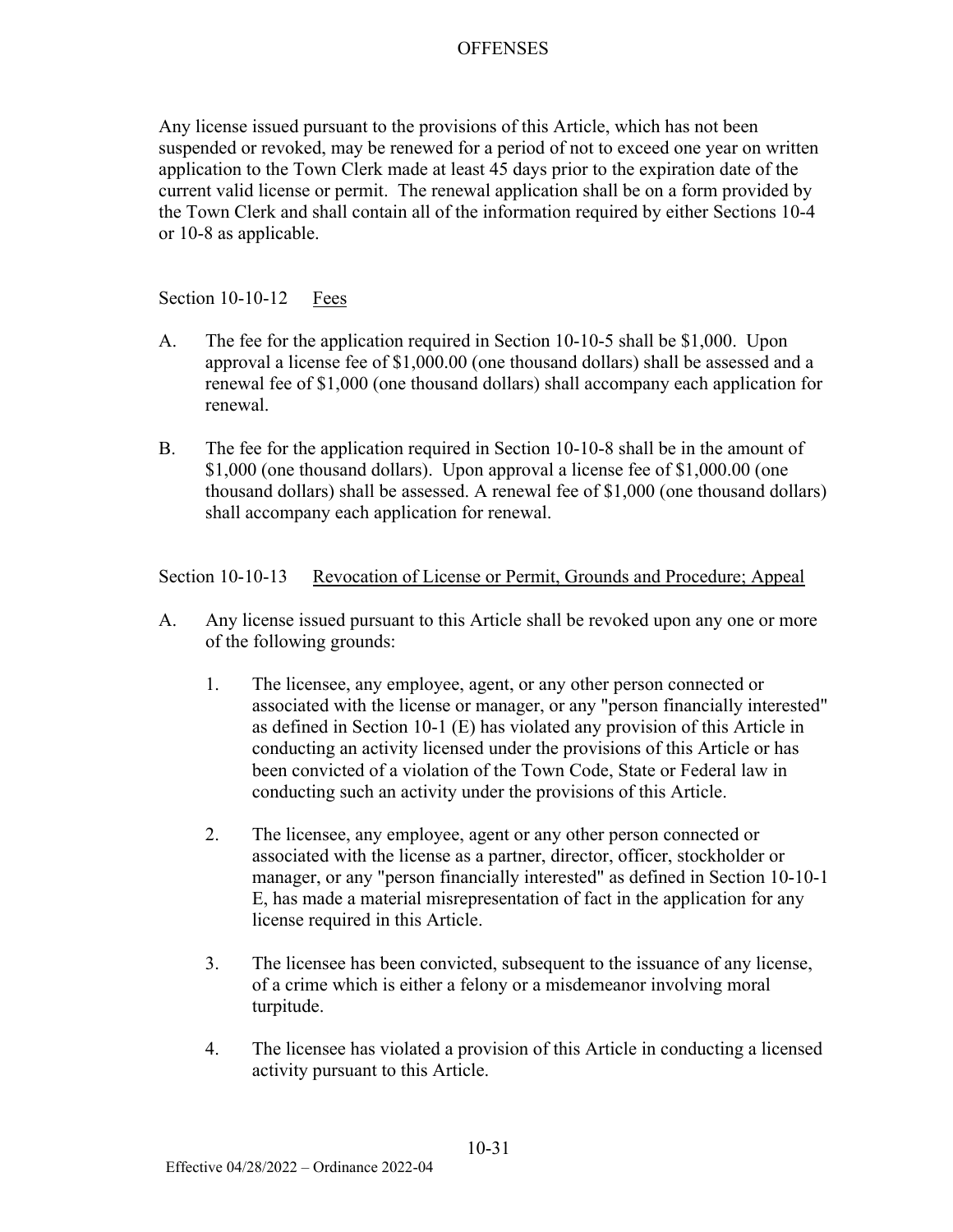Any license issued pursuant to the provisions of this Article, which has not been suspended or revoked, may be renewed for a period of not to exceed one year on written application to the Town Clerk made at least 45 days prior to the expiration date of the current valid license or permit. The renewal application shall be on a form provided by the Town Clerk and shall contain all of the information required by either Sections 10-4 or 10-8 as applicable.

Section 10-10-12 Fees

A. The fee for the application required in Section 10-10-5 shall be $1,000. Upon approval a license fee of $1,000.00 (one thousand dollars) shall be assessed and a renewal fee of $1,000 (one thousand dollars) shall accompany each application for renewal.

B. The fee for the application required in Section 10-10-8 shall be in the amount of $1,000 (one thousand dollars). Upon approval a license fee of $1,000.00 (one thousand dollars) shall be assessed. A renewal fee of $1,000 (one thousand dollars) shall accompany each application for renewal.

Section 10-10-13 Revocation of License or Permit, Grounds and Procedure; Appeal

A. Any license issued pursuant to this Article shall be revoked upon any one or more of the following grounds:

   1. The licensee, any employee, agent, or any other person connected or associated with the license or manager, or any "person financially interested" as defined in Section 10-1 (E) has violated any provision of this Article in conducting an activity licensed under the provisions of this Article or has been convicted of a violation of the Town Code, State or Federal law in conducting such an activity under the provisions of this Article.

   2. The licensee, any employee, agent or any other person connected or associated with the license as a partner, director, officer, stockholder or manager, or any "person financially interested" as defined in Section 10-10-1 E, has made a material misrepresentation of fact in the application for any license required in this Article.

   3. The licensee has been convicted, subsequent to the issuance of any license, of a crime which is either a felony or a misdemeanor involving moral turpitude.

   4. The licensee has violated a provision of this Article in conducting a licensed activity pursuant to this Article.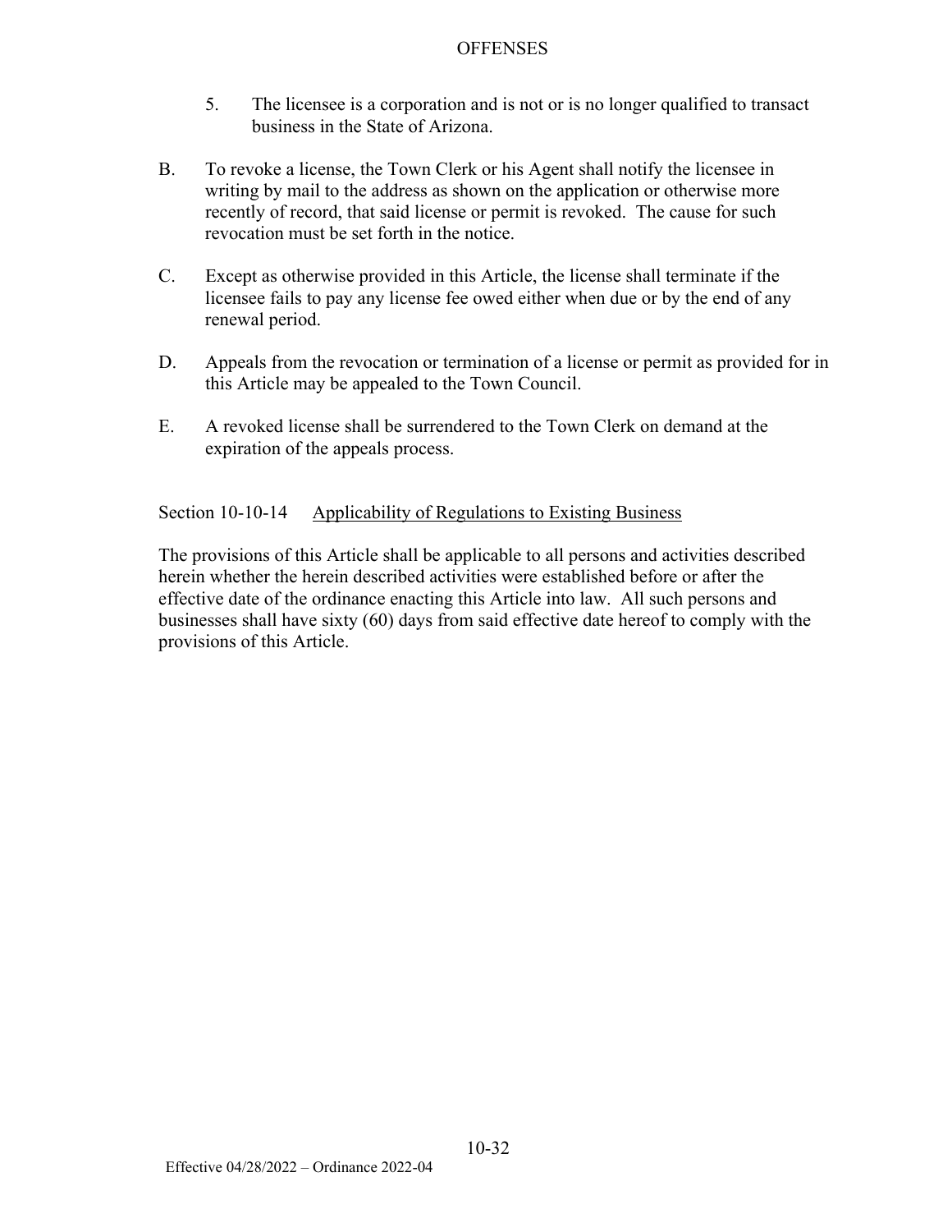5. The licensee is a corporation and is not or is no longer qualified to transact business in the State of Arizona.

B. To revoke a license, the Town Clerk or his Agent shall notify the licensee in writing by mail to the address as shown on the application or otherwise more recently of record, that said license or permit is revoked. The cause for such revocation must be set forth in the notice.

C. Except as otherwise provided in this Article, the license shall terminate if the licensee fails to pay any license fee owed either when due or by the end of any renewal period.

D. Appeals from the revocation or termination of a license or permit as provided for in this Article may be appealed to the Town Council.

E. A revoked license shall be surrendered to the Town Clerk on demand at the expiration of the appeals process.

### Section 10-10-14 Applicability of Regulations to Existing Business

The provisions of this Article shall be applicable to all persons and activities described herein whether the herein described activities were established before or after the effective date of the ordinance enacting this Article into law. All such persons and businesses shall have sixty (60) days from said effective date hereof to comply with the provisions of this Article.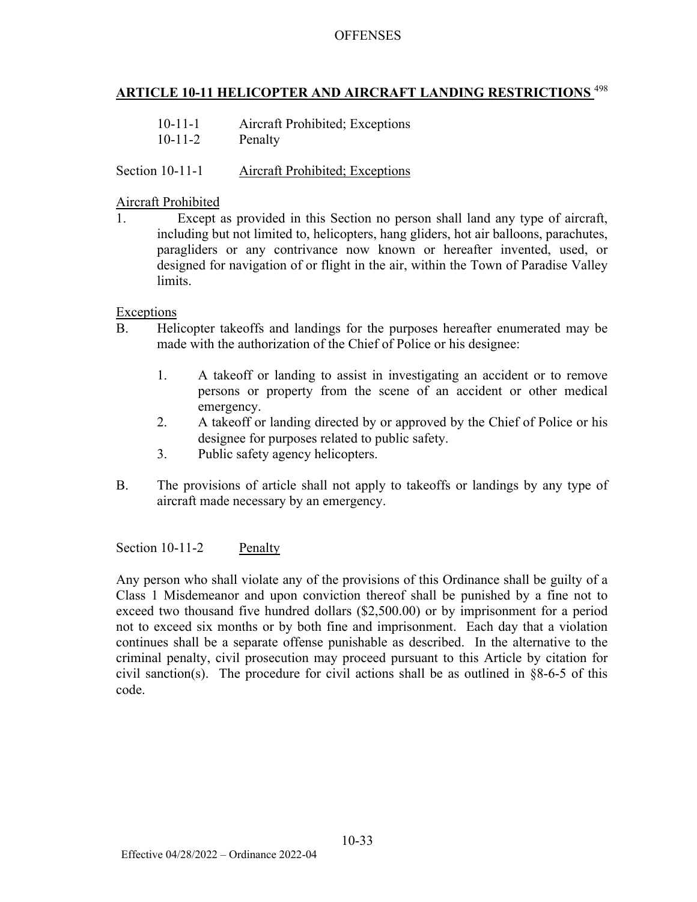## ARTICLE 10-11 HELICOPTER AND AIRCRAFT LANDING RESTRICTIONS [498]

10-11-1 Aircraft Prohibited; Exceptions
10-11-2 Penalty

### Section 10-11-1 Aircraft Prohibited; Exceptions

Aircraft Prohibited

1. Except as provided in this Section no person shall land any type of aircraft, including but not limited to, helicopters, hang gliders, hot air balloons, parachutes, paragliders or any contrivance now known or hereafter invented, used, or designed for navigation of or flight in the air, within the Town of Paradise Valley limits.

Exceptions

B. Helicopter takeoffs and landings for the purposes hereafter enumerated may be made with the authorization of the Chief of Police or his designee:

   1. A takeoff or landing to assist in investigating an accident or to remove persons or property from the scene of an accident or other medical emergency.
   2. A takeoff or landing directed by or approved by the Chief of Police or his designee for purposes related to public safety.
   3. Public safety agency helicopters.

B. The provisions of article shall not apply to takeoffs or landings by any type of aircraft made necessary by an emergency.

### Section 10-11-2 Penalty

Any person who shall violate any of the provisions of this Ordinance shall be guilty of a Class 1 Misdemeanor and upon conviction thereof shall be punished by a fine not to exceed two thousand five hundred dollars ($2,500.00) or by imprisonment for a period not to exceed six months or by both fine and imprisonment. Each day that a violation continues shall be a separate offense punishable as described. In the alternative to the criminal penalty, civil prosecution may proceed pursuant to this Article by citation for civil sanction(s). The procedure for civil actions shall be as outlined in §8-6-5 of this code.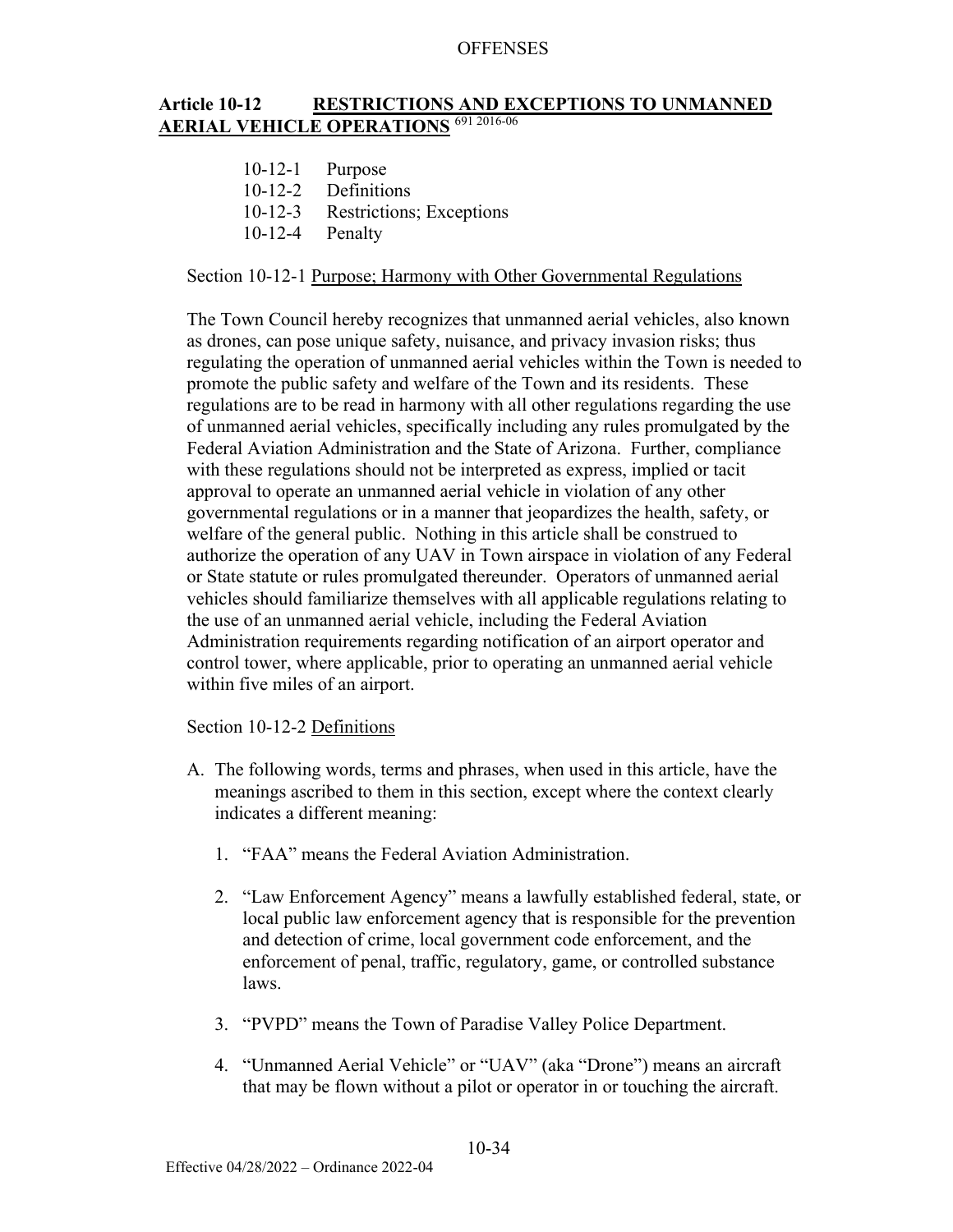## Article 10-12 RESTRICTIONS AND EXCEPTIONS TO UNMANNED AERIAL VEHICLE OPERATIONS [691 2016-06]

10-12-1 Purpose
10-12-2 Definitions
10-12-3 Restrictions; Exceptions
10-12-4 Penalty

Section 10-12-1 Purpose; Harmony with Other Governmental Regulations

The Town Council hereby recognizes that unmanned aerial vehicles, also known as drones, can pose unique safety, nuisance, and privacy invasion risks; thus regulating the operation of unmanned aerial vehicles within the Town is needed to promote the public safety and welfare of the Town and its residents. These regulations are to be read in harmony with all other regulations regarding the use of unmanned aerial vehicles, specifically including any rules promulgated by the Federal Aviation Administration and the State of Arizona. Further, compliance with these regulations should not be interpreted as express, implied or tacit approval to operate an unmanned aerial vehicle in violation of any other governmental regulations or in a manner that jeopardizes the health, safety, or welfare of the general public. Nothing in this article shall be construed to authorize the operation of any UAV in Town airspace in violation of any Federal or State statute or rules promulgated thereunder. Operators of unmanned aerial vehicles should familiarize themselves with all applicable regulations relating to the use of an unmanned aerial vehicle, including the Federal Aviation Administration requirements regarding notification of an airport operator and control tower, where applicable, prior to operating an unmanned aerial vehicle within five miles of an airport.

Section 10-12-2 Definitions

A. The following words, terms and phrases, when used in this article, have the meanings ascribed to them in this section, except where the context clearly indicates a different meaning:

   1. "FAA" means the Federal Aviation Administration.

   2. "Law Enforcement Agency" means a lawfully established federal, state, or local public law enforcement agency that is responsible for the prevention and detection of crime, local government code enforcement, and the enforcement of penal, traffic, regulatory, game, or controlled substance laws.

   3. "PVPD" means the Town of Paradise Valley Police Department.

   4. "Unmanned Aerial Vehicle" or "UAV" (aka "Drone") means an aircraft that may be flown without a pilot or operator in or touching the aircraft.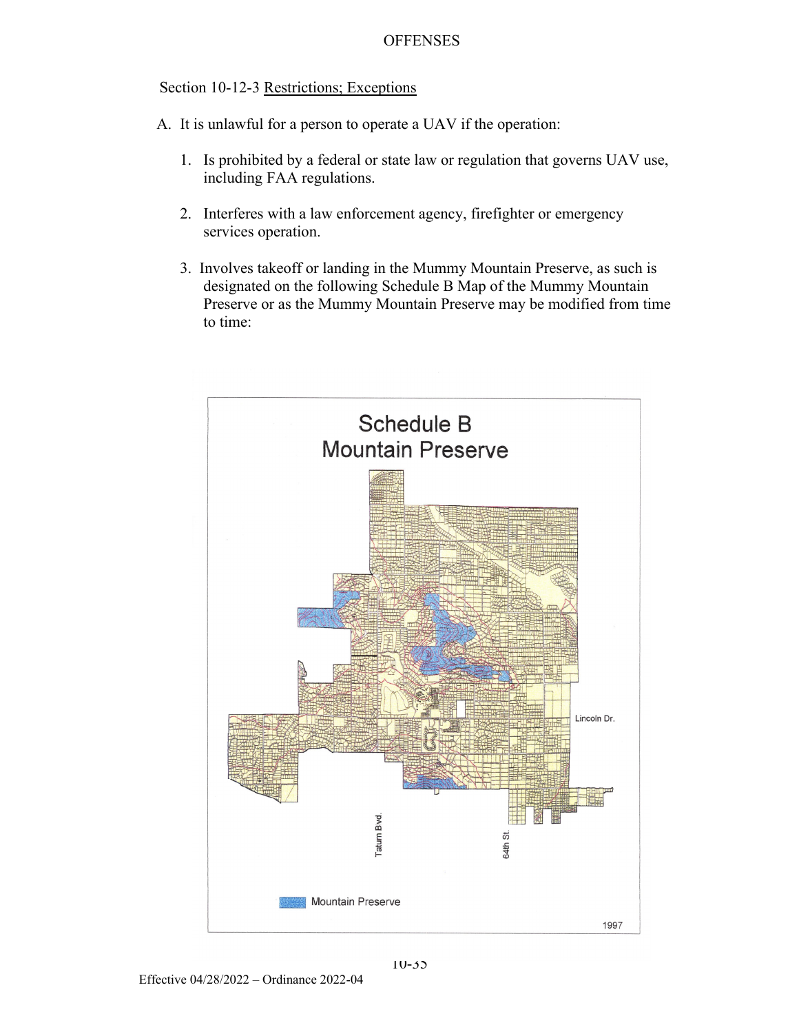Section 10-12-3 Restrictions; Exceptions

A. It is unlawful for a person to operate a UAV if the operation:

   1. Is prohibited by a federal or state law or regulation that governs UAV use, including FAA regulations.

   2. Interferes with a law enforcement agency, firefighter or emergency services operation.

   3. Involves takeoff or landing in the Mummy Mountain Preserve, as such is designated on the following Schedule B Map of the Mummy Mountain Preserve or as the Mummy Mountain Preserve may be modified from time to time:

Schedule B
Mountain Preserve

Lincoln Dr.

Tatum Bvd.

64th St.

Mountain Preserve

1997

Effective 04/28/2022 – Ordinance 2022-04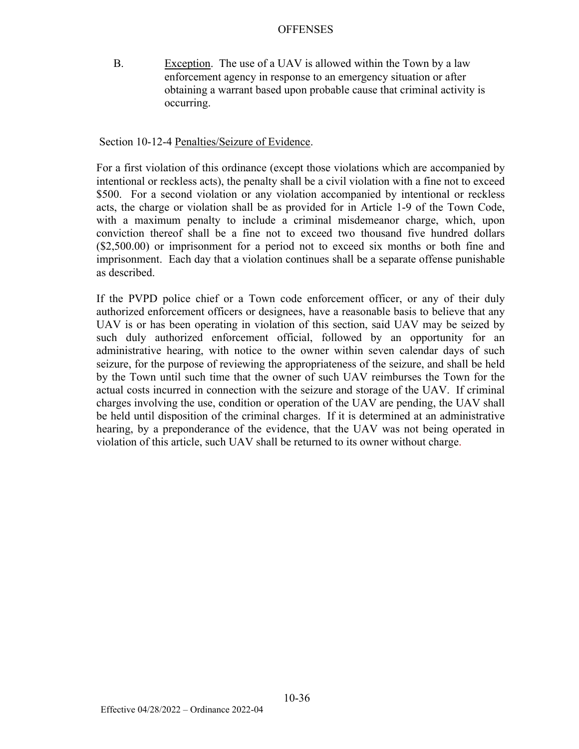B. Exception. The use of a UAV is allowed within the Town by a law enforcement agency in response to an emergency situation or after obtaining a warrant based upon probable cause that criminal activity is occurring.

Section 10-12-4 Penalties/Seizure of Evidence.

For a first violation of this ordinance (except those violations which are accompanied by intentional or reckless acts), the penalty shall be a civil violation with a fine not to exceed $500. For a second violation or any violation accompanied by intentional or reckless acts, the charge or violation shall be as provided for in Article 1-9 of the Town Code, with a maximum penalty to include a criminal misdemeanor charge, which, upon conviction thereof shall be a fine not to exceed two thousand five hundred dollars ($2,500.00) or imprisonment for a period not to exceed six months or both fine and imprisonment. Each day that a violation continues shall be a separate offense punishable as described.

If the PVPD police chief or a Town code enforcement officer, or any of their duly authorized enforcement officers or designees, have a reasonable basis to believe that any UAV is or has been operating in violation of this section, said UAV may be seized by such duly authorized enforcement official, followed by an opportunity for an administrative hearing, with notice to the owner within seven calendar days of such seizure, for the purpose of reviewing the appropriateness of the seizure, and shall be held by the Town until such time that the owner of such UAV reimburses the Town for the actual costs incurred in connection with the seizure and storage of the UAV. If criminal charges involving the use, condition or operation of the UAV are pending, the UAV shall be held until disposition of the criminal charges. If it is determined at an administrative hearing, by a preponderance of the evidence, that the UAV was not being operated in violation of this article, such UAV shall be returned to its owner without charge.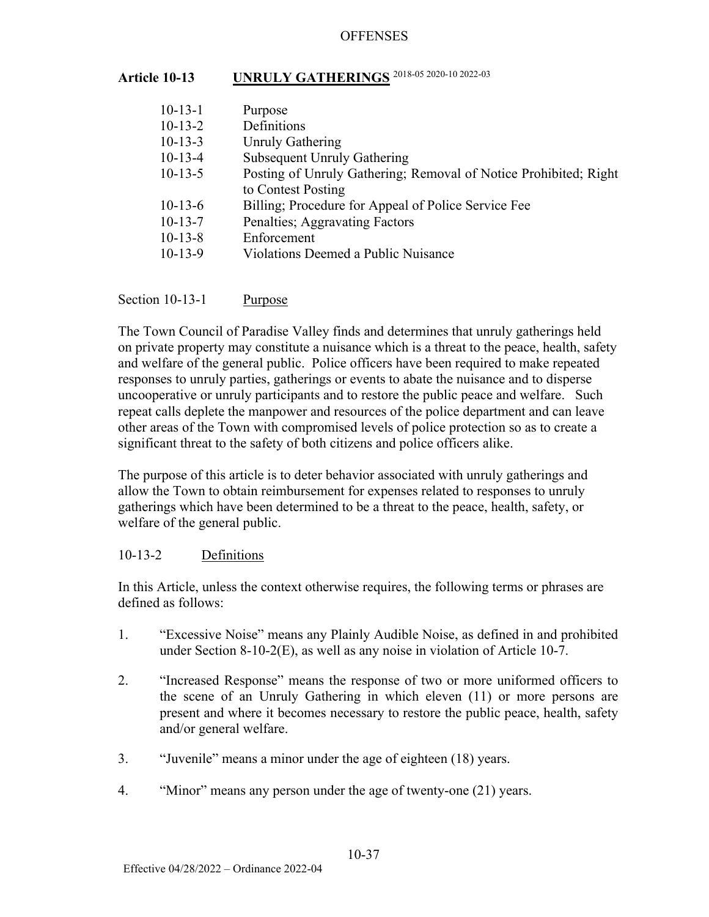## Article 10-13 UNRULY GATHERINGS [2018-05 2020-10 2022-03]

| | |
|---|---|
| 10-13-1 | Purpose |
| 10-13-2 | Definitions |
| 10-13-3 | Unruly Gathering |
| 10-13-4 | Subsequent Unruly Gathering |
| 10-13-5 | Posting of Unruly Gathering; Removal of Notice Prohibited; Right to Contest Posting |
| 10-13-6 | Billing; Procedure for Appeal of Police Service Fee |
| 10-13-7 | Penalties; Aggravating Factors |
| 10-13-8 | Enforcement |
| 10-13-9 | Violations Deemed a Public Nuisance |

### Section 10-13-1 Purpose

The Town Council of Paradise Valley finds and determines that unruly gatherings held on private property may constitute a nuisance which is a threat to the peace, health, safety and welfare of the general public. Police officers have been required to make repeated responses to unruly parties, gatherings or events to abate the nuisance and to disperse uncooperative or unruly participants and to restore the public peace and welfare. Such repeat calls deplete the manpower and resources of the police department and can leave other areas of the Town with compromised levels of police protection so as to create a significant threat to the safety of both citizens and police officers alike.

The purpose of this article is to deter behavior associated with unruly gatherings and allow the Town to obtain reimbursement for expenses related to responses to unruly gatherings which have been determined to be a threat to the peace, health, safety, or welfare of the general public.

### 10-13-2 Definitions

In this Article, unless the context otherwise requires, the following terms or phrases are defined as follows:

1. "Excessive Noise" means any Plainly Audible Noise, as defined in and prohibited under Section 8-10-2(E), as well as any noise in violation of Article 10-7.
2. "Increased Response" means the response of two or more uniformed officers to the scene of an Unruly Gathering in which eleven (11) or more persons are present and where it becomes necessary to restore the public peace, health, safety and/or general welfare.
3. "Juvenile" means a minor under the age of eighteen (18) years.
4. "Minor" means any person under the age of twenty-one (21) years.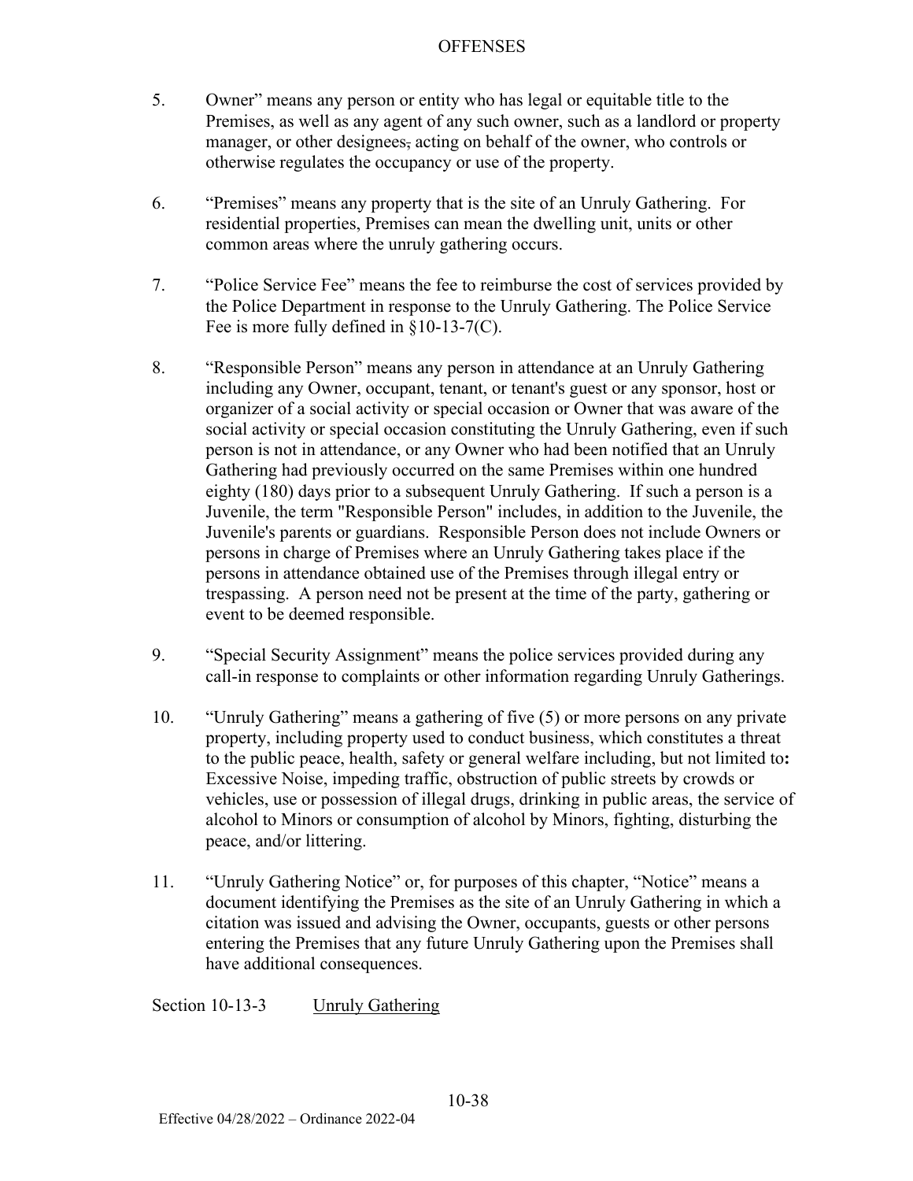5. Owner" means any person or entity who has legal or equitable title to the Premises, as well as any agent of any such owner, such as a landlord or property manager, or other designees, acting on behalf of the owner, who controls or otherwise regulates the occupancy or use of the property.

6. "Premises" means any property that is the site of an Unruly Gathering. For residential properties, Premises can mean the dwelling unit, units or other common areas where the unruly gathering occurs.

7. "Police Service Fee" means the fee to reimburse the cost of services provided by the Police Department in response to the Unruly Gathering. The Police Service Fee is more fully defined in §10-13-7(C).

8. "Responsible Person" means any person in attendance at an Unruly Gathering including any Owner, occupant, tenant, or tenant's guest or any sponsor, host or organizer of a social activity or special occasion or Owner that was aware of the social activity or special occasion constituting the Unruly Gathering, even if such person is not in attendance, or any Owner who had been notified that an Unruly Gathering had previously occurred on the same Premises within one hundred eighty (180) days prior to a subsequent Unruly Gathering. If such a person is a Juvenile, the term "Responsible Person" includes, in addition to the Juvenile, the Juvenile's parents or guardians. Responsible Person does not include Owners or persons in charge of Premises where an Unruly Gathering takes place if the persons in attendance obtained use of the Premises through illegal entry or trespassing. A person need not be present at the time of the party, gathering or event to be deemed responsible.

9. "Special Security Assignment" means the police services provided during any call-in response to complaints or other information regarding Unruly Gatherings.

10. "Unruly Gathering" means a gathering of five (5) or more persons on any private property, including property used to conduct business, which constitutes a threat to the public peace, health, safety or general welfare including, but not limited to**:** Excessive Noise, impeding traffic, obstruction of public streets by crowds or vehicles, use or possession of illegal drugs, drinking in public areas, the service of alcohol to Minors or consumption of alcohol by Minors, fighting, disturbing the peace, and/or littering.

11. "Unruly Gathering Notice" or, for purposes of this chapter, "Notice" means a document identifying the Premises as the site of an Unruly Gathering in which a citation was issued and advising the Owner, occupants, guests or other persons entering the Premises that any future Unruly Gathering upon the Premises shall have additional consequences.

Section 10-13-3 Unruly Gathering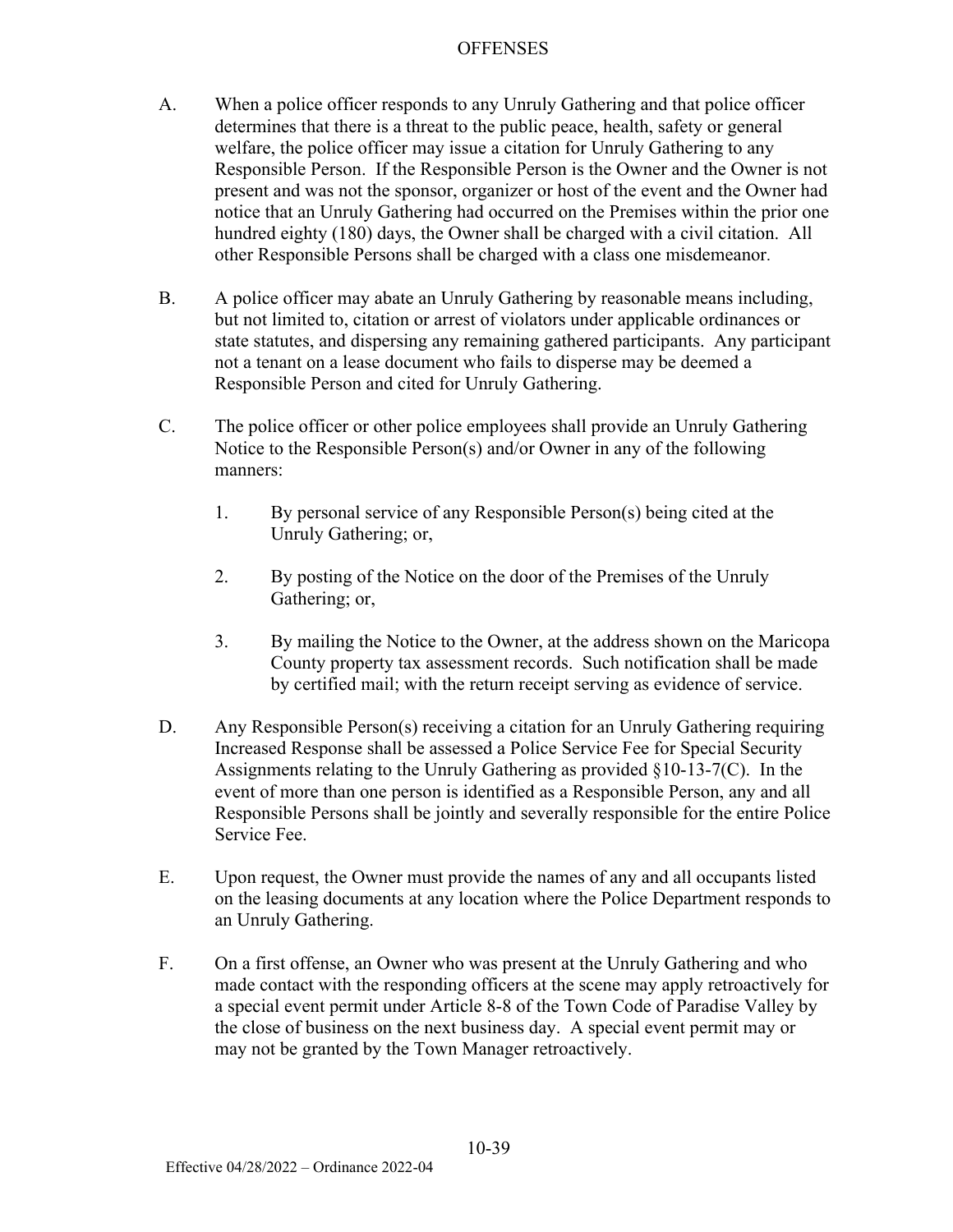## OFFENSES

A. When a police officer responds to any Unruly Gathering and that police officer determines that there is a threat to the public peace, health, safety or general welfare, the police officer may issue a citation for Unruly Gathering to any Responsible Person. If the Responsible Person is the Owner and the Owner is not present and was not the sponsor, organizer or host of the event and the Owner had notice that an Unruly Gathering had occurred on the Premises within the prior one hundred eighty (180) days, the Owner shall be charged with a civil citation. All other Responsible Persons shall be charged with a class one misdemeanor.

B. A police officer may abate an Unruly Gathering by reasonable means including, but not limited to, citation or arrest of violators under applicable ordinances or state statutes, and dispersing any remaining gathered participants. Any participant not a tenant on a lease document who fails to disperse may be deemed a Responsible Person and cited for Unruly Gathering.

C. The police officer or other police employees shall provide an Unruly Gathering Notice to the Responsible Person(s) and/or Owner in any of the following manners:

   1. By personal service of any Responsible Person(s) being cited at the Unruly Gathering; or,

   2. By posting of the Notice on the door of the Premises of the Unruly Gathering; or,

   3. By mailing the Notice to the Owner, at the address shown on the Maricopa County property tax assessment records. Such notification shall be made by certified mail; with the return receipt serving as evidence of service.

D. Any Responsible Person(s) receiving a citation for an Unruly Gathering requiring Increased Response shall be assessed a Police Service Fee for Special Security Assignments relating to the Unruly Gathering as provided §10-13-7(C). In the event of more than one person is identified as a Responsible Person, any and all Responsible Persons shall be jointly and severally responsible for the entire Police Service Fee.

E. Upon request, the Owner must provide the names of any and all occupants listed on the leasing documents at any location where the Police Department responds to an Unruly Gathering.

F. On a first offense, an Owner who was present at the Unruly Gathering and who made contact with the responding officers at the scene may apply retroactively for a special event permit under Article 8-8 of the Town Code of Paradise Valley by the close of business on the next business day. A special event permit may or may not be granted by the Town Manager retroactively.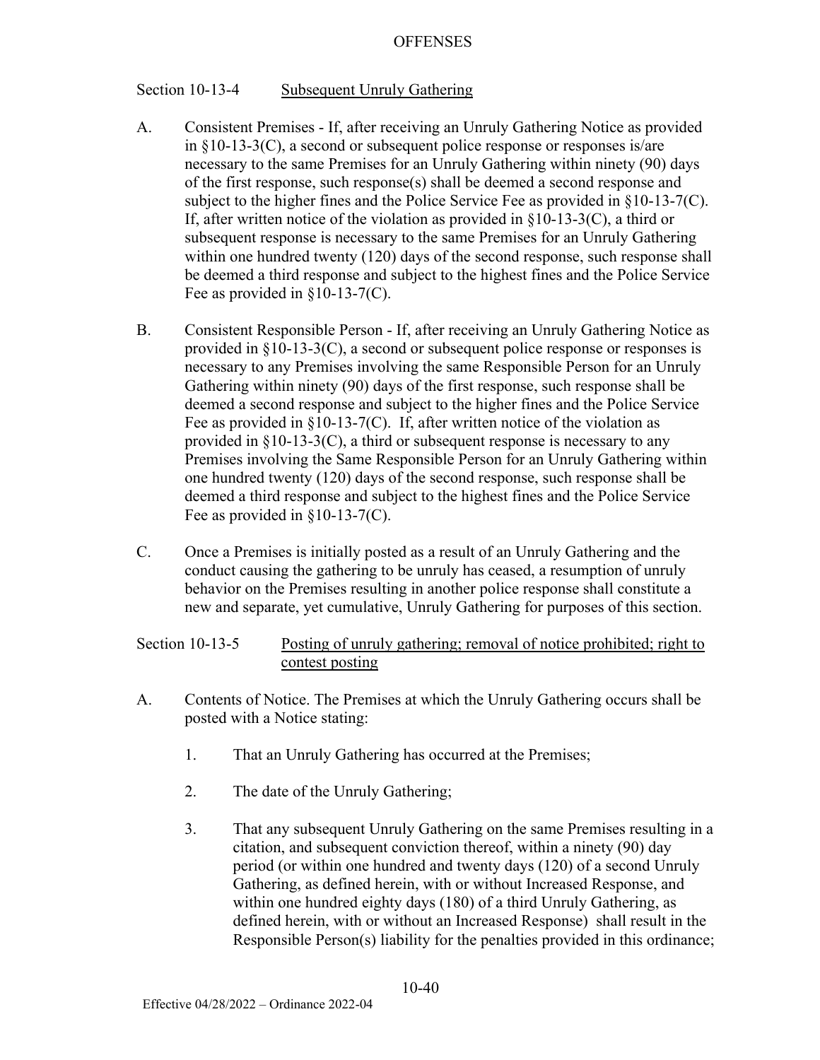## Section 10-13-4 Subsequent Unruly Gathering

A. Consistent Premises - If, after receiving an Unruly Gathering Notice as provided in §10-13-3(C), a second or subsequent police response or responses is/are necessary to the same Premises for an Unruly Gathering within ninety (90) days of the first response, such response(s) shall be deemed a second response and subject to the higher fines and the Police Service Fee as provided in §10-13-7(C). If, after written notice of the violation as provided in §10-13-3(C), a third or subsequent response is necessary to the same Premises for an Unruly Gathering within one hundred twenty (120) days of the second response, such response shall be deemed a third response and subject to the highest fines and the Police Service Fee as provided in §10-13-7(C).

B. Consistent Responsible Person - If, after receiving an Unruly Gathering Notice as provided in §10-13-3(C), a second or subsequent police response or responses is necessary to any Premises involving the same Responsible Person for an Unruly Gathering within ninety (90) days of the first response, such response shall be deemed a second response and subject to the higher fines and the Police Service Fee as provided in §10-13-7(C). If, after written notice of the violation as provided in §10-13-3(C), a third or subsequent response is necessary to any Premises involving the Same Responsible Person for an Unruly Gathering within one hundred twenty (120) days of the second response, such response shall be deemed a third response and subject to the highest fines and the Police Service Fee as provided in §10-13-7(C).

C. Once a Premises is initially posted as a result of an Unruly Gathering and the conduct causing the gathering to be unruly has ceased, a resumption of unruly behavior on the Premises resulting in another police response shall constitute a new and separate, yet cumulative, Unruly Gathering for purposes of this section.

## Section 10-13-5 Posting of unruly gathering; removal of notice prohibited; right to contest posting

A. Contents of Notice. The Premises at which the Unruly Gathering occurs shall be posted with a Notice stating:

1. That an Unruly Gathering has occurred at the Premises;

2. The date of the Unruly Gathering;

3. That any subsequent Unruly Gathering on the same Premises resulting in a citation, and subsequent conviction thereof, within a ninety (90) day period (or within one hundred and twenty days (120) of a second Unruly Gathering, as defined herein, with or without Increased Response, and within one hundred eighty days (180) of a third Unruly Gathering, as defined herein, with or without an Increased Response) shall result in the Responsible Person(s) liability for the penalties provided in this ordinance;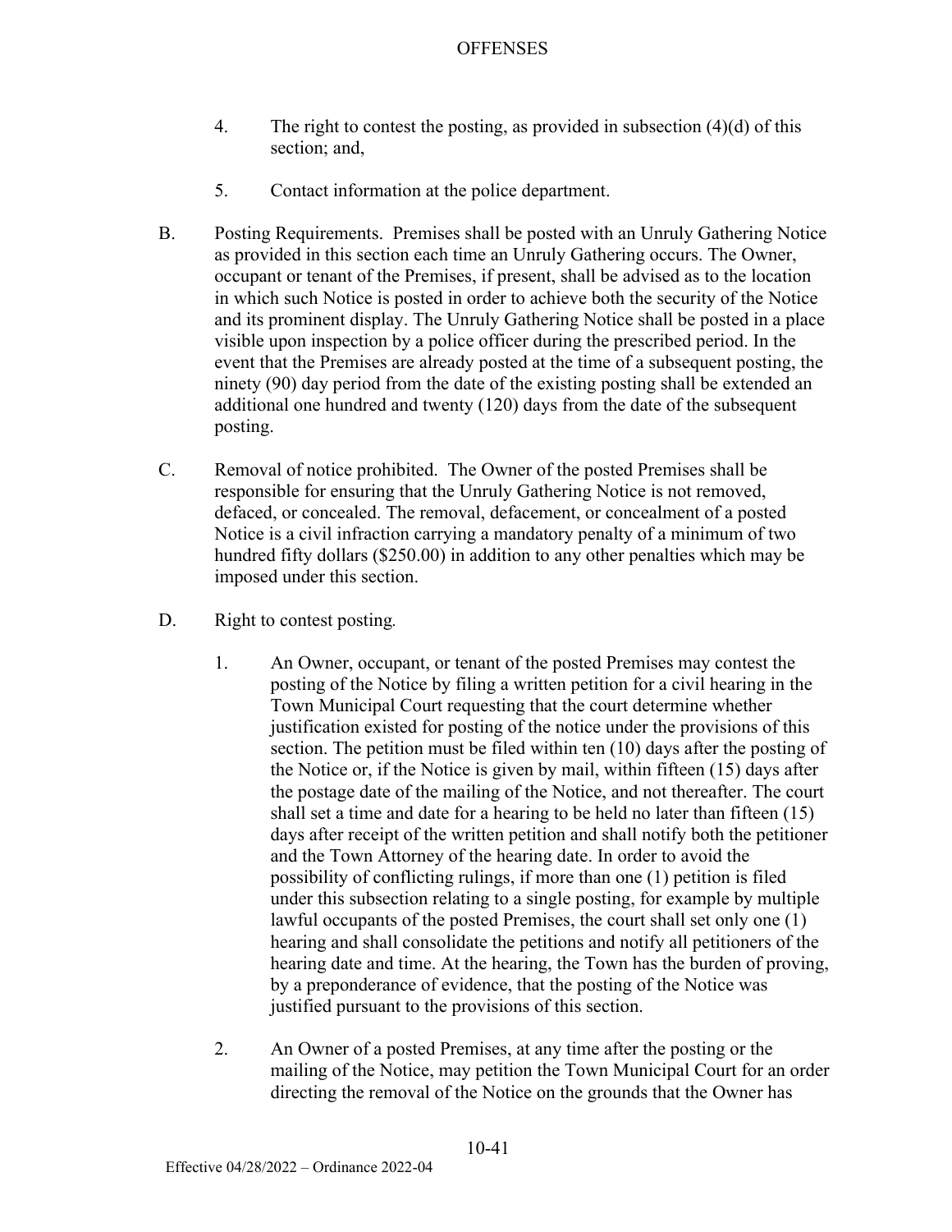4. The right to contest the posting, as provided in subsection (4)(d) of this section; and,

5. Contact information at the police department.

B. Posting Requirements. Premises shall be posted with an Unruly Gathering Notice as provided in this section each time an Unruly Gathering occurs. The Owner, occupant or tenant of the Premises, if present, shall be advised as to the location in which such Notice is posted in order to achieve both the security of the Notice and its prominent display. The Unruly Gathering Notice shall be posted in a place visible upon inspection by a police officer during the prescribed period. In the event that the Premises are already posted at the time of a subsequent posting, the ninety (90) day period from the date of the existing posting shall be extended an additional one hundred and twenty (120) days from the date of the subsequent posting.

C. Removal of notice prohibited. The Owner of the posted Premises shall be responsible for ensuring that the Unruly Gathering Notice is not removed, defaced, or concealed. The removal, defacement, or concealment of a posted Notice is a civil infraction carrying a mandatory penalty of a minimum of two hundred fifty dollars ($250.00) in addition to any other penalties which may be imposed under this section.

D. Right to contest posting.

1. An Owner, occupant, or tenant of the posted Premises may contest the posting of the Notice by filing a written petition for a civil hearing in the Town Municipal Court requesting that the court determine whether justification existed for posting of the notice under the provisions of this section. The petition must be filed within ten (10) days after the posting of the Notice or, if the Notice is given by mail, within fifteen (15) days after the postage date of the mailing of the Notice, and not thereafter. The court shall set a time and date for a hearing to be held no later than fifteen (15) days after receipt of the written petition and shall notify both the petitioner and the Town Attorney of the hearing date. In order to avoid the possibility of conflicting rulings, if more than one (1) petition is filed under this subsection relating to a single posting, for example by multiple lawful occupants of the posted Premises, the court shall set only one (1) hearing and shall consolidate the petitions and notify all petitioners of the hearing date and time. At the hearing, the Town has the burden of proving, by a preponderance of evidence, that the posting of the Notice was justified pursuant to the provisions of this section.

2. An Owner of a posted Premises, at any time after the posting or the mailing of the Notice, may petition the Town Municipal Court for an order directing the removal of the Notice on the grounds that the Owner has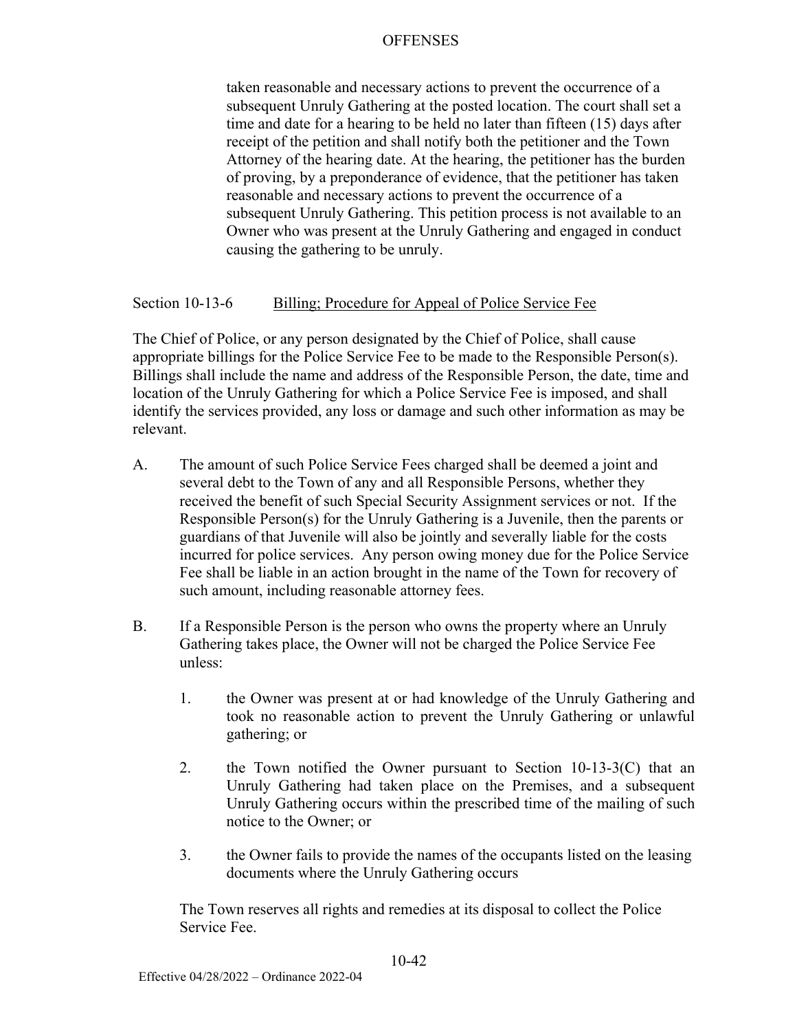taken reasonable and necessary actions to prevent the occurrence of a subsequent Unruly Gathering at the posted location. The court shall set a time and date for a hearing to be held no later than fifteen (15) days after receipt of the petition and shall notify both the petitioner and the Town Attorney of the hearing date. At the hearing, the petitioner has the burden of proving, by a preponderance of evidence, that the petitioner has taken reasonable and necessary actions to prevent the occurrence of a subsequent Unruly Gathering. This petition process is not available to an Owner who was present at the Unruly Gathering and engaged in conduct causing the gathering to be unruly.

## Section 10-13-6 Billing; Procedure for Appeal of Police Service Fee

The Chief of Police, or any person designated by the Chief of Police, shall cause appropriate billings for the Police Service Fee to be made to the Responsible Person(s). Billings shall include the name and address of the Responsible Person, the date, time and location of the Unruly Gathering for which a Police Service Fee is imposed, and shall identify the services provided, any loss or damage and such other information as may be relevant.

A. The amount of such Police Service Fees charged shall be deemed a joint and several debt to the Town of any and all Responsible Persons, whether they received the benefit of such Special Security Assignment services or not. If the Responsible Person(s) for the Unruly Gathering is a Juvenile, then the parents or guardians of that Juvenile will also be jointly and severally liable for the costs incurred for police services. Any person owing money due for the Police Service Fee shall be liable in an action brought in the name of the Town for recovery of such amount, including reasonable attorney fees.

B. If a Responsible Person is the person who owns the property where an Unruly Gathering takes place, the Owner will not be charged the Police Service Fee unless:

   1. the Owner was present at or had knowledge of the Unruly Gathering and took no reasonable action to prevent the Unruly Gathering or unlawful gathering; or

   2. the Town notified the Owner pursuant to Section 10-13-3(C) that an Unruly Gathering had taken place on the Premises, and a subsequent Unruly Gathering occurs within the prescribed time of the mailing of such notice to the Owner; or

   3. the Owner fails to provide the names of the occupants listed on the leasing documents where the Unruly Gathering occurs

   The Town reserves all rights and remedies at its disposal to collect the Police Service Fee.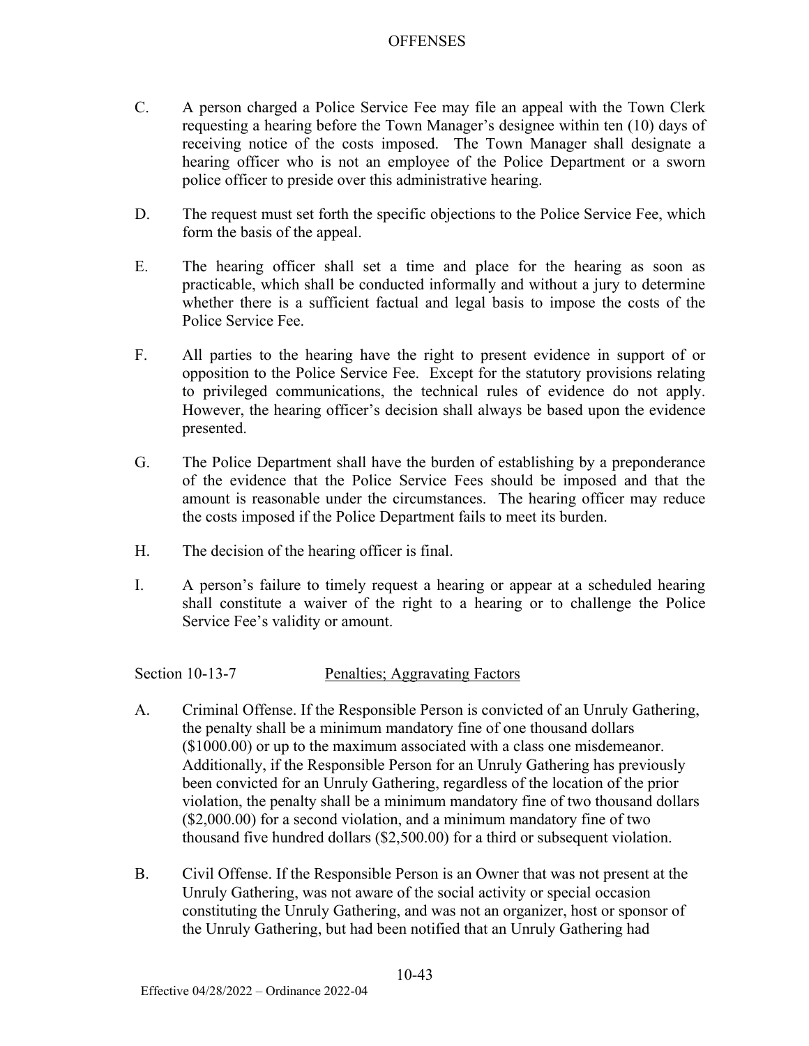C. A person charged a Police Service Fee may file an appeal with the Town Clerk requesting a hearing before the Town Manager's designee within ten (10) days of receiving notice of the costs imposed. The Town Manager shall designate a hearing officer who is not an employee of the Police Department or a sworn police officer to preside over this administrative hearing.

D. The request must set forth the specific objections to the Police Service Fee, which form the basis of the appeal.

E. The hearing officer shall set a time and place for the hearing as soon as practicable, which shall be conducted informally and without a jury to determine whether there is a sufficient factual and legal basis to impose the costs of the Police Service Fee.

F. All parties to the hearing have the right to present evidence in support of or opposition to the Police Service Fee. Except for the statutory provisions relating to privileged communications, the technical rules of evidence do not apply. However, the hearing officer's decision shall always be based upon the evidence presented.

G. The Police Department shall have the burden of establishing by a preponderance of the evidence that the Police Service Fees should be imposed and that the amount is reasonable under the circumstances. The hearing officer may reduce the costs imposed if the Police Department fails to meet its burden.

H. The decision of the hearing officer is final.

I. A person's failure to timely request a hearing or appear at a scheduled hearing shall constitute a waiver of the right to a hearing or to challenge the Police Service Fee's validity or amount.

## Section 10-13-7 Penalties; Aggravating Factors

A. Criminal Offense. If the Responsible Person is convicted of an Unruly Gathering, the penalty shall be a minimum mandatory fine of one thousand dollars ($1000.00) or up to the maximum associated with a class one misdemeanor. Additionally, if the Responsible Person for an Unruly Gathering has previously been convicted for an Unruly Gathering, regardless of the location of the prior violation, the penalty shall be a minimum mandatory fine of two thousand dollars ($2,000.00) for a second violation, and a minimum mandatory fine of two thousand five hundred dollars ($2,500.00) for a third or subsequent violation.

B. Civil Offense. If the Responsible Person is an Owner that was not present at the Unruly Gathering, was not aware of the social activity or special occasion constituting the Unruly Gathering, and was not an organizer, host or sponsor of the Unruly Gathering, but had been notified that an Unruly Gathering had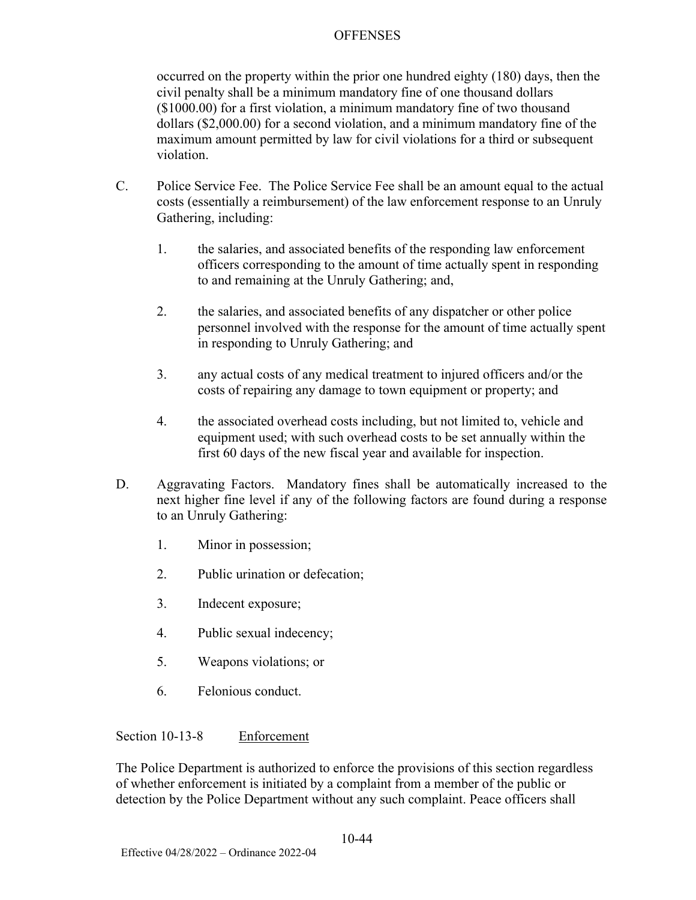occurred on the property within the prior one hundred eighty (180) days, then the civil penalty shall be a minimum mandatory fine of one thousand dollars ($1000.00) for a first violation, a minimum mandatory fine of two thousand dollars ($2,000.00) for a second violation, and a minimum mandatory fine of the maximum amount permitted by law for civil violations for a third or subsequent violation.

C. Police Service Fee. The Police Service Fee shall be an amount equal to the actual costs (essentially a reimbursement) of the law enforcement response to an Unruly Gathering, including:

1. the salaries, and associated benefits of the responding law enforcement officers corresponding to the amount of time actually spent in responding to and remaining at the Unruly Gathering; and,

2. the salaries, and associated benefits of any dispatcher or other police personnel involved with the response for the amount of time actually spent in responding to Unruly Gathering; and

3. any actual costs of any medical treatment to injured officers and/or the costs of repairing any damage to town equipment or property; and

4. the associated overhead costs including, but not limited to, vehicle and equipment used; with such overhead costs to be set annually within the first 60 days of the new fiscal year and available for inspection.

D. Aggravating Factors. Mandatory fines shall be automatically increased to the next higher fine level if any of the following factors are found during a response to an Unruly Gathering:

1. Minor in possession;

2. Public urination or defecation;

3. Indecent exposure;

4. Public sexual indecency;

5. Weapons violations; or

6. Felonious conduct.

Section 10-13-8 Enforcement

The Police Department is authorized to enforce the provisions of this section regardless of whether enforcement is initiated by a complaint from a member of the public or detection by the Police Department without any such complaint. Peace officers shall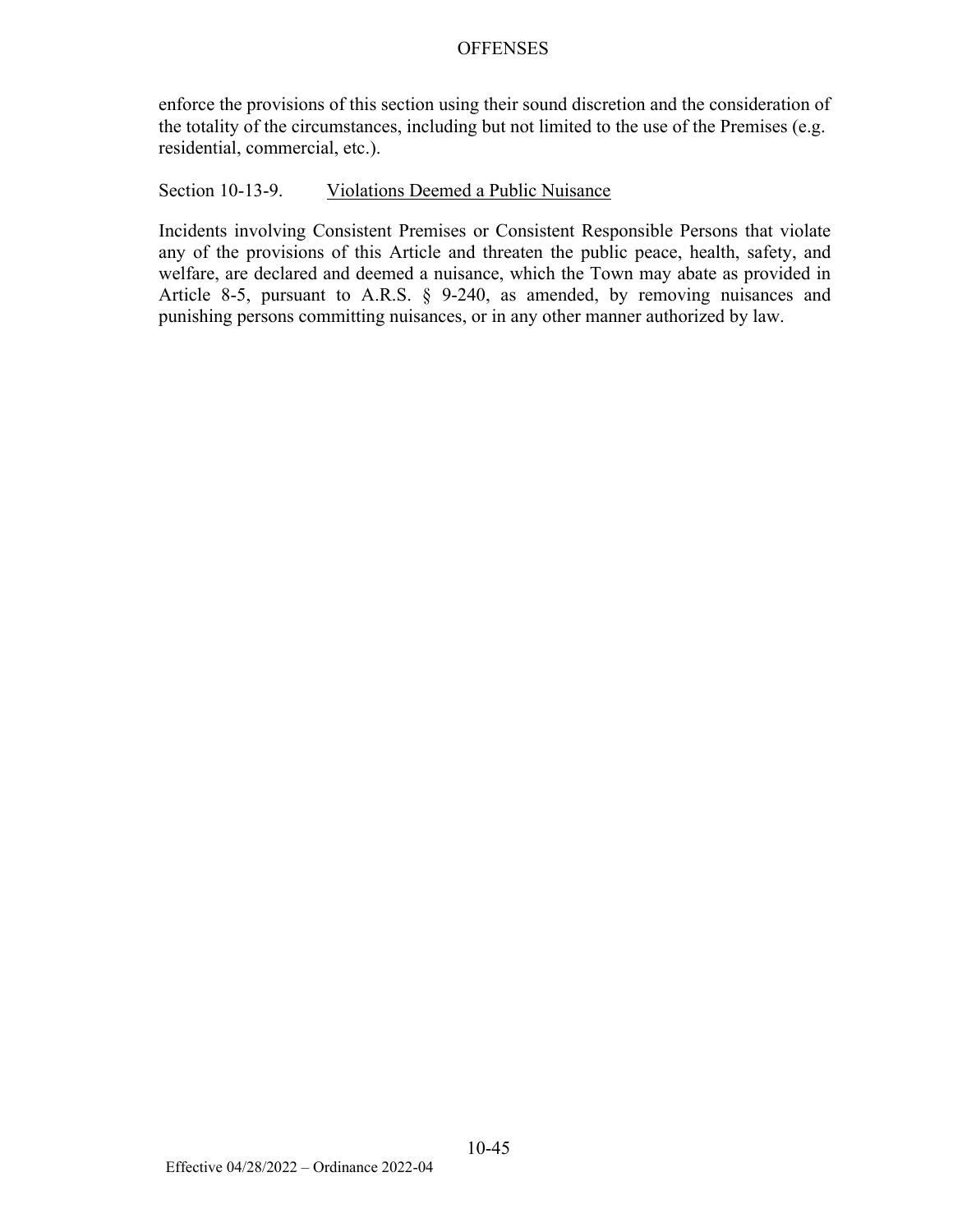enforce the provisions of this section using their sound discretion and the consideration of the totality of the circumstances, including but not limited to the use of the Premises (e.g. residential, commercial, etc.).

### Section 10-13-9. Violations Deemed a Public Nuisance

Incidents involving Consistent Premises or Consistent Responsible Persons that violate any of the provisions of this Article and threaten the public peace, health, safety, and welfare, are declared and deemed a nuisance, which the Town may abate as provided in Article 8-5, pursuant to A.R.S. § 9-240, as amended, by removing nuisances and punishing persons committing nuisances, or in any other manner authorized by law.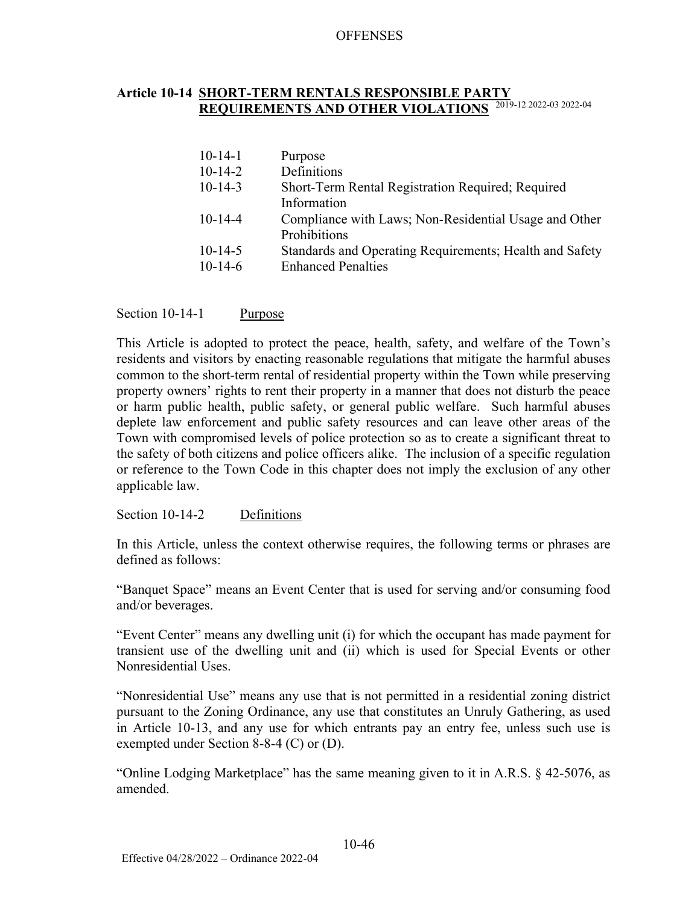## Article 10-14 SHORT-TERM RENTALS RESPONSIBLE PARTY REQUIREMENTS AND OTHER VIOLATIONS 2019-12 2022-03 2022-04

| | |
|---|---|
| 10-14-1 | Purpose |
| 10-14-2 | Definitions |
| 10-14-3 | Short-Term Rental Registration Required; Required Information |
| 10-14-4 | Compliance with Laws; Non-Residential Usage and Other Prohibitions |
| 10-14-5 | Standards and Operating Requirements; Health and Safety |
| 10-14-6 | Enhanced Penalties |

### Section 10-14-1 Purpose

This Article is adopted to protect the peace, health, safety, and welfare of the Town's residents and visitors by enacting reasonable regulations that mitigate the harmful abuses common to the short-term rental of residential property within the Town while preserving property owners' rights to rent their property in a manner that does not disturb the peace or harm public health, public safety, or general public welfare. Such harmful abuses deplete law enforcement and public safety resources and can leave other areas of the Town with compromised levels of police protection so as to create a significant threat to the safety of both citizens and police officers alike. The inclusion of a specific regulation or reference to the Town Code in this chapter does not imply the exclusion of any other applicable law.

### Section 10-14-2 Definitions

In this Article, unless the context otherwise requires, the following terms or phrases are defined as follows:

"Banquet Space" means an Event Center that is used for serving and/or consuming food and/or beverages.

"Event Center" means any dwelling unit (i) for which the occupant has made payment for transient use of the dwelling unit and (ii) which is used for Special Events or other Nonresidential Uses.

"Nonresidential Use" means any use that is not permitted in a residential zoning district pursuant to the Zoning Ordinance, any use that constitutes an Unruly Gathering, as used in Article 10-13, and any use for which entrants pay an entry fee, unless such use is exempted under Section 8-8-4 (C) or (D).

"Online Lodging Marketplace" has the same meaning given to it in A.R.S. § 42-5076, as amended.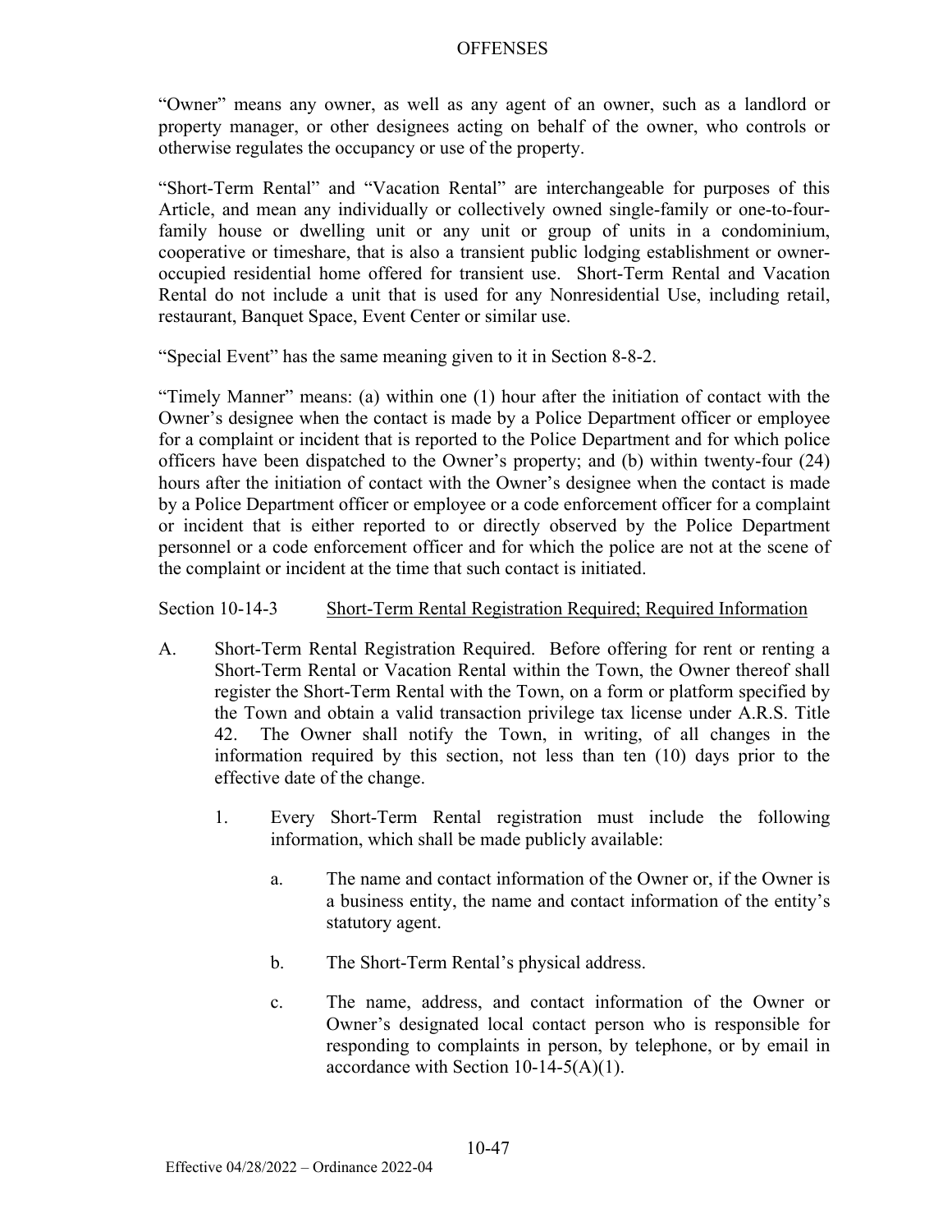"Owner" means any owner, as well as any agent of an owner, such as a landlord or property manager, or other designees acting on behalf of the owner, who controls or otherwise regulates the occupancy or use of the property.

"Short-Term Rental" and "Vacation Rental" are interchangeable for purposes of this Article, and mean any individually or collectively owned single-family or one-to-four-family house or dwelling unit or any unit or group of units in a condominium, cooperative or timeshare, that is also a transient public lodging establishment or owner-occupied residential home offered for transient use. Short-Term Rental and Vacation Rental do not include a unit that is used for any Nonresidential Use, including retail, restaurant, Banquet Space, Event Center or similar use.

"Special Event" has the same meaning given to it in Section 8-8-2.

"Timely Manner" means: (a) within one (1) hour after the initiation of contact with the Owner's designee when the contact is made by a Police Department officer or employee for a complaint or incident that is reported to the Police Department and for which police officers have been dispatched to the Owner's property; and (b) within twenty-four (24) hours after the initiation of contact with the Owner's designee when the contact is made by a Police Department officer or employee or a code enforcement officer for a complaint or incident that is either reported to or directly observed by the Police Department personnel or a code enforcement officer and for which the police are not at the scene of the complaint or incident at the time that such contact is initiated.

## Section 10-14-3 Short-Term Rental Registration Required; Required Information

A. Short-Term Rental Registration Required. Before offering for rent or renting a Short-Term Rental or Vacation Rental within the Town, the Owner thereof shall register the Short-Term Rental with the Town, on a form or platform specified by the Town and obtain a valid transaction privilege tax license under A.R.S. Title 42. The Owner shall notify the Town, in writing, of all changes in the information required by this section, not less than ten (10) days prior to the effective date of the change.

   1. Every Short-Term Rental registration must include the following information, which shall be made publicly available:

      a. The name and contact information of the Owner or, if the Owner is a business entity, the name and contact information of the entity's statutory agent.

      b. The Short-Term Rental's physical address.

      c. The name, address, and contact information of the Owner or Owner's designated local contact person who is responsible for responding to complaints in person, by telephone, or by email in accordance with Section 10-14-5(A)(1).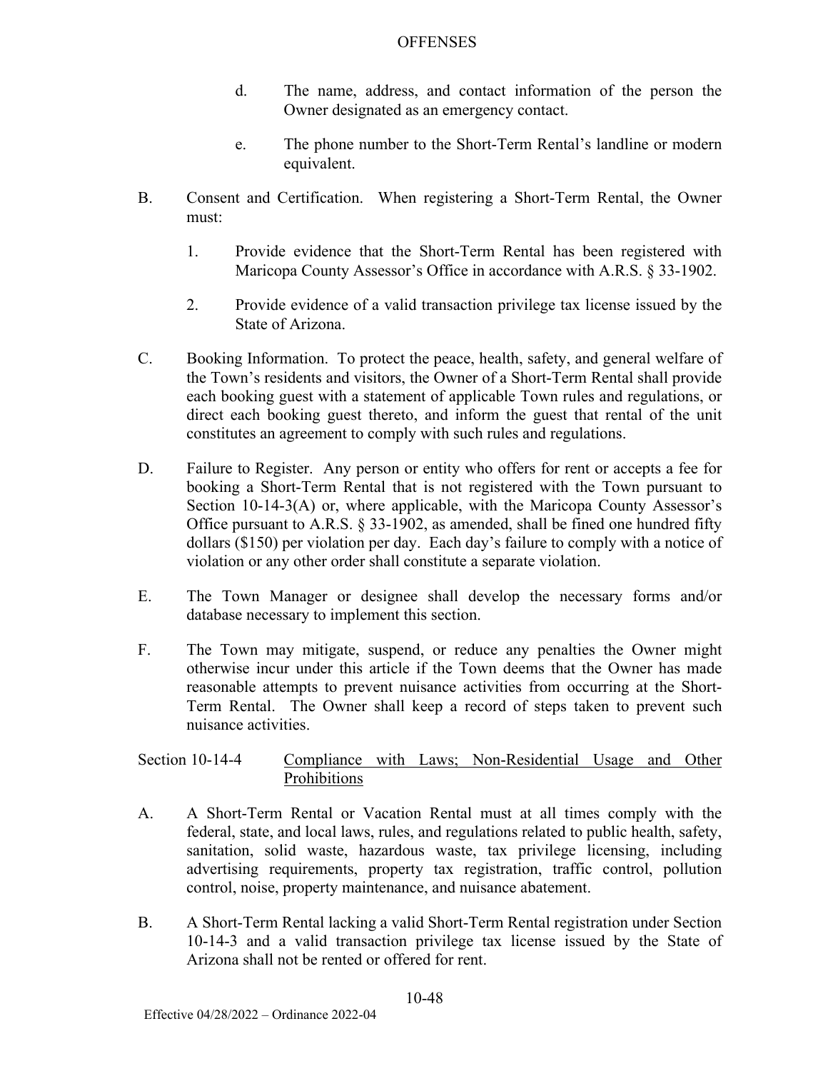d. The name, address, and contact information of the person the Owner designated as an emergency contact.

e. The phone number to the Short-Term Rental's landline or modern equivalent.

B. Consent and Certification. When registering a Short-Term Rental, the Owner must:

1. Provide evidence that the Short-Term Rental has been registered with Maricopa County Assessor's Office in accordance with A.R.S. § 33-1902.

2. Provide evidence of a valid transaction privilege tax license issued by the State of Arizona.

C. Booking Information. To protect the peace, health, safety, and general welfare of the Town's residents and visitors, the Owner of a Short-Term Rental shall provide each booking guest with a statement of applicable Town rules and regulations, or direct each booking guest thereto, and inform the guest that rental of the unit constitutes an agreement to comply with such rules and regulations.

D. Failure to Register. Any person or entity who offers for rent or accepts a fee for booking a Short-Term Rental that is not registered with the Town pursuant to Section 10-14-3(A) or, where applicable, with the Maricopa County Assessor's Office pursuant to A.R.S. § 33-1902, as amended, shall be fined one hundred fifty dollars ($150) per violation per day. Each day's failure to comply with a notice of violation or any other order shall constitute a separate violation.

E. The Town Manager or designee shall develop the necessary forms and/or database necessary to implement this section.

F. The Town may mitigate, suspend, or reduce any penalties the Owner might otherwise incur under this article if the Town deems that the Owner has made reasonable attempts to prevent nuisance activities from occurring at the Short-Term Rental. The Owner shall keep a record of steps taken to prevent such nuisance activities.

### Section 10-14-4 Compliance with Laws; Non-Residential Usage and Other Prohibitions

A. A Short-Term Rental or Vacation Rental must at all times comply with the federal, state, and local laws, rules, and regulations related to public health, safety, sanitation, solid waste, hazardous waste, tax privilege licensing, including advertising requirements, property tax registration, traffic control, pollution control, noise, property maintenance, and nuisance abatement.

B. A Short-Term Rental lacking a valid Short-Term Rental registration under Section 10-14-3 and a valid transaction privilege tax license issued by the State of Arizona shall not be rented or offered for rent.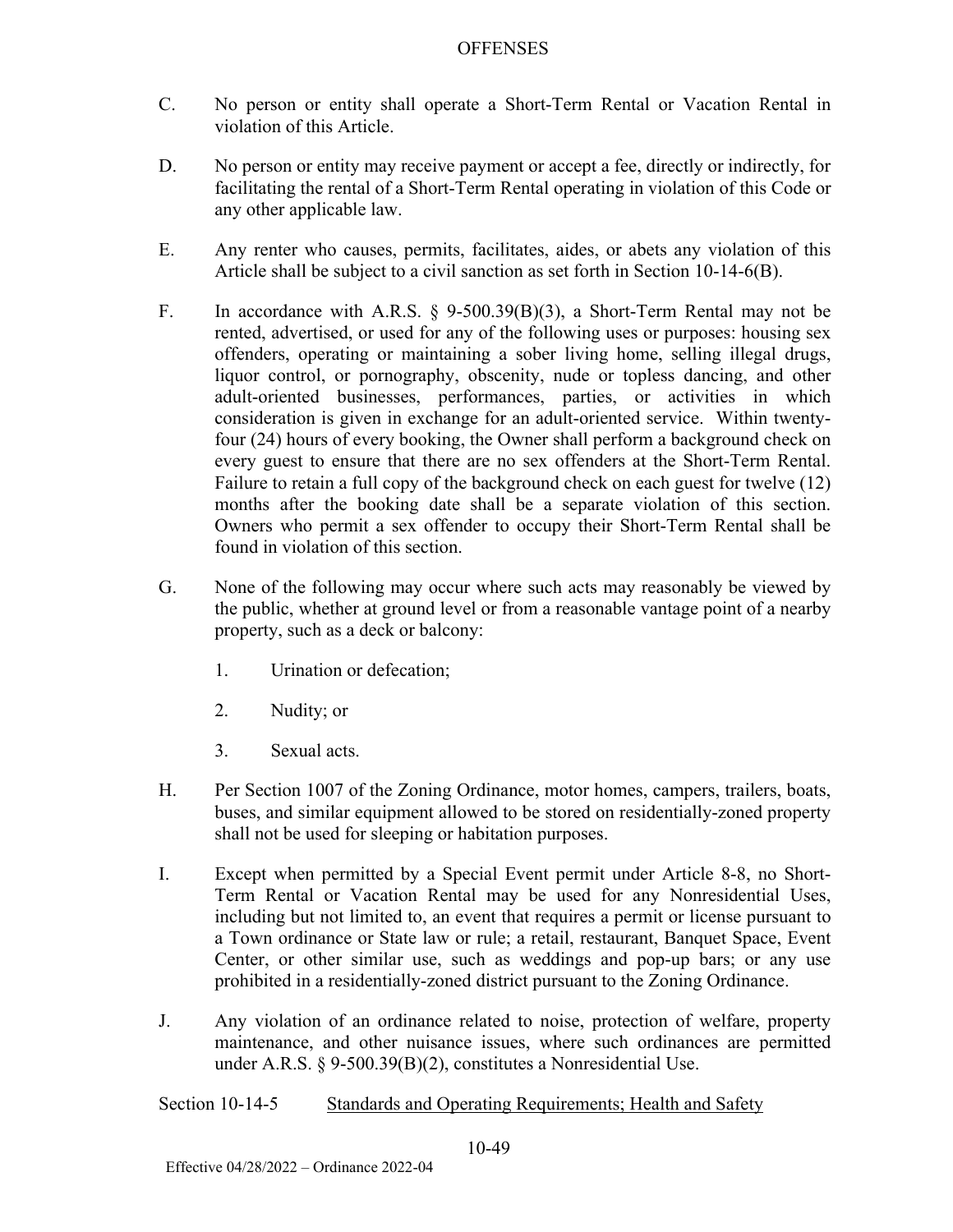C. No person or entity shall operate a Short-Term Rental or Vacation Rental in violation of this Article.

D. No person or entity may receive payment or accept a fee, directly or indirectly, for facilitating the rental of a Short-Term Rental operating in violation of this Code or any other applicable law.

E. Any renter who causes, permits, facilitates, aides, or abets any violation of this Article shall be subject to a civil sanction as set forth in Section 10-14-6(B).

F. In accordance with A.R.S. § 9-500.39(B)(3), a Short-Term Rental may not be rented, advertised, or used for any of the following uses or purposes: housing sex offenders, operating or maintaining a sober living home, selling illegal drugs, liquor control, or pornography, obscenity, nude or topless dancing, and other adult-oriented businesses, performances, parties, or activities in which consideration is given in exchange for an adult-oriented service. Within twenty-four (24) hours of every booking, the Owner shall perform a background check on every guest to ensure that there are no sex offenders at the Short-Term Rental. Failure to retain a full copy of the background check on each guest for twelve (12) months after the booking date shall be a separate violation of this section. Owners who permit a sex offender to occupy their Short-Term Rental shall be found in violation of this section.

G. None of the following may occur where such acts may reasonably be viewed by the public, whether at ground level or from a reasonable vantage point of a nearby property, such as a deck or balcony:

   1. Urination or defecation;

   2. Nudity; or

   3. Sexual acts.

H. Per Section 1007 of the Zoning Ordinance, motor homes, campers, trailers, boats, buses, and similar equipment allowed to be stored on residentially-zoned property shall not be used for sleeping or habitation purposes.

I. Except when permitted by a Special Event permit under Article 8-8, no Short-Term Rental or Vacation Rental may be used for any Nonresidential Uses, including but not limited to, an event that requires a permit or license pursuant to a Town ordinance or State law or rule; a retail, restaurant, Banquet Space, Event Center, or other similar use, such as weddings and pop-up bars; or any use prohibited in a residentially-zoned district pursuant to the Zoning Ordinance.

J. Any violation of an ordinance related to noise, protection of welfare, property maintenance, and other nuisance issues, where such ordinances are permitted under A.R.S. § 9-500.39(B)(2), constitutes a Nonresidential Use.

Section 10-14-5 Standards and Operating Requirements; Health and Safety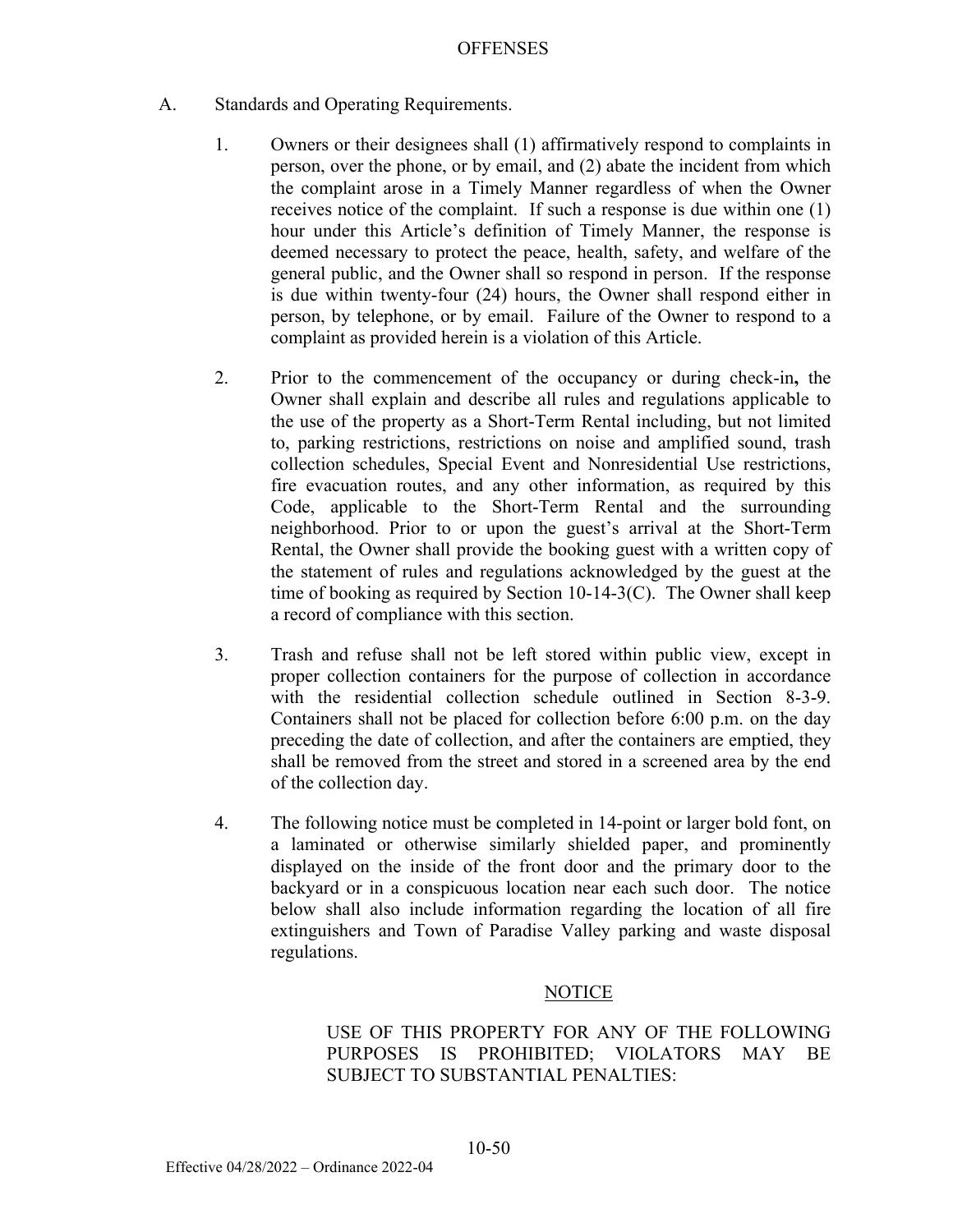A. Standards and Operating Requirements.

1. Owners or their designees shall (1) affirmatively respond to complaints in person, over the phone, or by email, and (2) abate the incident from which the complaint arose in a Timely Manner regardless of when the Owner receives notice of the complaint. If such a response is due within one (1) hour under this Article's definition of Timely Manner, the response is deemed necessary to protect the peace, health, safety, and welfare of the general public, and the Owner shall so respond in person. If the response is due within twenty-four (24) hours, the Owner shall respond either in person, by telephone, or by email. Failure of the Owner to respond to a complaint as provided herein is a violation of this Article.

2. Prior to the commencement of the occupancy or during check-in**,** the Owner shall explain and describe all rules and regulations applicable to the use of the property as a Short-Term Rental including, but not limited to, parking restrictions, restrictions on noise and amplified sound, trash collection schedules, Special Event and Nonresidential Use restrictions, fire evacuation routes, and any other information, as required by this Code, applicable to the Short-Term Rental and the surrounding neighborhood. Prior to or upon the guest's arrival at the Short-Term Rental, the Owner shall provide the booking guest with a written copy of the statement of rules and regulations acknowledged by the guest at the time of booking as required by Section 10-14-3(C). The Owner shall keep a record of compliance with this section.

3. Trash and refuse shall not be left stored within public view, except in proper collection containers for the purpose of collection in accordance with the residential collection schedule outlined in Section 8-3-9. Containers shall not be placed for collection before 6:00 p.m. on the day preceding the date of collection, and after the containers are emptied, they shall be removed from the street and stored in a screened area by the end of the collection day.

4. The following notice must be completed in 14-point or larger bold font, on a laminated or otherwise similarly shielded paper, and prominently displayed on the inside of the front door and the primary door to the backyard or in a conspicuous location near each such door. The notice below shall also include information regarding the location of all fire extinguishers and Town of Paradise Valley parking and waste disposal regulations.

<u>NOTICE</u>

USE OF THIS PROPERTY FOR ANY OF THE FOLLOWING PURPOSES IS PROHIBITED; VIOLATORS MAY BE SUBJECT TO SUBSTANTIAL PENALTIES: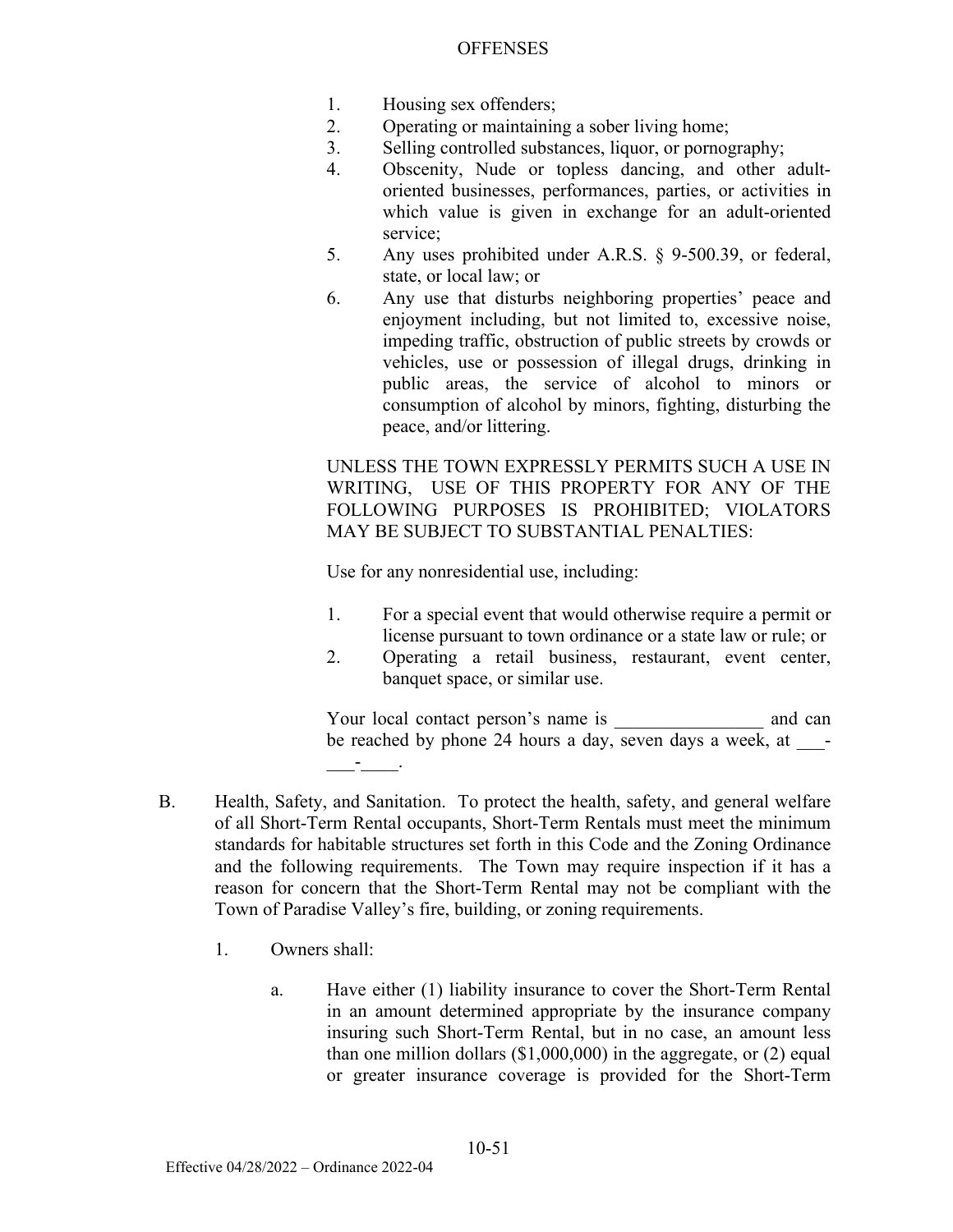1. Housing sex offenders;
2. Operating or maintaining a sober living home;
3. Selling controlled substances, liquor, or pornography;
4. Obscenity, Nude or topless dancing, and other adult-oriented businesses, performances, parties, or activities in which value is given in exchange for an adult-oriented service;
5. Any uses prohibited under A.R.S. § 9-500.39, or federal, state, or local law; or
6. Any use that disturbs neighboring properties' peace and enjoyment including, but not limited to, excessive noise, impeding traffic, obstruction of public streets by crowds or vehicles, use or possession of illegal drugs, drinking in public areas, the service of alcohol to minors or consumption of alcohol by minors, fighting, disturbing the peace, and/or littering.

UNLESS THE TOWN EXPRESSLY PERMITS SUCH A USE IN WRITING, USE OF THIS PROPERTY FOR ANY OF THE FOLLOWING PURPOSES IS PROHIBITED; VIOLATORS MAY BE SUBJECT TO SUBSTANTIAL PENALTIES:

Use for any nonresidential use, including:

1. For a special event that would otherwise require a permit or license pursuant to town ordinance or a state law or rule; or
2. Operating a retail business, restaurant, event center, banquet space, or similar use.

Your local contact person's name is ________________ and can be reached by phone 24 hours a day, seven days a week, at ___-___-____.

B. Health, Safety, and Sanitation. To protect the health, safety, and general welfare of all Short-Term Rental occupants, Short-Term Rentals must meet the minimum standards for habitable structures set forth in this Code and the Zoning Ordinance and the following requirements. The Town may require inspection if it has a reason for concern that the Short-Term Rental may not be compliant with the Town of Paradise Valley's fire, building, or zoning requirements.

   1. Owners shall:

      a. Have either (1) liability insurance to cover the Short-Term Rental in an amount determined appropriate by the insurance company insuring such Short-Term Rental, but in no case, an amount less than one million dollars ($1,000,000) in the aggregate, or (2) equal or greater insurance coverage is provided for the Short-Term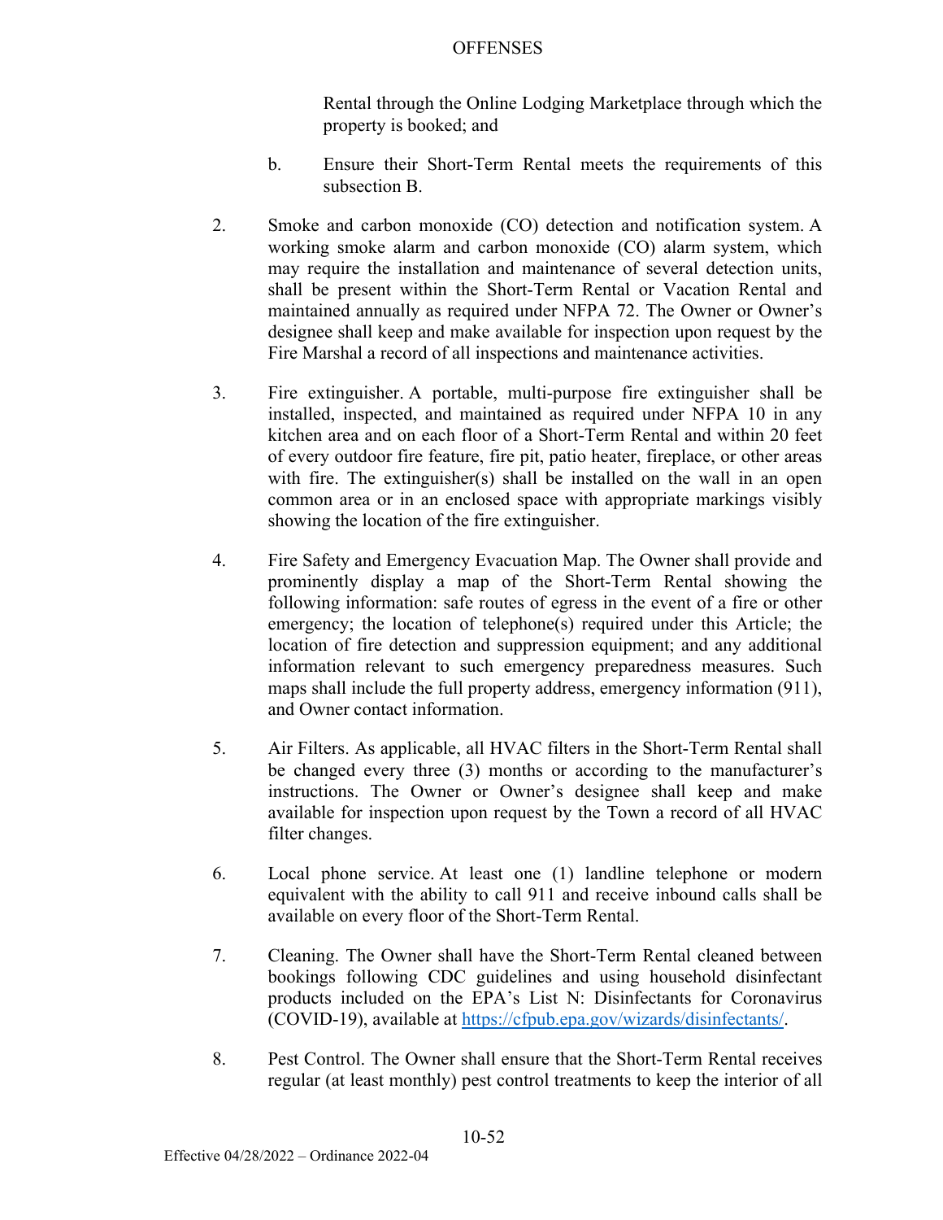Rental through the Online Lodging Marketplace through which the property is booked; and

b. Ensure their Short-Term Rental meets the requirements of this subsection B.

2. Smoke and carbon monoxide (CO) detection and notification system. A working smoke alarm and carbon monoxide (CO) alarm system, which may require the installation and maintenance of several detection units, shall be present within the Short-Term Rental or Vacation Rental and maintained annually as required under NFPA 72. The Owner or Owner's designee shall keep and make available for inspection upon request by the Fire Marshal a record of all inspections and maintenance activities.

3. Fire extinguisher. A portable, multi-purpose fire extinguisher shall be installed, inspected, and maintained as required under NFPA 10 in any kitchen area and on each floor of a Short-Term Rental and within 20 feet of every outdoor fire feature, fire pit, patio heater, fireplace, or other areas with fire. The extinguisher(s) shall be installed on the wall in an open common area or in an enclosed space with appropriate markings visibly showing the location of the fire extinguisher.

4. Fire Safety and Emergency Evacuation Map. The Owner shall provide and prominently display a map of the Short-Term Rental showing the following information: safe routes of egress in the event of a fire or other emergency; the location of telephone(s) required under this Article; the location of fire detection and suppression equipment; and any additional information relevant to such emergency preparedness measures. Such maps shall include the full property address, emergency information (911), and Owner contact information.

5. Air Filters. As applicable, all HVAC filters in the Short-Term Rental shall be changed every three (3) months or according to the manufacturer's instructions. The Owner or Owner's designee shall keep and make available for inspection upon request by the Town a record of all HVAC filter changes.

6. Local phone service. At least one (1) landline telephone or modern equivalent with the ability to call 911 and receive inbound calls shall be available on every floor of the Short-Term Rental.

7. Cleaning. The Owner shall have the Short-Term Rental cleaned between bookings following CDC guidelines and using household disinfectant products included on the EPA's List N: Disinfectants for Coronavirus (COVID-19), available at [https://cfpub.epa.gov/wizards/disinfectants/](https://cfpub.epa.gov/wizards/disinfectants/).

8. Pest Control. The Owner shall ensure that the Short-Term Rental receives regular (at least monthly) pest control treatments to keep the interior of all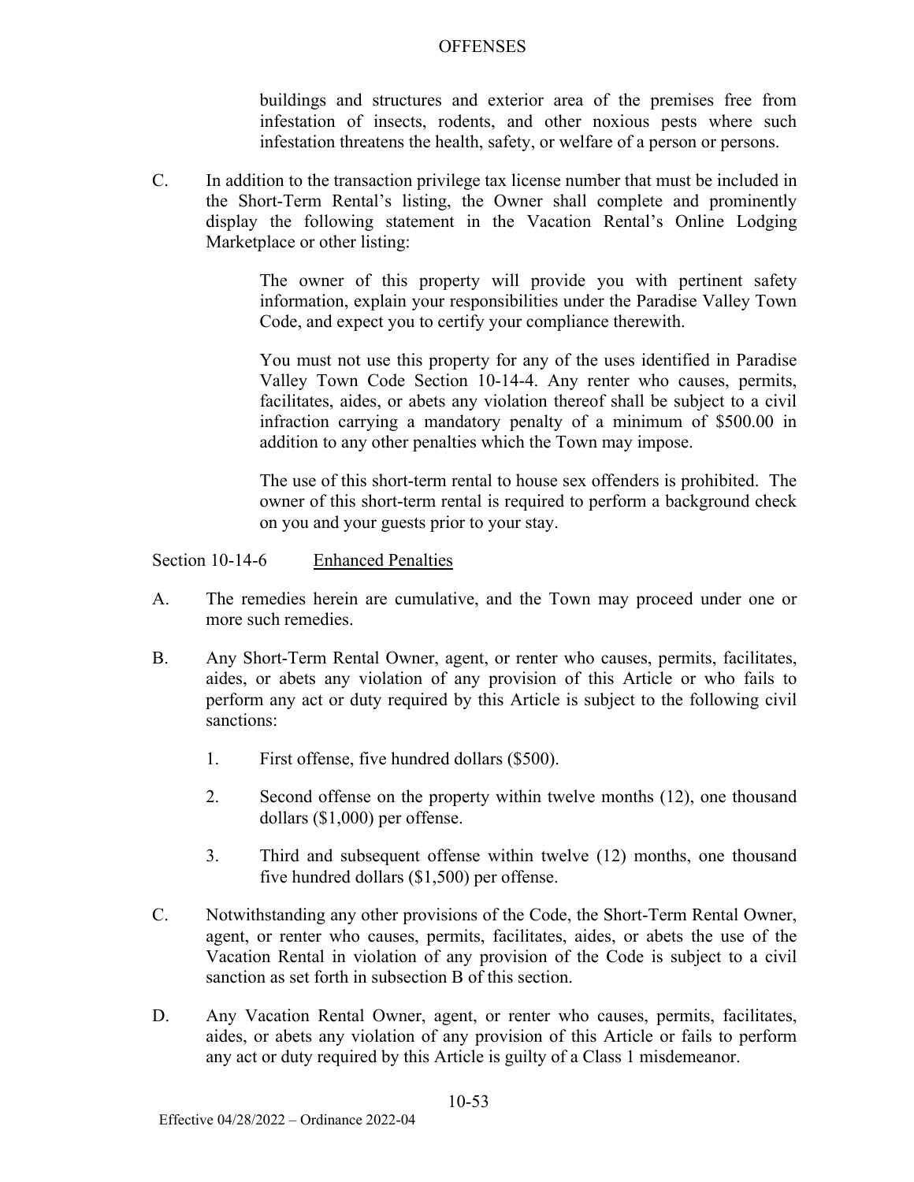buildings and structures and exterior area of the premises free from infestation of insects, rodents, and other noxious pests where such infestation threatens the health, safety, or welfare of a person or persons.

C. In addition to the transaction privilege tax license number that must be included in the Short-Term Rental's listing, the Owner shall complete and prominently display the following statement in the Vacation Rental's Online Lodging Marketplace or other listing:

> The owner of this property will provide you with pertinent safety information, explain your responsibilities under the Paradise Valley Town Code, and expect you to certify your compliance therewith.
>
> You must not use this property for any of the uses identified in Paradise Valley Town Code Section 10-14-4. Any renter who causes, permits, facilitates, aides, or abets any violation thereof shall be subject to a civil infraction carrying a mandatory penalty of a minimum of $500.00 in addition to any other penalties which the Town may impose.
>
> The use of this short-term rental to house sex offenders is prohibited. The owner of this short-term rental is required to perform a background check on you and your guests prior to your stay.

## Section 10-14-6 Enhanced Penalties

A. The remedies herein are cumulative, and the Town may proceed under one or more such remedies.

B. Any Short-Term Rental Owner, agent, or renter who causes, permits, facilitates, aides, or abets any violation of any provision of this Article or who fails to perform any act or duty required by this Article is subject to the following civil sanctions:

1. First offense, five hundred dollars ($500).
2. Second offense on the property within twelve months (12), one thousand dollars ($1,000) per offense.
3. Third and subsequent offense within twelve (12) months, one thousand five hundred dollars ($1,500) per offense.

C. Notwithstanding any other provisions of the Code, the Short-Term Rental Owner, agent, or renter who causes, permits, facilitates, aides, or abets the use of the Vacation Rental in violation of any provision of the Code is subject to a civil sanction as set forth in subsection B of this section.

D. Any Vacation Rental Owner, agent, or renter who causes, permits, facilitates, aides, or abets any violation of any provision of this Article or fails to perform any act or duty required by this Article is guilty of a Class 1 misdemeanor.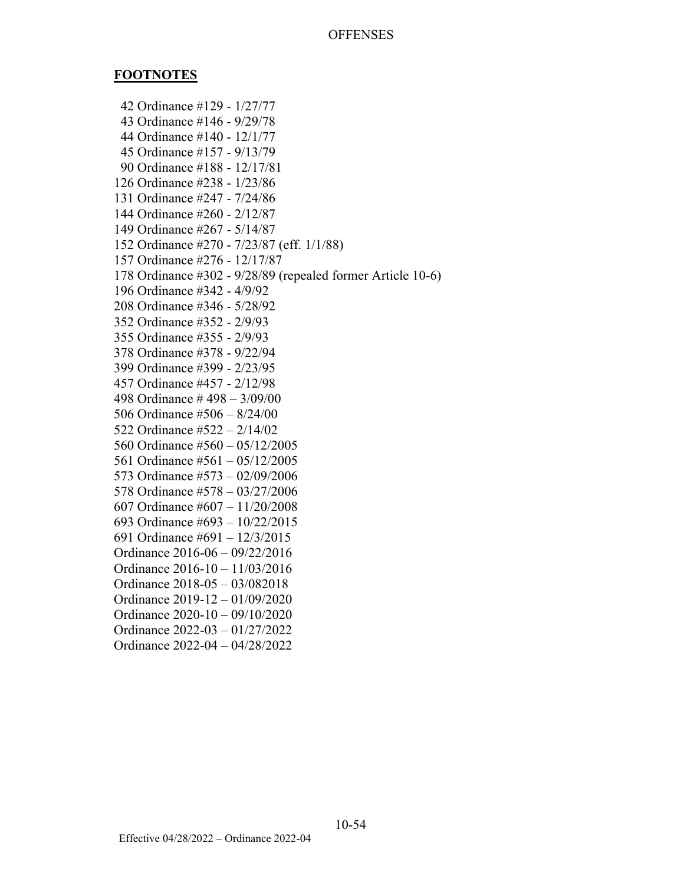**FOOTNOTES**

42 Ordinance #129 - 1/27/77
43 Ordinance #146 - 9/29/78
44 Ordinance #140 - 12/1/77
45 Ordinance #157 - 9/13/79
90 Ordinance #188 - 12/17/81
126 Ordinance #238 - 1/23/86
131 Ordinance #247 - 7/24/86
144 Ordinance #260 - 2/12/87
149 Ordinance #267 - 5/14/87
152 Ordinance #270 - 7/23/87 (eff. 1/1/88)
157 Ordinance #276 - 12/17/87
178 Ordinance #302 - 9/28/89 (repealed former Article 10-6)
196 Ordinance #342 - 4/9/92
208 Ordinance #346 - 5/28/92
352 Ordinance #352 - 2/9/93
355 Ordinance #355 - 2/9/93
378 Ordinance #378 - 9/22/94
399 Ordinance #399 - 2/23/95
457 Ordinance #457 - 2/12/98
498 Ordinance # 498 – 3/09/00
506 Ordinance #506 – 8/24/00
522 Ordinance #522 – 2/14/02
560 Ordinance #560 – 05/12/2005
561 Ordinance #561 – 05/12/2005
573 Ordinance #573 – 02/09/2006
578 Ordinance #578 – 03/27/2006
607 Ordinance #607 – 11/20/2008
693 Ordinance #693 – 10/22/2015
691 Ordinance #691 – 12/3/2015
Ordinance 2016-06 – 09/22/2016
Ordinance 2016-10 – 11/03/2016
Ordinance 2018-05 – 03/082018
Ordinance 2019-12 – 01/09/2020
Ordinance 2020-10 – 09/10/2020
Ordinance 2022-03 – 01/27/2022
Ordinance 2022-04 – 04/28/2022